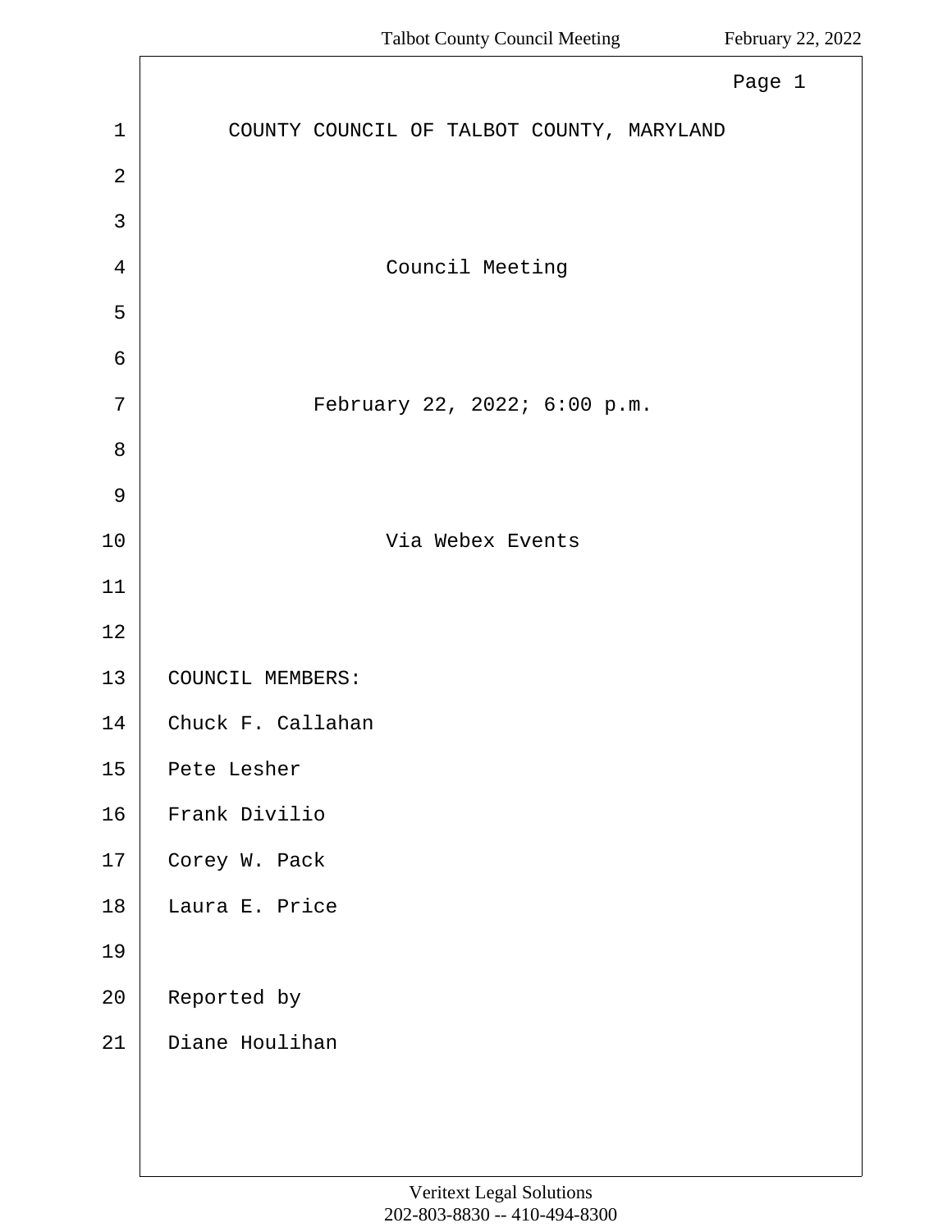# COUNTY COUNCIL OF TALBOT COUNTY, MARYLAND

## Council Meeting

February 22, 2022; 6:00 p.m.

Via Webex Events

COUNCIL MEMBERS:

Chuck F. Callahan

Pete Lesher

Frank Divilio

Corey W. Pack

Laura E. Price

Reported by

Diane Houlihan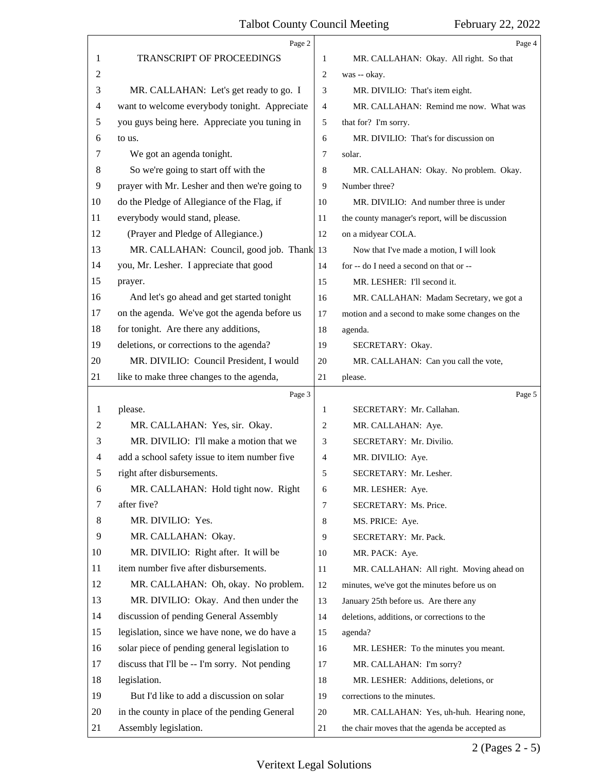TRANSCRIPT OF PROCEEDINGS

MR. CALLAHAN: Let's get ready to go. I want to welcome everybody tonight. Appreciate you guys being here. Appreciate you tuning in to us.

We got an agenda tonight.

So we're going to start off with the prayer with Mr. Lesher and then we're going to do the Pledge of Allegiance of the Flag, if everybody would stand, please.

(Prayer and Pledge of Allegiance.)

MR. CALLAHAN: Council, good job. Thank you, Mr. Lesher. I appreciate that good prayer.

And let's go ahead and get started tonight on the agenda. We've got the agenda before us for tonight. Are there any additions, deletions, or corrections to the agenda?

MR. DIVILIO: Council President, I would like to make three changes to the agenda, please.

MR. CALLAHAN: Yes, sir. Okay.

MR. DIVILIO: I'll make a motion that we add a school safety issue to item number five right after disbursements.

MR. CALLAHAN: Hold tight now. Right after five?

MR. DIVILIO: Yes.

MR. CALLAHAN: Okay.

MR. DIVILIO: Right after. It will be item number five after disbursements.

MR. CALLAHAN: Oh, okay. No problem.

MR. DIVILIO: Okay. And then under the discussion of pending General Assembly legislation, since we have none, we do have a solar piece of pending general legislation to discuss that I'll be -- I'm sorry. Not pending legislation.

But I'd like to add a discussion on solar in the county in place of the pending General Assembly legislation.

MR. CALLAHAN: Okay. All right. So that was -- okay.

MR. DIVILIO: That's item eight.

MR. CALLAHAN: Remind me now. What was that for? I'm sorry.

MR. DIVILIO: That's for discussion on solar.

MR. CALLAHAN: Okay. No problem. Okay. Number three?

MR. DIVILIO: And number three is under the county manager's report, will be discussion on a midyear COLA.

Now that I've made a motion, I will look for -- do I need a second on that or --

MR. LESHER: I'll second it.

MR. CALLAHAN: Madam Secretary, we got a motion and a second to make some changes on the agenda.

SECRETARY: Okay.

MR. CALLAHAN: Can you call the vote, please.

SECRETARY: Mr. Callahan.

MR. CALLAHAN: Aye.

SECRETARY: Mr. Divilio.

MR. DIVILIO: Aye.

SECRETARY: Mr. Lesher.

MR. LESHER: Aye.

SECRETARY: Ms. Price.

MS. PRICE: Aye.

SECRETARY: Mr. Pack.

MR. PACK: Aye.

MR. CALLAHAN: All right. Moving ahead on minutes, we've got the minutes before us on January 25th before us. Are there any deletions, additions, or corrections to the agenda?

MR. LESHER: To the minutes you meant.

MR. CALLAHAN: I'm sorry?

MR. LESHER: Additions, deletions, or corrections to the minutes.

MR. CALLAHAN: Yes, uh-huh. Hearing none, the chair moves that the agenda be accepted as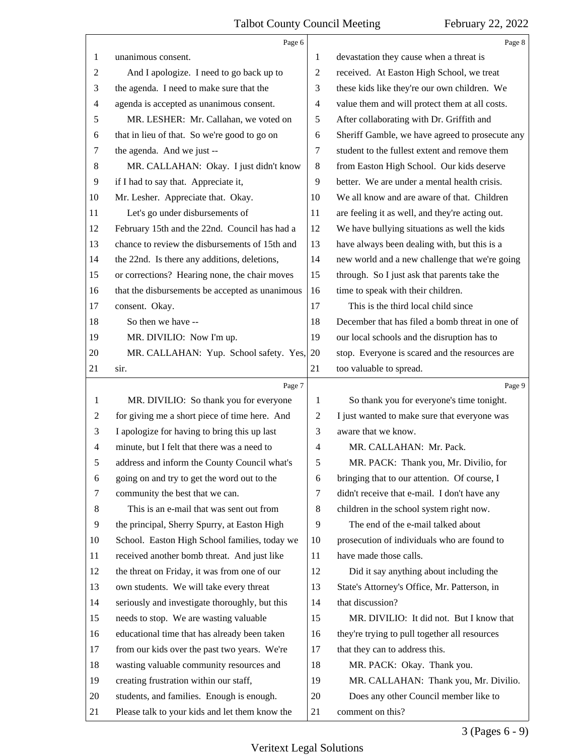**Page 6**

1 unanimous consent.
2 And I apologize. I need to go back up to
3 the agenda. I need to make sure that the
4 agenda is accepted as unanimous consent.
5 MR. LESHER: Mr. Callahan, we voted on
6 that in lieu of that. So we're good to go on
7 the agenda. And we just --
8 MR. CALLAHAN: Okay. I just didn't know
9 if I had to say that. Appreciate it,
10 Mr. Lesher. Appreciate that. Okay.
11 Let's go under disbursements of
12 February 15th and the 22nd. Council has had a
13 chance to review the disbursements of 15th and
14 the 22nd. Is there any additions, deletions,
15 or corrections? Hearing none, the chair moves
16 that the disbursements be accepted as unanimous
17 consent. Okay.
18 So then we have --
19 MR. DIVILIO: Now I'm up.
20 MR. CALLAHAN: Yup. School safety. Yes,
21 sir.

**Page 7**

1 MR. DIVILIO: So thank you for everyone
2 for giving me a short piece of time here. And
3 I apologize for having to bring this up last
4 minute, but I felt that there was a need to
5 address and inform the County Council what's
6 going on and try to get the word out to the
7 community the best that we can.
8 This is an e-mail that was sent out from
9 the principal, Sherry Spurry, at Easton High
10 School. Easton High School families, today we
11 received another bomb threat. And just like
12 the threat on Friday, it was from one of our
13 own students. We will take every threat
14 seriously and investigate thoroughly, but this
15 needs to stop. We are wasting valuable
16 educational time that has already been taken
17 from our kids over the past two years. We're
18 wasting valuable community resources and
19 creating frustration within our staff,
20 students, and families. Enough is enough.
21 Please talk to your kids and let them know the

**Page 8**

1 devastation they cause when a threat is
2 received. At Easton High School, we treat
3 these kids like they're our own children. We
4 value them and will protect them at all costs.
5 After collaborating with Dr. Griffith and
6 Sheriff Gamble, we have agreed to prosecute any
7 student to the fullest extent and remove them
8 from Easton High School. Our kids deserve
9 better. We are under a mental health crisis.
10 We all know and are aware of that. Children
11 are feeling it as well, and they're acting out.
12 We have bullying situations as well the kids
13 have always been dealing with, but this is a
14 new world and a new challenge that we're going
15 through. So I just ask that parents take the
16 time to speak with their children.
17 This is the third local child since
18 December that has filed a bomb threat in one of
19 our local schools and the disruption has to
20 stop. Everyone is scared and the resources are
21 too valuable to spread.

**Page 9**

1 So thank you for everyone's time tonight.
2 I just wanted to make sure that everyone was
3 aware that we know.
4 MR. CALLAHAN: Mr. Pack.
5 MR. PACK: Thank you, Mr. Divilio, for
6 bringing that to our attention. Of course, I
7 didn't receive that e-mail. I don't have any
8 children in the school system right now.
9 The end of the e-mail talked about
10 prosecution of individuals who are found to
11 have made those calls.
12 Did it say anything about including the
13 State's Attorney's Office, Mr. Patterson, in
14 that discussion?
15 MR. DIVILIO: It did not. But I know that
16 they're trying to pull together all resources
17 that they can to address this.
18 MR. PACK: Okay. Thank you.
19 MR. CALLAHAN: Thank you, Mr. Divilio.
20 Does any other Council member like to
21 comment on this?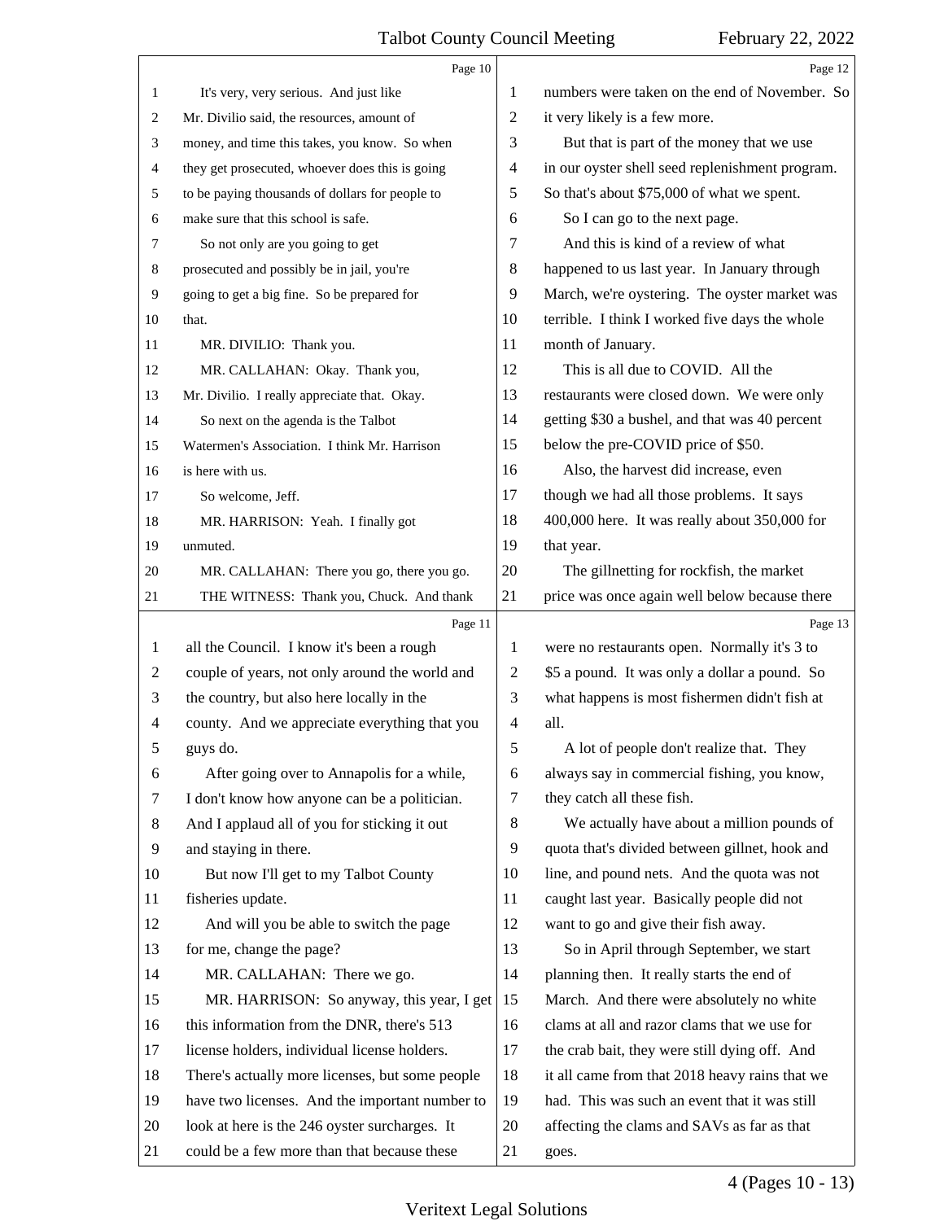Page 10

It's very, very serious. And just like Mr. Divilio said, the resources, amount of money, and time this takes, you know. So when they get prosecuted, whoever does this is going to be paying thousands of dollars for people to make sure that this school is safe.

So not only are you going to get prosecuted and possibly be in jail, you're going to get a big fine. So be prepared for that.

MR. DIVILIO: Thank you.

MR. CALLAHAN: Okay. Thank you, Mr. Divilio. I really appreciate that. Okay.

So next on the agenda is the Talbot Watermen's Association. I think Mr. Harrison is here with us.

So welcome, Jeff.

MR. HARRISON: Yeah. I finally got unmuted.

MR. CALLAHAN: There you go, there you go.

THE WITNESS: Thank you, Chuck. And thank

Page 11

all the Council. I know it's been a rough couple of years, not only around the world and the country, but also here locally in the county. And we appreciate everything that you guys do.

After going over to Annapolis for a while, I don't know how anyone can be a politician. And I applaud all of you for sticking it out and staying in there.

But now I'll get to my Talbot County fisheries update.

And will you be able to switch the page for me, change the page?

MR. CALLAHAN: There we go.

MR. HARRISON: So anyway, this year, I get this information from the DNR, there's 513 license holders, individual license holders. There's actually more licenses, but some people have two licenses. And the important number to look at here is the 246 oyster surcharges. It could be a few more than that because these

Page 12

numbers were taken on the end of November. So it very likely is a few more.

But that is part of the money that we use in our oyster shell seed replenishment program. So that's about $75,000 of what we spent.

So I can go to the next page.

And this is kind of a review of what happened to us last year. In January through March, we're oystering. The oyster market was terrible. I think I worked five days the whole month of January.

This is all due to COVID. All the restaurants were closed down. We were only getting $30 a bushel, and that was 40 percent below the pre-COVID price of $50.

Also, the harvest did increase, even though we had all those problems. It says 400,000 here. It was really about 350,000 for that year.

The gillnetting for rockfish, the market price was once again well below because there

Page 13

were no restaurants open. Normally it's 3 to $5 a pound. It was only a dollar a pound. So what happens is most fishermen didn't fish at all.

A lot of people don't realize that. They always say in commercial fishing, you know, they catch all these fish.

We actually have about a million pounds of quota that's divided between gillnet, hook and line, and pound nets. And the quota was not caught last year. Basically people did not want to go and give their fish away.

So in April through September, we start planning then. It really starts the end of March. And there were absolutely no white clams at all and razor clams that we use for the crab bait, they were still dying off. And it all came from that 2018 heavy rains that we had. This was such an event that it was still affecting the clams and SAVs as far as that goes.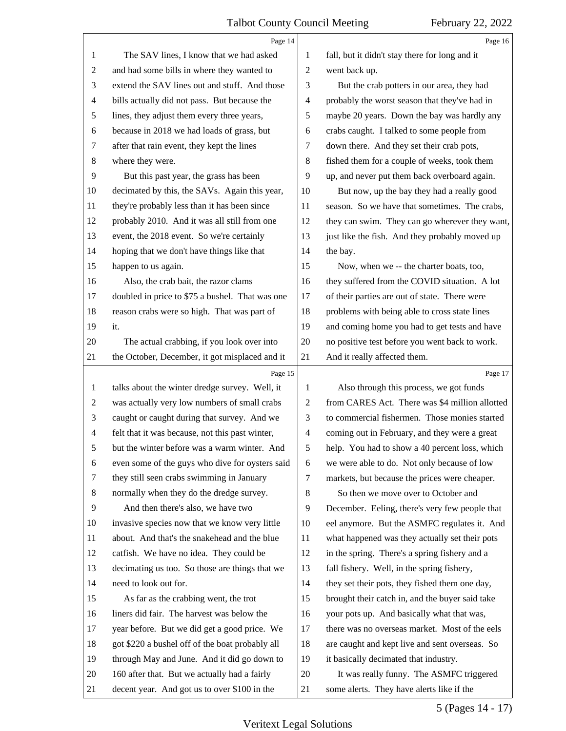Page 14

The SAV lines, I know that we had asked and had some bills in where they wanted to extend the SAV lines out and stuff. And those bills actually did not pass. But because the lines, they adjust them every three years, because in 2018 we had loads of grass, but after that rain event, they kept the lines where they were.

But this past year, the grass has been decimated by this, the SAVs. Again this year, they're probably less than it has been since probably 2010. And it was all still from one event, the 2018 event. So we're certainly hoping that we don't have things like that happen to us again.

Also, the crab bait, the razor clams doubled in price to $75 a bushel. That was one reason crabs were so high. That was part of it.

The actual crabbing, if you look over into the October, December, it got misplaced and it

Page 15

talks about the winter dredge survey. Well, it was actually very low numbers of small crabs caught or caught during that survey. And we felt that it was because, not this past winter, but the winter before was a warm winter. And even some of the guys who dive for oysters said they still seen crabs swimming in January normally when they do the dredge survey.

And then there's also, we have two invasive species now that we know very little about. And that's the snakehead and the blue catfish. We have no idea. They could be decimating us too. So those are things that we need to look out for.

As far as the crabbing went, the trot liners did fair. The harvest was below the year before. But we did get a good price. We got $220 a bushel off of the boat probably all through May and June. And it did go down to 160 after that. But we actually had a fairly decent year. And got us to over $100 in the

Page 16

fall, but it didn't stay there for long and it went back up.

But the crab potters in our area, they had probably the worst season that they've had in maybe 20 years. Down the bay was hardly any crabs caught. I talked to some people from down there. And they set their crab pots, fished them for a couple of weeks, took them up, and never put them back overboard again.

But now, up the bay they had a really good season. So we have that sometimes. The crabs, they can swim. They can go wherever they want, just like the fish. And they probably moved up the bay.

Now, when we -- the charter boats, too, they suffered from the COVID situation. A lot of their parties are out of state. There were problems with being able to cross state lines and coming home you had to get tests and have no positive test before you went back to work. And it really affected them.

Page 17

Also through this process, we got funds from CARES Act. There was $4 million allotted to commercial fishermen. Those monies started coming out in February, and they were a great help. You had to show a 40 percent loss, which we were able to do. Not only because of low markets, but because the prices were cheaper.

So then we move over to October and December. Eeling, there's very few people that eel anymore. But the ASMFC regulates it. And what happened was they actually set their pots in the spring. There's a spring fishery and a fall fishery. Well, in the spring fishery, they set their pots, they fished them one day, brought their catch in, and the buyer said take your pots up. And basically what that was, there was no overseas market. Most of the eels are caught and kept live and sent overseas. So it basically decimated that industry.

It was really funny. The ASMFC triggered some alerts. They have alerts like if the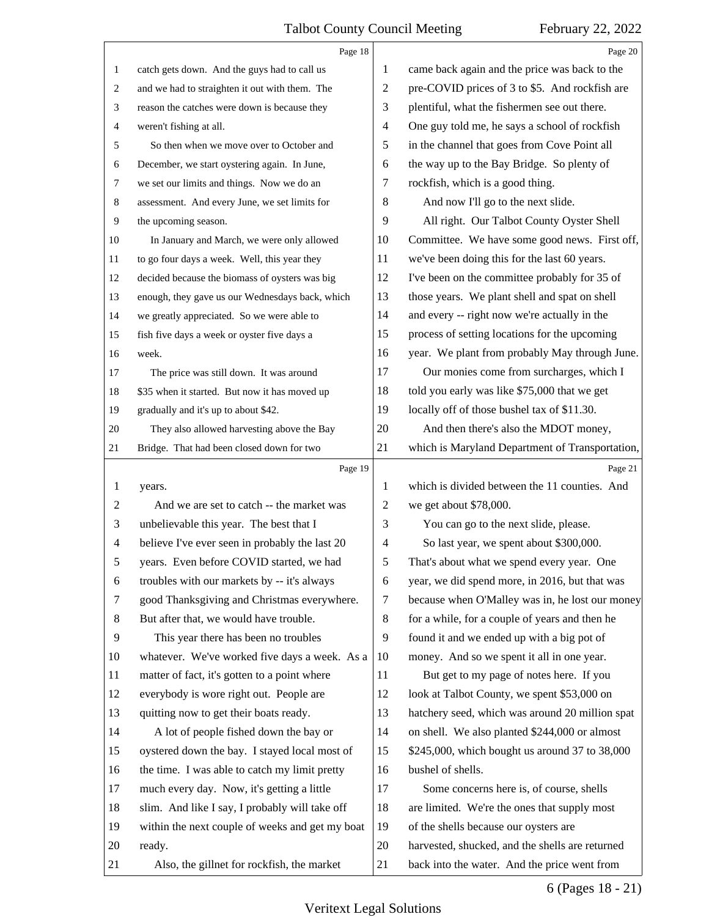Page 18

catch gets down. And the guys had to call us and we had to straighten it out with them. The reason the catches were down is because they weren't fishing at all.

So then when we move over to October and December, we start oystering again. In June, we set our limits and things. Now we do an assessment. And every June, we set limits for the upcoming season.

In January and March, we were only allowed to go four days a week. Well, this year they decided because the biomass of oysters was big enough, they gave us our Wednesdays back, which we greatly appreciated. So we were able to fish five days a week or oyster five days a week.

The price was still down. It was around $35 when it started. But now it has moved up gradually and it's up to about $42.

They also allowed harvesting above the Bay Bridge. That had been closed down for two

Page 19

years.

And we are set to catch -- the market was unbelievable this year. The best that I believe I've ever seen in probably the last 20 years. Even before COVID started, we had troubles with our markets by -- it's always good Thanksgiving and Christmas everywhere. But after that, we would have trouble.

This year there has been no troubles whatever. We've worked five days a week. As a matter of fact, it's gotten to a point where everybody is wore right out. People are quitting now to get their boats ready.

A lot of people fished down the bay or oystered down the bay. I stayed local most of the time. I was able to catch my limit pretty much every day. Now, it's getting a little slim. And like I say, I probably will take off within the next couple of weeks and get my boat ready.

Also, the gillnet for rockfish, the market

Page 20

came back again and the price was back to the pre-COVID prices of 3 to $5. And rockfish are plentiful, what the fishermen see out there. One guy told me, he says a school of rockfish in the channel that goes from Cove Point all the way up to the Bay Bridge. So plenty of rockfish, which is a good thing.

And now I'll go to the next slide.

All right. Our Talbot County Oyster Shell Committee. We have some good news. First off, we've been doing this for the last 60 years. I've been on the committee probably for 35 of those years. We plant shell and spat on shell and every -- right now we're actually in the process of setting locations for the upcoming year. We plant from probably May through June.

Our monies come from surcharges, which I told you early was like $75,000 that we get locally off of those bushel tax of $11.30.

And then there's also the MDOT money, which is Maryland Department of Transportation,

Page 21

which is divided between the 11 counties. And we get about $78,000.

You can go to the next slide, please.

So last year, we spent about $300,000. That's about what we spend every year. One year, we did spend more, in 2016, but that was because when O'Malley was in, he lost our money for a while, for a couple of years and then he found it and we ended up with a big pot of money. And so we spent it all in one year.

But get to my page of notes here. If you look at Talbot County, we spent $53,000 on hatchery seed, which was around 20 million spat on shell. We also planted $244,000 or almost $245,000, which bought us around 37 to 38,000 bushel of shells.

Some concerns here is, of course, shells are limited. We're the ones that supply most of the shells because our oysters are harvested, shucked, and the shells are returned back into the water. And the price went from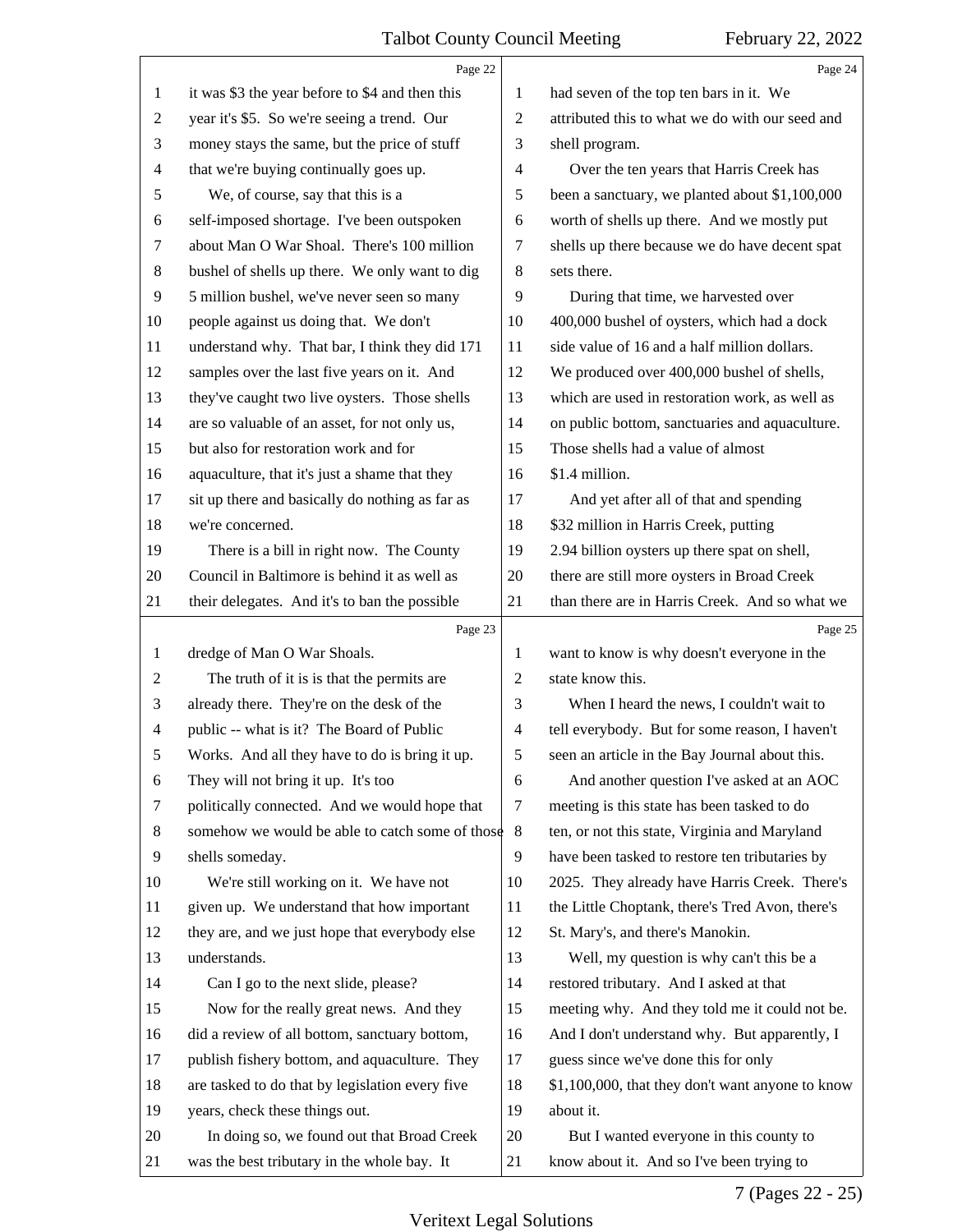Page 22

it was $3 the year before to $4 and then this year it's $5. So we're seeing a trend. Our money stays the same, but the price of stuff that we're buying continually goes up.

We, of course, say that this is a self-imposed shortage. I've been outspoken about Man O War Shoal. There's 100 million bushel of shells up there. We only want to dig 5 million bushel, we've never seen so many people against us doing that. We don't understand why. That bar, I think they did 171 samples over the last five years on it. And they've caught two live oysters. Those shells are so valuable of an asset, for not only us, but also for restoration work and for aquaculture, that it's just a shame that they sit up there and basically do nothing as far as we're concerned.

There is a bill in right now. The County Council in Baltimore is behind it as well as their delegates. And it's to ban the possible

Page 23

dredge of Man O War Shoals.

The truth of it is is that the permits are already there. They're on the desk of the public -- what is it? The Board of Public Works. And all they have to do is bring it up. They will not bring it up. It's too politically connected. And we would hope that somehow we would be able to catch some of those shells someday.

We're still working on it. We have not given up. We understand that how important they are, and we just hope that everybody else understands.

Can I go to the next slide, please?

Now for the really great news. And they did a review of all bottom, sanctuary bottom, publish fishery bottom, and aquaculture. They are tasked to do that by legislation every five years, check these things out.

In doing so, we found out that Broad Creek was the best tributary in the whole bay. It

Page 24

had seven of the top ten bars in it. We attributed this to what we do with our seed and shell program.

Over the ten years that Harris Creek has been a sanctuary, we planted about $1,100,000 worth of shells up there. And we mostly put shells up there because we do have decent spat sets there.

During that time, we harvested over 400,000 bushel of oysters, which had a dock side value of 16 and a half million dollars. We produced over 400,000 bushel of shells, which are used in restoration work, as well as on public bottom, sanctuaries and aquaculture. Those shells had a value of almost $1.4 million.

And yet after all of that and spending $32 million in Harris Creek, putting 2.94 billion oysters up there spat on shell, there are still more oysters in Broad Creek than there are in Harris Creek. And so what we

Page 25

want to know is why doesn't everyone in the state know this.

When I heard the news, I couldn't wait to tell everybody. But for some reason, I haven't seen an article in the Bay Journal about this.

And another question I've asked at an AOC meeting is this state has been tasked to do ten, or not this state, Virginia and Maryland have been tasked to restore ten tributaries by 2025. They already have Harris Creek. There's the Little Choptank, there's Tred Avon, there's St. Mary's, and there's Manokin.

Well, my question is why can't this be a restored tributary. And I asked at that meeting why. And they told me it could not be. And I don't understand why. But apparently, I guess since we've done this for only $1,100,000, that they don't want anyone to know about it.

But I wanted everyone in this county to know about it. And so I've been trying to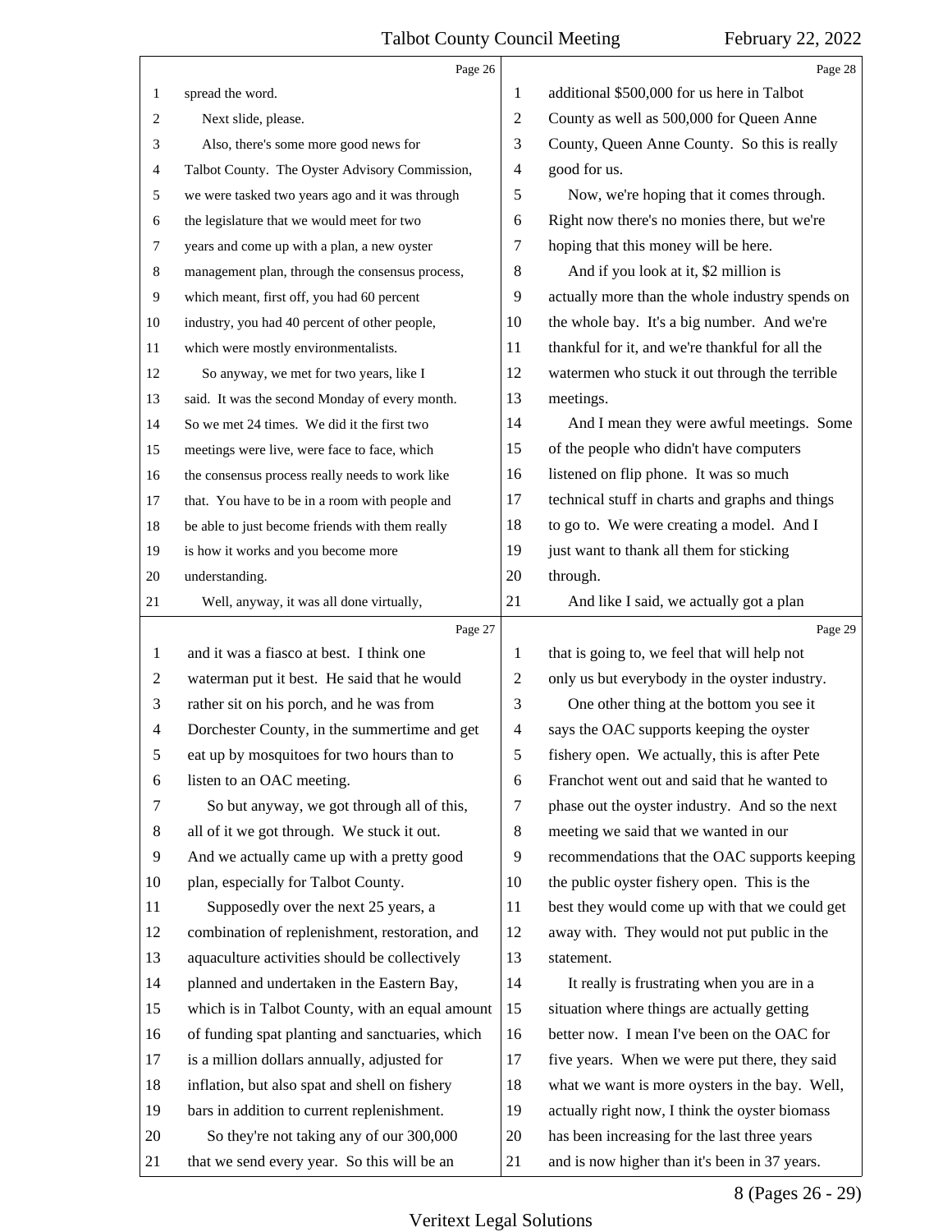spread the word.

Next slide, please.

Also, there's some more good news for Talbot County. The Oyster Advisory Commission, we were tasked two years ago and it was through the legislature that we would meet for two years and come up with a plan, a new oyster management plan, through the consensus process, which meant, first off, you had 60 percent industry, you had 40 percent of other people, which were mostly environmentalists.

So anyway, we met for two years, like I said. It was the second Monday of every month. So we met 24 times. We did it the first two meetings were live, were face to face, which the consensus process really needs to work like that. You have to be in a room with people and be able to just become friends with them really is how it works and you become more understanding.

Well, anyway, it was all done virtually, and it was a fiasco at best. I think one waterman put it best. He said that he would rather sit on his porch, and he was from Dorchester County, in the summertime and get eat up by mosquitoes for two hours than to listen to an OAC meeting.

So but anyway, we got through all of this, all of it we got through. We stuck it out. And we actually came up with a pretty good plan, especially for Talbot County.

Supposedly over the next 25 years, a combination of replenishment, restoration, and aquaculture activities should be collectively planned and undertaken in the Eastern Bay, which is in Talbot County, with an equal amount of funding spat planting and sanctuaries, which is a million dollars annually, adjusted for inflation, but also spat and shell on fishery bars in addition to current replenishment.

So they're not taking any of our 300,000 that we send every year. So this will be an additional $500,000 for us here in Talbot County as well as 500,000 for Queen Anne County, Queen Anne County. So this is really good for us.

Now, we're hoping that it comes through. Right now there's no monies there, but we're hoping that this money will be here.

And if you look at it, $2 million is actually more than the whole industry spends on the whole bay. It's a big number. And we're thankful for it, and we're thankful for all the watermen who stuck it out through the terrible meetings.

And I mean they were awful meetings. Some of the people who didn't have computers listened on flip phone. It was so much technical stuff in charts and graphs and things to go to. We were creating a model. And I just want to thank all them for sticking through.

And like I said, we actually got a plan that is going to, we feel that will help not only us but everybody in the oyster industry.

One other thing at the bottom you see it says the OAC supports keeping the oyster fishery open. We actually, this is after Pete Franchot went out and said that he wanted to phase out the oyster industry. And so the next meeting we said that we wanted in our recommendations that the OAC supports keeping the public oyster fishery open. This is the best they would come up with that we could get away with. They would not put public in the statement.

It really is frustrating when you are in a situation where things are actually getting better now. I mean I've been on the OAC for five years. When we were put there, they said what we want is more oysters in the bay. Well, actually right now, I think the oyster biomass has been increasing for the last three years and is now higher than it's been in 37 years.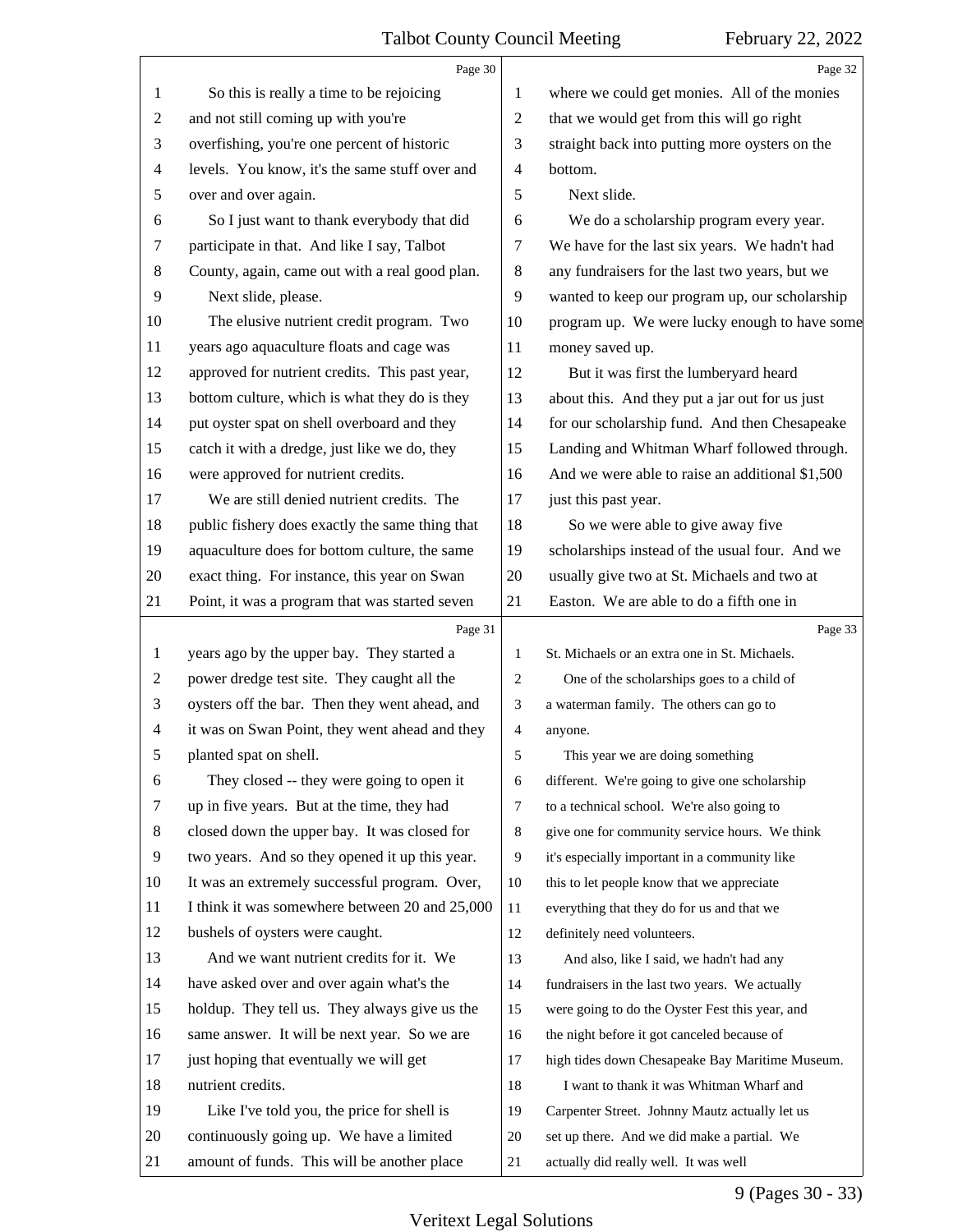So this is really a time to be rejoicing and not still coming up with you're overfishing, you're one percent of historic levels. You know, it's the same stuff over and over and over again.

So I just want to thank everybody that did participate in that. And like I say, Talbot County, again, came out with a real good plan.

Next slide, please.

The elusive nutrient credit program. Two years ago aquaculture floats and cage was approved for nutrient credits. This past year, bottom culture, which is what they do is they put oyster spat on shell overboard and they catch it with a dredge, just like we do, they were approved for nutrient credits.

We are still denied nutrient credits. The public fishery does exactly the same thing that aquaculture does for bottom culture, the same exact thing. For instance, this year on Swan Point, it was a program that was started seven years ago by the upper bay. They started a power dredge test site. They caught all the oysters off the bar. Then they went ahead, and it was on Swan Point, they went ahead and they planted spat on shell.

They closed -- they were going to open it up in five years. But at the time, they had closed down the upper bay. It was closed for two years. And so they opened it up this year. It was an extremely successful program. Over, I think it was somewhere between 20 and 25,000 bushels of oysters were caught.

And we want nutrient credits for it. We have asked over and over again what's the holdup. They tell us. They always give us the same answer. It will be next year. So we are just hoping that eventually we will get nutrient credits.

Like I've told you, the price for shell is continuously going up. We have a limited amount of funds. This will be another place where we could get monies. All of the monies that we would get from this will go right straight back into putting more oysters on the bottom.

Next slide.

We do a scholarship program every year. We have for the last six years. We hadn't had any fundraisers for the last two years, but we wanted to keep our program up, our scholarship program up. We were lucky enough to have some money saved up.

But it was first the lumberyard heard about this. And they put a jar out for us just for our scholarship fund. And then Chesapeake Landing and Whitman Wharf followed through. And we were able to raise an additional $1,500 just this past year.

So we were able to give away five scholarships instead of the usual four. And we usually give two at St. Michaels and two at Easton. We are able to do a fifth one in St. Michaels or an extra one in St. Michaels.

One of the scholarships goes to a child of a waterman family. The others can go to anyone.

This year we are doing something different. We're going to give one scholarship to a technical school. We're also going to give one for community service hours. We think it's especially important in a community like this to let people know that we appreciate everything that they do for us and that we definitely need volunteers.

And also, like I said, we hadn't had any fundraisers in the last two years. We actually were going to do the Oyster Fest this year, and the night before it got canceled because of high tides down Chesapeake Bay Maritime Museum.

I want to thank it was Whitman Wharf and Carpenter Street. Johnny Mautz actually let us set up there. And we did make a partial. We actually did really well. It was well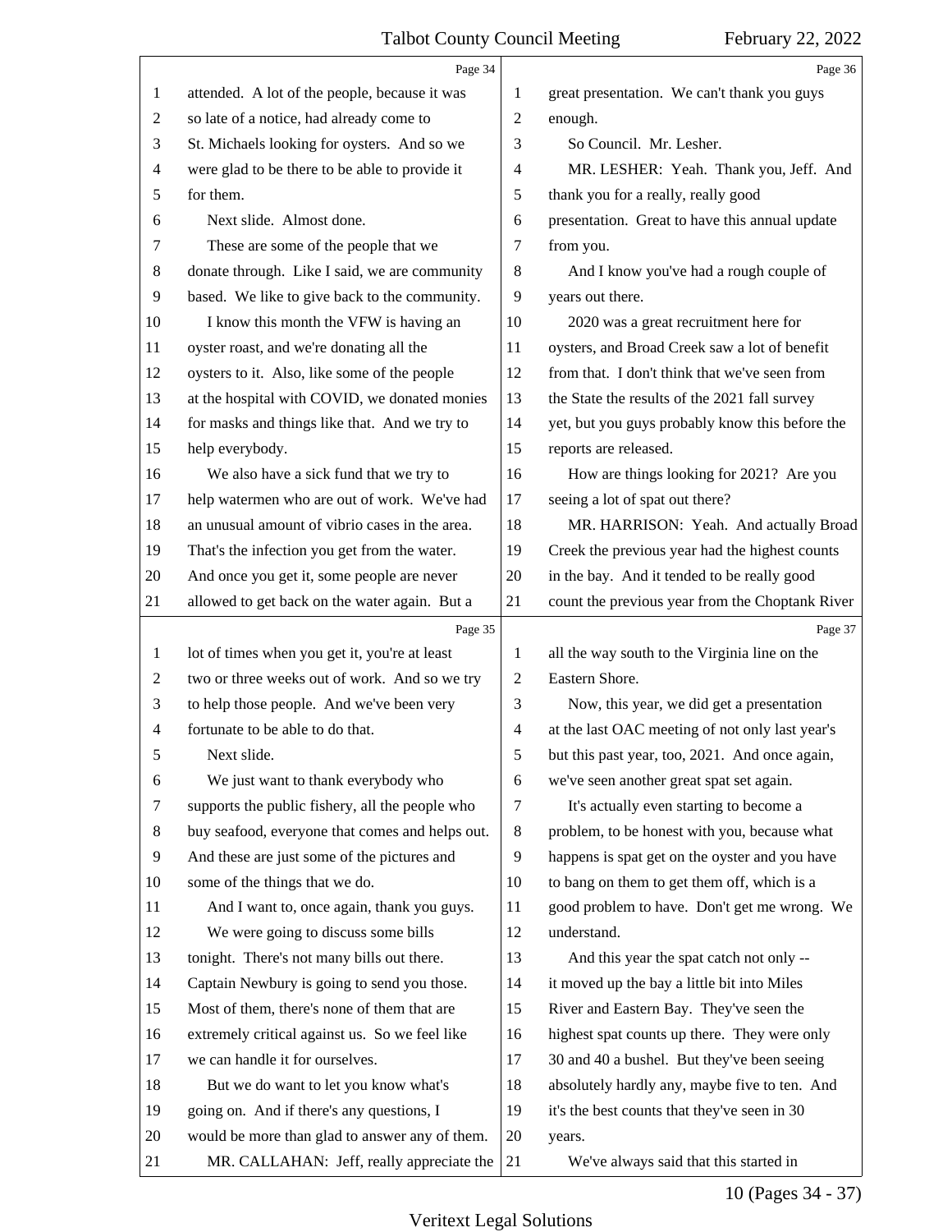attended. A lot of the people, because it was so late of a notice, had already come to St. Michaels looking for oysters. And so we were glad to be there to be able to provide it for them.

Next slide. Almost done.

These are some of the people that we donate through. Like I said, we are community based. We like to give back to the community.

I know this month the VFW is having an oyster roast, and we're donating all the oysters to it. Also, like some of the people at the hospital with COVID, we donated monies for masks and things like that. And we try to help everybody.

We also have a sick fund that we try to help watermen who are out of work. We've had an unusual amount of vibrio cases in the area. That's the infection you get from the water. And once you get it, some people are never allowed to get back on the water again. But a lot of times when you get it, you're at least two or three weeks out of work. And so we try to help those people. And we've been very fortunate to be able to do that.

Next slide.

We just want to thank everybody who supports the public fishery, all the people who buy seafood, everyone that comes and helps out. And these are just some of the pictures and some of the things that we do.

And I want to, once again, thank you guys.

We were going to discuss some bills tonight. There's not many bills out there. Captain Newbury is going to send you those. Most of them, there's none of them that are extremely critical against us. So we feel like we can handle it for ourselves.

But we do want to let you know what's going on. And if there's any questions, I would be more than glad to answer any of them.

MR. CALLAHAN: Jeff, really appreciate the great presentation. We can't thank you guys enough.

So Council. Mr. Lesher.

MR. LESHER: Yeah. Thank you, Jeff. And thank you for a really, really good presentation. Great to have this annual update from you.

And I know you've had a rough couple of years out there.

2020 was a great recruitment here for oysters, and Broad Creek saw a lot of benefit from that. I don't think that we've seen from the State the results of the 2021 fall survey yet, but you guys probably know this before the reports are released.

How are things looking for 2021? Are you seeing a lot of spat out there?

MR. HARRISON: Yeah. And actually Broad Creek the previous year had the highest counts in the bay. And it tended to be really good count the previous year from the Choptank River all the way south to the Virginia line on the Eastern Shore.

Now, this year, we did get a presentation at the last OAC meeting of not only last year's but this past year, too, 2021. And once again, we've seen another great spat set again.

It's actually even starting to become a problem, to be honest with you, because what happens is spat get on the oyster and you have to bang on them to get them off, which is a good problem to have. Don't get me wrong. We understand.

And this year the spat catch not only -- it moved up the bay a little bit into Miles River and Eastern Bay. They've seen the highest spat counts up there. They were only 30 and 40 a bushel. But they've been seeing absolutely hardly any, maybe five to ten. And it's the best counts that they've seen in 30 years.

We've always said that this started in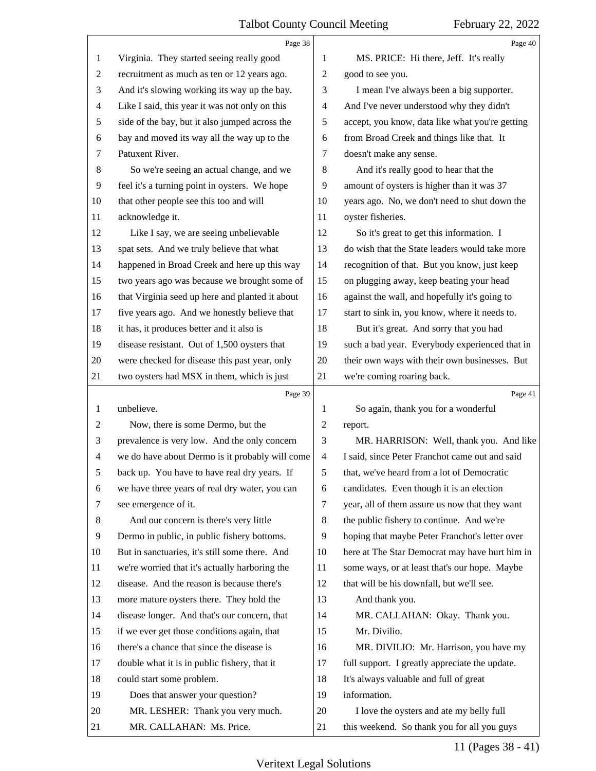Virginia. They started seeing really good recruitment as much as ten or 12 years ago. And it's slowing working its way up the bay. Like I said, this year it was not only on this side of the bay, but it also jumped across the bay and moved its way all the way up to the Patuxent River.

So we're seeing an actual change, and we feel it's a turning point in oysters. We hope that other people see this too and will acknowledge it.

Like I say, we are seeing unbelievable spat sets. And we truly believe that what happened in Broad Creek and here up this way two years ago was because we brought some of that Virginia seed up here and planted it about five years ago. And we honestly believe that it has, it produces better and it also is disease resistant. Out of 1,500 oysters that were checked for disease this past year, only two oysters had MSX in them, which is just unbelieve.

Now, there is some Dermo, but the prevalence is very low. And the only concern we do have about Dermo is it probably will come back up. You have to have real dry years. If we have three years of real dry water, you can see emergence of it.

And our concern is there's very little Dermo in public, in public fishery bottoms. But in sanctuaries, it's still some there. And we're worried that it's actually harboring the disease. And the reason is because there's more mature oysters there. They hold the disease longer. And that's our concern, that if we ever get those conditions again, that there's a chance that since the disease is double what it is in public fishery, that it could start some problem.

Does that answer your question?

MR. LESHER: Thank you very much.

MR. CALLAHAN: Ms. Price.

MS. PRICE: Hi there, Jeff. It's really good to see you.

I mean I've always been a big supporter. And I've never understood why they didn't accept, you know, data like what you're getting from Broad Creek and things like that. It doesn't make any sense.

And it's really good to hear that the amount of oysters is higher than it was 37 years ago. No, we don't need to shut down the oyster fisheries.

So it's great to get this information. I do wish that the State leaders would take more recognition of that. But you know, just keep on plugging away, keep beating your head against the wall, and hopefully it's going to start to sink in, you know, where it needs to.

But it's great. And sorry that you had such a bad year. Everybody experienced that in their own ways with their own businesses. But we're coming roaring back.

So again, thank you for a wonderful report.

MR. HARRISON: Well, thank you. And like I said, since Peter Franchot came out and said that, we've heard from a lot of Democratic candidates. Even though it is an election year, all of them assure us now that they want the public fishery to continue. And we're hoping that maybe Peter Franchot's letter over here at The Star Democrat may have hurt him in some ways, or at least that's our hope. Maybe that will be his downfall, but we'll see.

And thank you.

MR. CALLAHAN: Okay. Thank you.

Mr. Divilio.

MR. DIVILIO: Mr. Harrison, you have my full support. I greatly appreciate the update. It's always valuable and full of great information.

I love the oysters and ate my belly full this weekend. So thank you for all you guys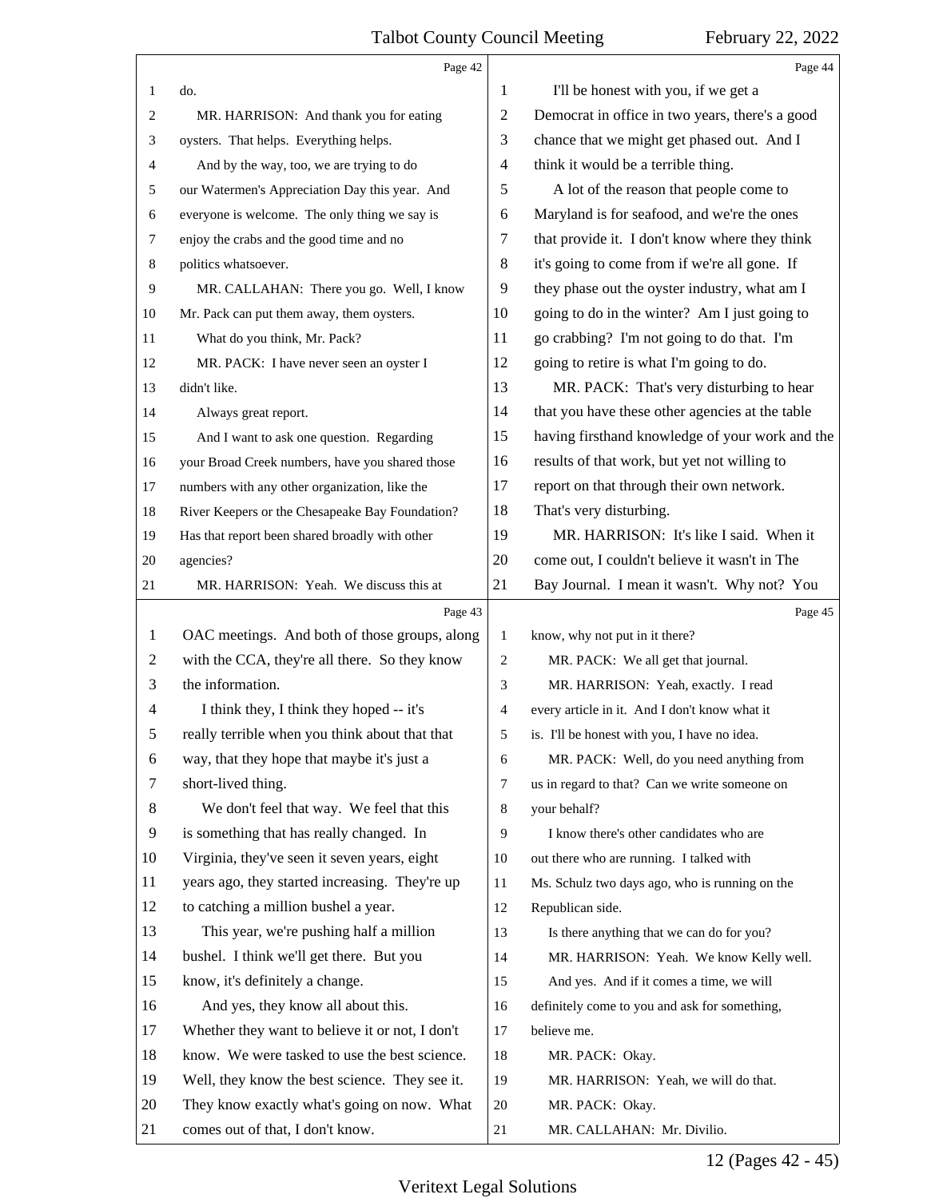do.

MR. HARRISON: And thank you for eating oysters. That helps. Everything helps.

And by the way, too, we are trying to do our Watermen's Appreciation Day this year. And everyone is welcome. The only thing we say is enjoy the crabs and the good time and no politics whatsoever.

MR. CALLAHAN: There you go. Well, I know Mr. Pack can put them away, them oysters.

What do you think, Mr. Pack?

MR. PACK: I have never seen an oyster I didn't like.

Always great report.

And I want to ask one question. Regarding your Broad Creek numbers, have you shared those numbers with any other organization, like the River Keepers or the Chesapeake Bay Foundation? Has that report been shared broadly with other agencies?

MR. HARRISON: Yeah. We discuss this at OAC meetings. And both of those groups, along with the CCA, they're all there. So they know the information.

I think they, I think they hoped -- it's really terrible when you think about that that way, that they hope that maybe it's just a short-lived thing.

We don't feel that way. We feel that this is something that has really changed. In Virginia, they've seen it seven years, eight years ago, they started increasing. They're up to catching a million bushel a year.

This year, we're pushing half a million bushel. I think we'll get there. But you know, it's definitely a change.

And yes, they know all about this. Whether they want to believe it or not, I don't know. We were tasked to use the best science. Well, they know the best science. They see it. They know exactly what's going on now. What comes out of that, I don't know.

I'll be honest with you, if we get a Democrat in office in two years, there's a good chance that we might get phased out. And I think it would be a terrible thing.

A lot of the reason that people come to Maryland is for seafood, and we're the ones that provide it. I don't know where they think it's going to come from if we're all gone. If they phase out the oyster industry, what am I going to do in the winter? Am I just going to go crabbing? I'm not going to do that. I'm going to retire is what I'm going to do.

MR. PACK: That's very disturbing to hear that you have these other agencies at the table having firsthand knowledge of your work and the results of that work, but yet not willing to report on that through their own network. That's very disturbing.

MR. HARRISON: It's like I said. When it come out, I couldn't believe it wasn't in The Bay Journal. I mean it wasn't. Why not? You know, why not put in it there?

MR. PACK: We all get that journal.

MR. HARRISON: Yeah, exactly. I read every article in it. And I don't know what it is. I'll be honest with you, I have no idea.

MR. PACK: Well, do you need anything from us in regard to that? Can we write someone on your behalf?

I know there's other candidates who are out there who are running. I talked with Ms. Schulz two days ago, who is running on the Republican side.

Is there anything that we can do for you?

MR. HARRISON: Yeah. We know Kelly well.

And yes. And if it comes a time, we will definitely come to you and ask for something, believe me.

MR. PACK: Okay.

MR. HARRISON: Yeah, we will do that.

MR. PACK: Okay.

MR. CALLAHAN: Mr. Divilio.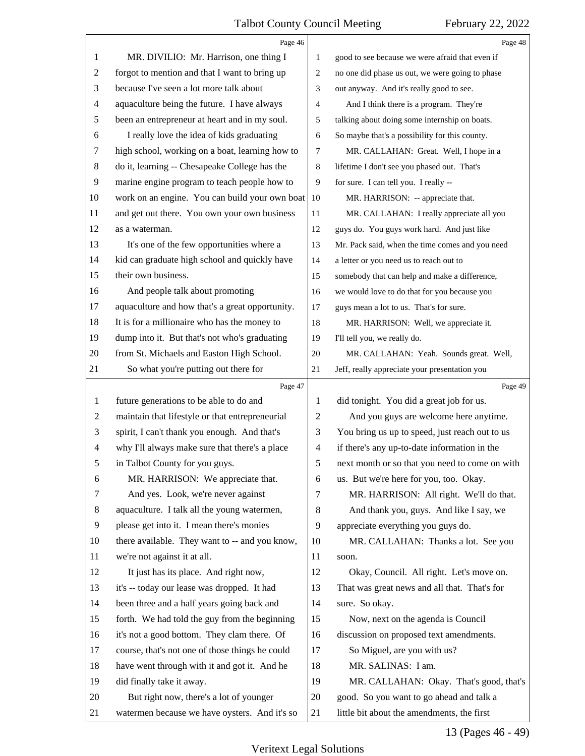MR. DIVILIO: Mr. Harrison, one thing I forgot to mention and that I want to bring up because I've seen a lot more talk about aquaculture being the future. I have always been an entrepreneur at heart and in my soul.

I really love the idea of kids graduating high school, working on a boat, learning how to do it, learning -- Chesapeake College has the marine engine program to teach people how to work on an engine. You can build your own boat and get out there. You own your own business as a waterman.

It's one of the few opportunities where a kid can graduate high school and quickly have their own business.

And people talk about promoting aquaculture and how that's a great opportunity. It is for a millionaire who has the money to dump into it. But that's not who's graduating from St. Michaels and Easton High School.

So what you're putting out there for future generations to be able to do and maintain that lifestyle or that entrepreneurial spirit, I can't thank you enough. And that's why I'll always make sure that there's a place in Talbot County for you guys.

MR. HARRISON: We appreciate that.

And yes. Look, we're never against aquaculture. I talk all the young watermen, please get into it. I mean there's monies there available. They want to -- and you know, we're not against it at all.

It just has its place. And right now, it's -- today our lease was dropped. It had been three and a half years going back and forth. We had told the guy from the beginning it's not a good bottom. They clam there. Of course, that's not one of those things he could have went through with it and got it. And he did finally take it away.

But right now, there's a lot of younger watermen because we have oysters. And it's so good to see because we were afraid that even if no one did phase us out, we were going to phase out anyway. And it's really good to see.

And I think there is a program. They're talking about doing some internship on boats. So maybe that's a possibility for this county.

MR. CALLAHAN: Great. Well, I hope in a lifetime I don't see you phased out. That's for sure. I can tell you. I really --

MR. HARRISON: -- appreciate that.

MR. CALLAHAN: I really appreciate all you guys do. You guys work hard. And just like Mr. Pack said, when the time comes and you need a letter or you need us to reach out to somebody that can help and make a difference, we would love to do that for you because you guys mean a lot to us. That's for sure.

MR. HARRISON: Well, we appreciate it. I'll tell you, we really do.

MR. CALLAHAN: Yeah. Sounds great. Well, Jeff, really appreciate your presentation you did tonight. You did a great job for us.

And you guys are welcome here anytime. You bring us up to speed, just reach out to us if there's any up-to-date information in the next month or so that you need to come on with us. But we're here for you, too. Okay.

MR. HARRISON: All right. We'll do that.

And thank you, guys. And like I say, we appreciate everything you guys do.

MR. CALLAHAN: Thanks a lot. See you soon.

Okay, Council. All right. Let's move on. That was great news and all that. That's for sure. So okay.

Now, next on the agenda is Council discussion on proposed text amendments.

So Miguel, are you with us?

MR. SALINAS: I am.

MR. CALLAHAN: Okay. That's good, that's good. So you want to go ahead and talk a little bit about the amendments, the first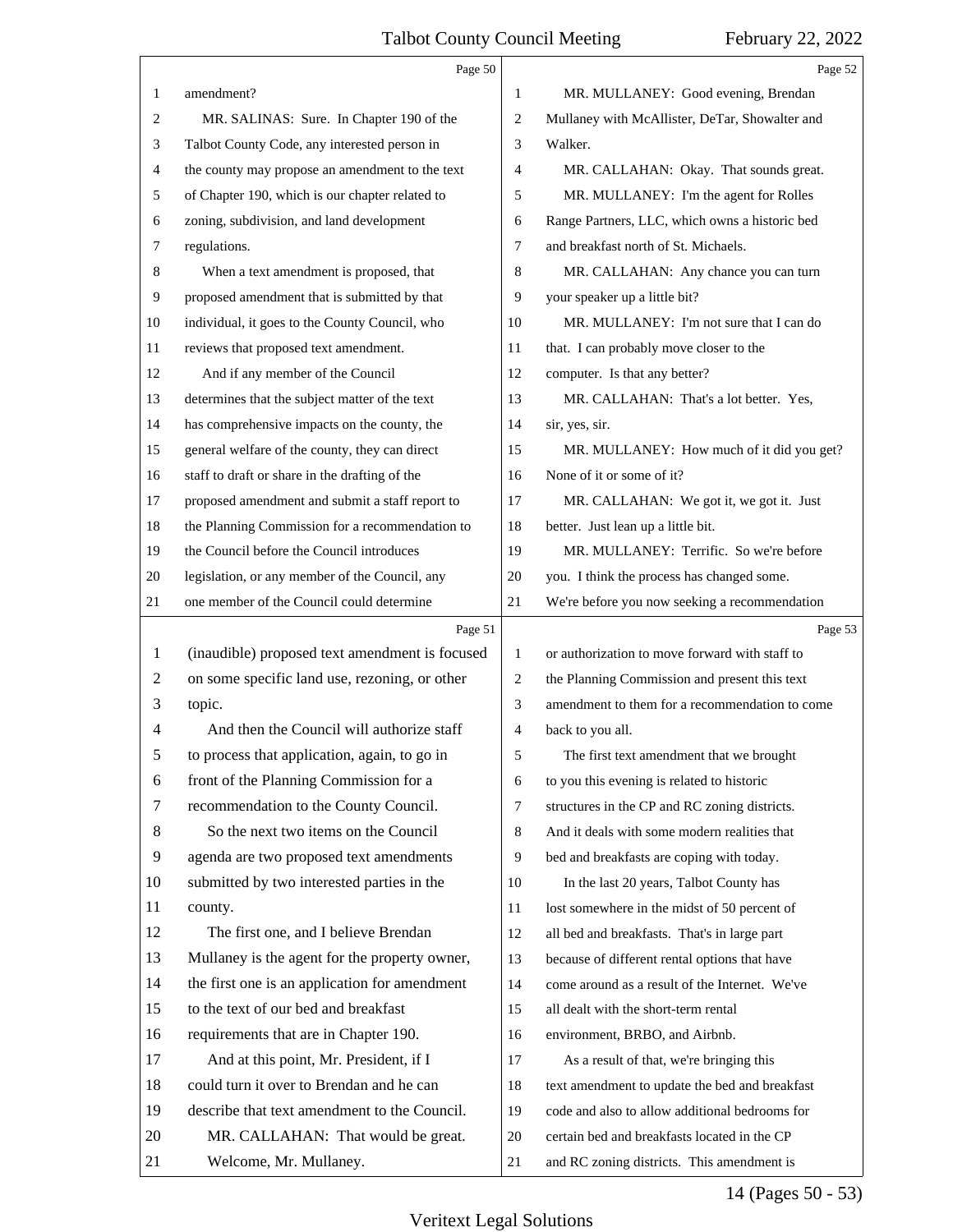amendment?

MR. SALINAS: Sure. In Chapter 190 of the Talbot County Code, any interested person in the county may propose an amendment to the text of Chapter 190, which is our chapter related to zoning, subdivision, and land development regulations.

When a text amendment is proposed, that proposed amendment that is submitted by that individual, it goes to the County Council, who reviews that proposed text amendment.

And if any member of the Council determines that the subject matter of the text has comprehensive impacts on the county, the general welfare of the county, they can direct staff to draft or share in the drafting of the proposed amendment and submit a staff report to the Planning Commission for a recommendation to the Council before the Council introduces legislation, or any member of the Council, any one member of the Council could determine (inaudible) proposed text amendment is focused on some specific land use, rezoning, or other topic.

And then the Council will authorize staff to process that application, again, to go in front of the Planning Commission for a recommendation to the County Council.

So the next two items on the Council agenda are two proposed text amendments submitted by two interested parties in the county.

The first one, and I believe Brendan Mullaney is the agent for the property owner, the first one is an application for amendment to the text of our bed and breakfast requirements that are in Chapter 190.

And at this point, Mr. President, if I could turn it over to Brendan and he can describe that text amendment to the Council.

MR. CALLAHAN: That would be great. Welcome, Mr. Mullaney.

MR. MULLANEY: Good evening, Brendan Mullaney with McAllister, DeTar, Showalter and Walker.

MR. CALLAHAN: Okay. That sounds great.

MR. MULLANEY: I'm the agent for Rolles Range Partners, LLC, which owns a historic bed and breakfast north of St. Michaels.

MR. CALLAHAN: Any chance you can turn your speaker up a little bit?

MR. MULLANEY: I'm not sure that I can do that. I can probably move closer to the computer. Is that any better?

MR. CALLAHAN: That's a lot better. Yes, sir, yes, sir.

MR. MULLANEY: How much of it did you get? None of it or some of it?

MR. CALLAHAN: We got it, we got it. Just better. Just lean up a little bit.

MR. MULLANEY: Terrific. So we're before you. I think the process has changed some. We're before you now seeking a recommendation or authorization to move forward with staff to the Planning Commission and present this text amendment to them for a recommendation to come back to you all.

The first text amendment that we brought to you this evening is related to historic structures in the CP and RC zoning districts. And it deals with some modern realities that bed and breakfasts are coping with today.

In the last 20 years, Talbot County has lost somewhere in the midst of 50 percent of all bed and breakfasts. That's in large part because of different rental options that have come around as a result of the Internet. We've all dealt with the short-term rental environment, BRBO, and Airbnb.

As a result of that, we're bringing this text amendment to update the bed and breakfast code and also to allow additional bedrooms for certain bed and breakfasts located in the CP and RC zoning districts. This amendment is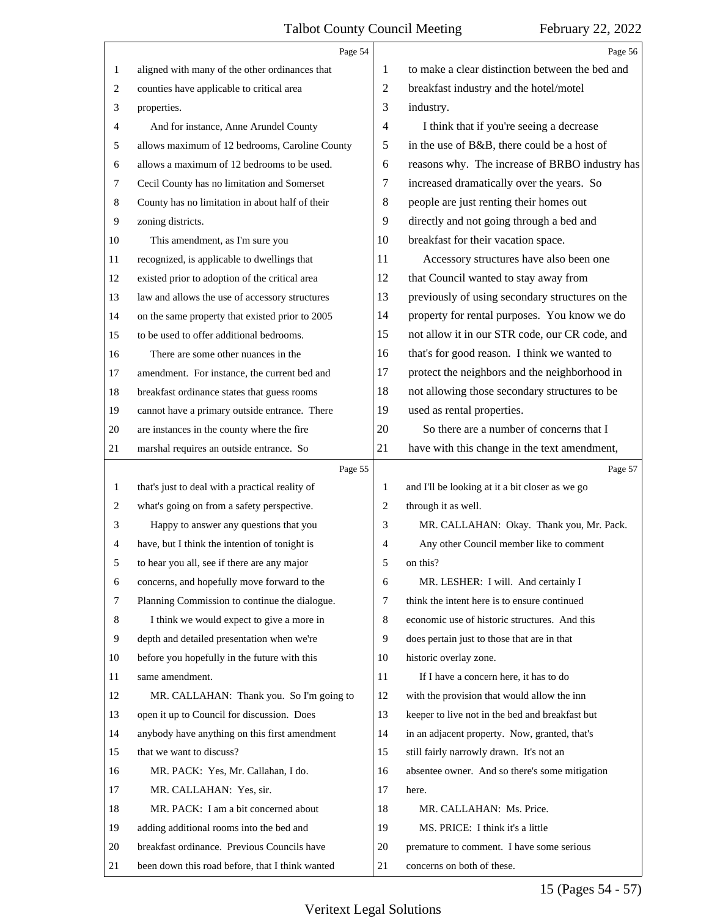aligned with many of the other ordinances that counties have applicable to critical area properties.

And for instance, Anne Arundel County allows maximum of 12 bedrooms, Caroline County allows a maximum of 12 bedrooms to be used. Cecil County has no limitation and Somerset County has no limitation in about half of their zoning districts.

This amendment, as I'm sure you recognized, is applicable to dwellings that existed prior to adoption of the critical area law and allows the use of accessory structures on the same property that existed prior to 2005 to be used to offer additional bedrooms.

There are some other nuances in the amendment. For instance, the current bed and breakfast ordinance states that guess rooms cannot have a primary outside entrance. There are instances in the county where the fire marshal requires an outside entrance. So that's just to deal with a practical reality of what's going on from a safety perspective.

Happy to answer any questions that you have, but I think the intention of tonight is to hear you all, see if there are any major concerns, and hopefully move forward to the Planning Commission to continue the dialogue.

I think we would expect to give a more in depth and detailed presentation when we're before you hopefully in the future with this same amendment.

MR. CALLAHAN: Thank you. So I'm going to open it up to Council for discussion. Does anybody have anything on this first amendment that we want to discuss?

MR. PACK: Yes, Mr. Callahan, I do.

MR. CALLAHAN: Yes, sir.

MR. PACK: I am a bit concerned about adding additional rooms into the bed and breakfast ordinance. Previous Councils have been down this road before, that I think wanted to make a clear distinction between the bed and breakfast industry and the hotel/motel industry.

I think that if you're seeing a decrease in the use of B&B, there could be a host of reasons why. The increase of BRBO industry has increased dramatically over the years. So people are just renting their homes out directly and not going through a bed and breakfast for their vacation space.

Accessory structures have also been one that Council wanted to stay away from previously of using secondary structures on the property for rental purposes. You know we do not allow it in our STR code, our CR code, and that's for good reason. I think we wanted to protect the neighbors and the neighborhood in not allowing those secondary structures to be used as rental properties.

So there are a number of concerns that I have with this change in the text amendment, and I'll be looking at it a bit closer as we go through it as well.

MR. CALLAHAN: Okay. Thank you, Mr. Pack.

Any other Council member like to comment on this?

MR. LESHER: I will. And certainly I think the intent here is to ensure continued economic use of historic structures. And this does pertain just to those that are in that historic overlay zone.

If I have a concern here, it has to do with the provision that would allow the inn keeper to live not in the bed and breakfast but in an adjacent property. Now, granted, that's still fairly narrowly drawn. It's not an absentee owner. And so there's some mitigation here.

MR. CALLAHAN: Ms. Price.

MS. PRICE: I think it's a little premature to comment. I have some serious concerns on both of these.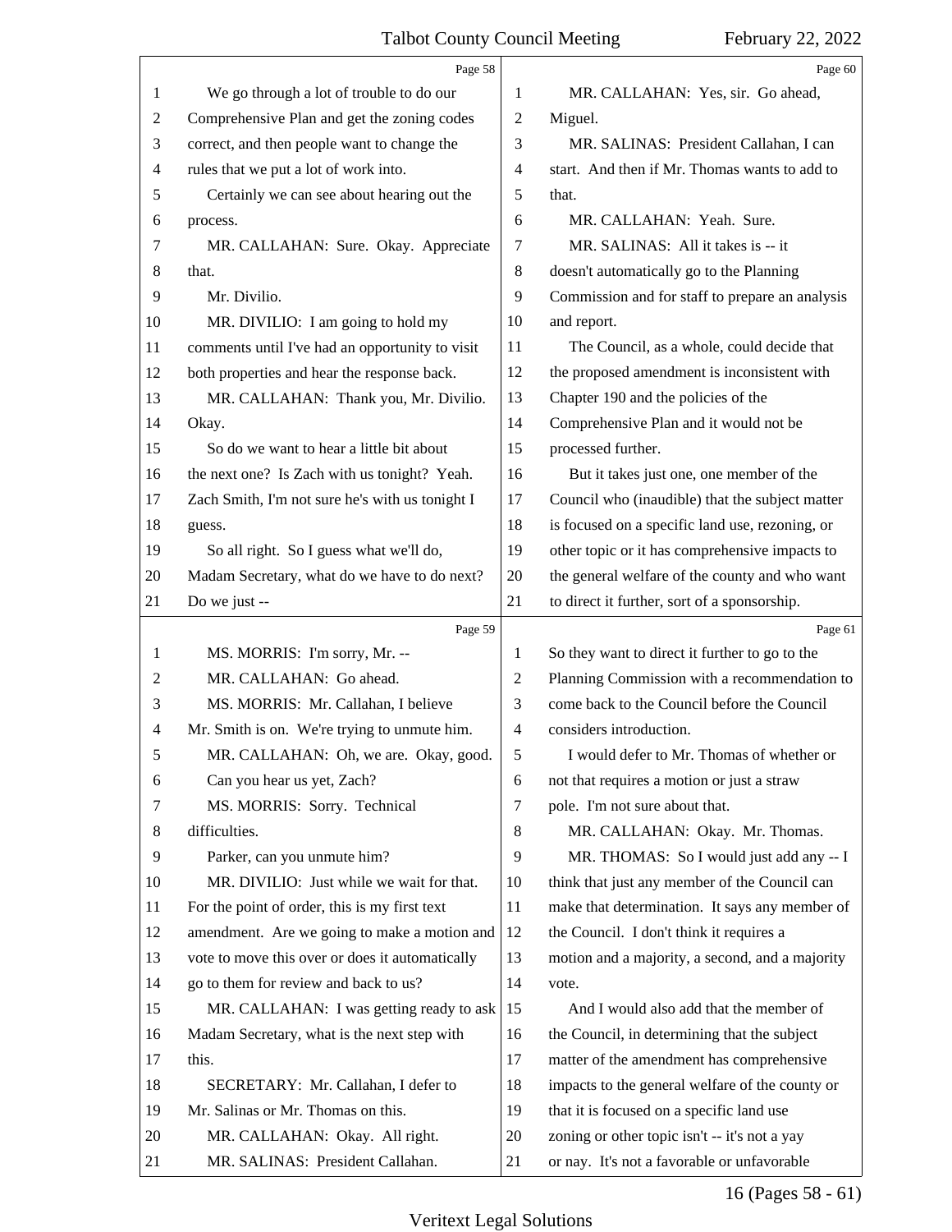We go through a lot of trouble to do our Comprehensive Plan and get the zoning codes correct, and then people want to change the rules that we put a lot of work into.

Certainly we can see about hearing out the process.

MR. CALLAHAN: Sure. Okay. Appreciate that.

Mr. Divilio.

MR. DIVILIO: I am going to hold my comments until I've had an opportunity to visit both properties and hear the response back.

MR. CALLAHAN: Thank you, Mr. Divilio. Okay.

So do we want to hear a little bit about the next one? Is Zach with us tonight? Yeah. Zach Smith, I'm not sure he's with us tonight I guess.

So all right. So I guess what we'll do, Madam Secretary, what do we have to do next? Do we just --

MS. MORRIS: I'm sorry, Mr. --

MR. CALLAHAN: Go ahead.

MS. MORRIS: Mr. Callahan, I believe Mr. Smith is on. We're trying to unmute him.

MR. CALLAHAN: Oh, we are. Okay, good.

Can you hear us yet, Zach?

MS. MORRIS: Sorry. Technical difficulties.

Parker, can you unmute him?

MR. DIVILIO: Just while we wait for that. For the point of order, this is my first text amendment. Are we going to make a motion and vote to move this over or does it automatically go to them for review and back to us?

MR. CALLAHAN: I was getting ready to ask Madam Secretary, what is the next step with this.

SECRETARY: Mr. Callahan, I defer to Mr. Salinas or Mr. Thomas on this.

MR. CALLAHAN: Okay. All right.

MR. SALINAS: President Callahan.

MR. CALLAHAN: Yes, sir. Go ahead, Miguel.

MR. SALINAS: President Callahan, I can start. And then if Mr. Thomas wants to add to that.

MR. CALLAHAN: Yeah. Sure.

MR. SALINAS: All it takes is -- it doesn't automatically go to the Planning Commission and for staff to prepare an analysis and report.

The Council, as a whole, could decide that the proposed amendment is inconsistent with Chapter 190 and the policies of the Comprehensive Plan and it would not be processed further.

But it takes just one, one member of the Council who (inaudible) that the subject matter is focused on a specific land use, rezoning, or other topic or it has comprehensive impacts to the general welfare of the county and who want to direct it further, sort of a sponsorship. So they want to direct it further to go to the Planning Commission with a recommendation to come back to the Council before the Council considers introduction.

I would defer to Mr. Thomas of whether or not that requires a motion or just a straw pole. I'm not sure about that.

MR. CALLAHAN: Okay. Mr. Thomas.

MR. THOMAS: So I would just add any -- I think that just any member of the Council can make that determination. It says any member of the Council. I don't think it requires a motion and a majority, a second, and a majority vote.

And I would also add that the member of the Council, in determining that the subject matter of the amendment has comprehensive impacts to the general welfare of the county or that it is focused on a specific land use zoning or other topic isn't -- it's not a yay or nay. It's not a favorable or unfavorable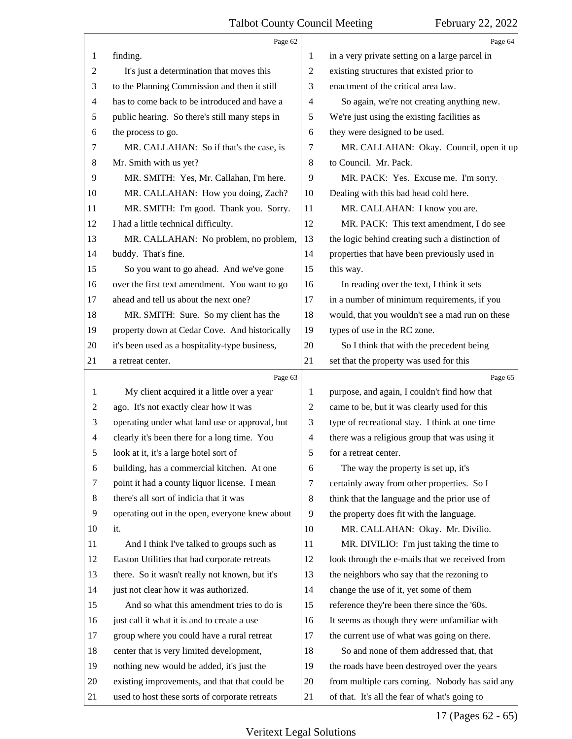Page 62

1 finding.
2 It's just a determination that moves this
3 to the Planning Commission and then it still
4 has to come back to be introduced and have a
5 public hearing. So there's still many steps in
6 the process to go.
7 MR. CALLAHAN: So if that's the case, is
8 Mr. Smith with us yet?
9 MR. SMITH: Yes, Mr. Callahan, I'm here.
10 MR. CALLAHAN: How you doing, Zach?
11 MR. SMITH: I'm good. Thank you. Sorry.
12 I had a little technical difficulty.
13 MR. CALLAHAN: No problem, no problem,
14 buddy. That's fine.
15 So you want to go ahead. And we've gone
16 over the first text amendment. You want to go
17 ahead and tell us about the next one?
18 MR. SMITH: Sure. So my client has the
19 property down at Cedar Cove. And historically
20 it's been used as a hospitality-type business,
21 a retreat center.

Page 63

1 My client acquired it a little over a year
2 ago. It's not exactly clear how it was
3 operating under what land use or approval, but
4 clearly it's been there for a long time. You
5 look at it, it's a large hotel sort of
6 building, has a commercial kitchen. At one
7 point it had a county liquor license. I mean
8 there's all sort of indicia that it was
9 operating out in the open, everyone knew about
10 it.
11 And I think I've talked to groups such as
12 Easton Utilities that had corporate retreats
13 there. So it wasn't really not known, but it's
14 just not clear how it was authorized.
15 And so what this amendment tries to do is
16 just call it what it is and to create a use
17 group where you could have a rural retreat
18 center that is very limited development,
19 nothing new would be added, it's just the
20 existing improvements, and that that could be
21 used to host these sorts of corporate retreats

Page 64

1 in a very private setting on a large parcel in
2 existing structures that existed prior to
3 enactment of the critical area law.
4 So again, we're not creating anything new.
5 We're just using the existing facilities as
6 they were designed to be used.
7 MR. CALLAHAN: Okay. Council, open it up
8 to Council. Mr. Pack.
9 MR. PACK: Yes. Excuse me. I'm sorry.
10 Dealing with this bad head cold here.
11 MR. CALLAHAN: I know you are.
12 MR. PACK: This text amendment, I do see
13 the logic behind creating such a distinction of
14 properties that have been previously used in
15 this way.
16 In reading over the text, I think it sets
17 in a number of minimum requirements, if you
18 would, that you wouldn't see a mad run on these
19 types of use in the RC zone.
20 So I think that with the precedent being
21 set that the property was used for this

Page 65

1 purpose, and again, I couldn't find how that
2 came to be, but it was clearly used for this
3 type of recreational stay. I think at one time
4 there was a religious group that was using it
5 for a retreat center.
6 The way the property is set up, it's
7 certainly away from other properties. So I
8 think that the language and the prior use of
9 the property does fit with the language.
10 MR. CALLAHAN: Okay. Mr. Divilio.
11 MR. DIVILIO: I'm just taking the time to
12 look through the e-mails that we received from
13 the neighbors who say that the rezoning to
14 change the use of it, yet some of them
15 reference they're been there since the '60s.
16 It seems as though they were unfamiliar with
17 the current use of what was going on there.
18 So and none of them addressed that, that
19 the roads have been destroyed over the years
20 from multiple cars coming. Nobody has said any
21 of that. It's all the fear of what's going to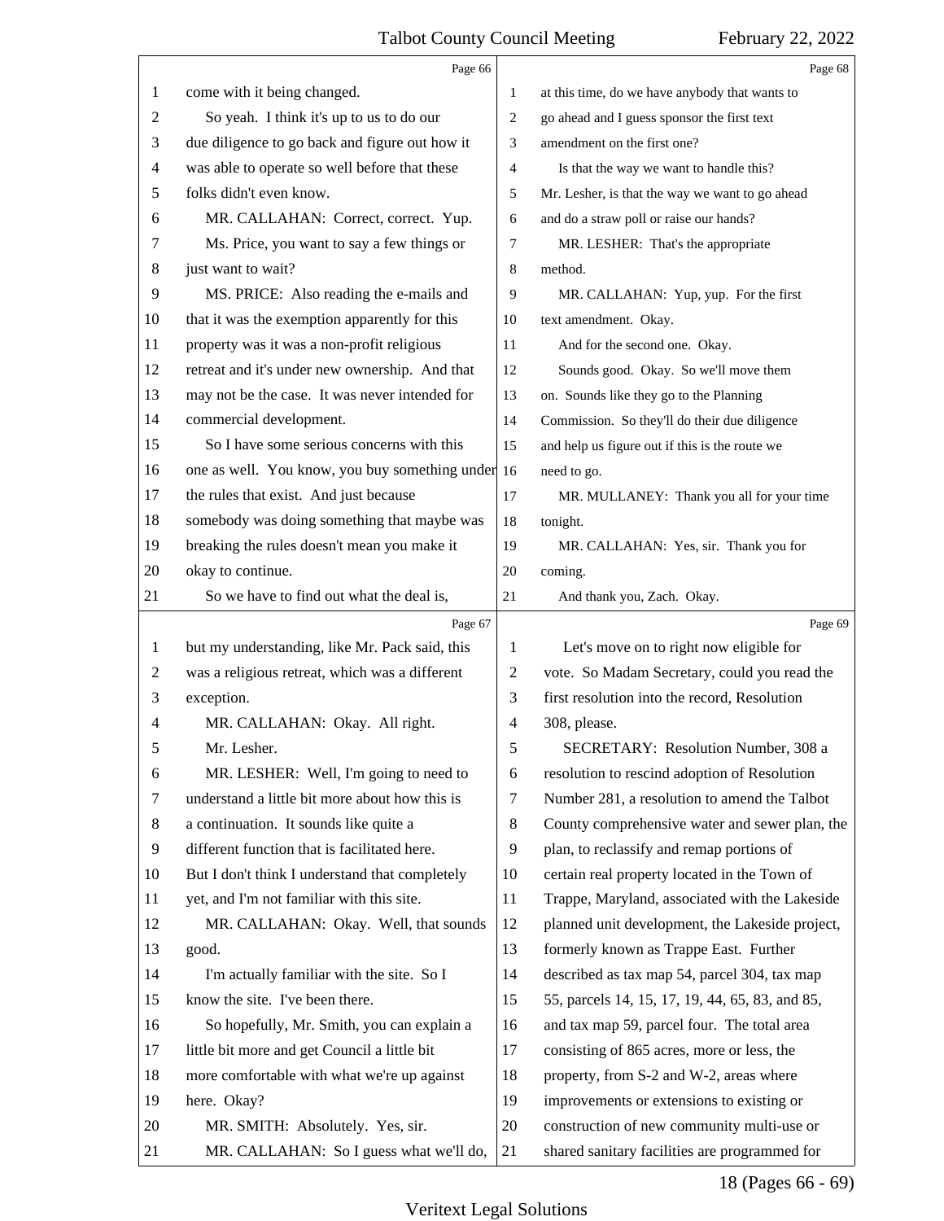Page 66

come with it being changed.

So yeah. I think it's up to us to do our due diligence to go back and figure out how it was able to operate so well before that these folks didn't even know.

MR. CALLAHAN: Correct, correct. Yup.

Ms. Price, you want to say a few things or just want to wait?

MS. PRICE: Also reading the e-mails and that it was the exemption apparently for this property was it was a non-profit religious retreat and it's under new ownership. And that may not be the case. It was never intended for commercial development.

So I have some serious concerns with this one as well. You know, you buy something under the rules that exist. And just because somebody was doing something that maybe was breaking the rules doesn't mean you make it okay to continue.

So we have to find out what the deal is,

Page 67

but my understanding, like Mr. Pack said, this was a religious retreat, which was a different exception.

MR. CALLAHAN: Okay. All right.

Mr. Lesher.

MR. LESHER: Well, I'm going to need to understand a little bit more about how this is a continuation. It sounds like quite a different function that is facilitated here. But I don't think I understand that completely yet, and I'm not familiar with this site.

MR. CALLAHAN: Okay. Well, that sounds good.

I'm actually familiar with the site. So I know the site. I've been there.

So hopefully, Mr. Smith, you can explain a little bit more and get Council a little bit more comfortable with what we're up against here. Okay?

MR. SMITH: Absolutely. Yes, sir.

MR. CALLAHAN: So I guess what we'll do,

Page 68

at this time, do we have anybody that wants to go ahead and I guess sponsor the first text amendment on the first one?

Is that the way we want to handle this?

Mr. Lesher, is that the way we want to go ahead and do a straw poll or raise our hands?

MR. LESHER: That's the appropriate method.

MR. CALLAHAN: Yup, yup. For the first text amendment. Okay.

And for the second one. Okay.

Sounds good. Okay. So we'll move them on. Sounds like they go to the Planning Commission. So they'll do their due diligence and help us figure out if this is the route we need to go.

MR. MULLANEY: Thank you all for your time tonight.

MR. CALLAHAN: Yes, sir. Thank you for coming.

And thank you, Zach. Okay.

Page 69

Let's move on to right now eligible for vote. So Madam Secretary, could you read the first resolution into the record, Resolution 308, please.

SECRETARY: Resolution Number, 308 a resolution to rescind adoption of Resolution Number 281, a resolution to amend the Talbot County comprehensive water and sewer plan, the plan, to reclassify and remap portions of certain real property located in the Town of Trappe, Maryland, associated with the Lakeside planned unit development, the Lakeside project, formerly known as Trappe East. Further described as tax map 54, parcel 304, tax map 55, parcels 14, 15, 17, 19, 44, 65, 83, and 85, and tax map 59, parcel four. The total area consisting of 865 acres, more or less, the property, from S-2 and W-2, areas where improvements or extensions to existing or construction of new community multi-use or shared sanitary facilities are programmed for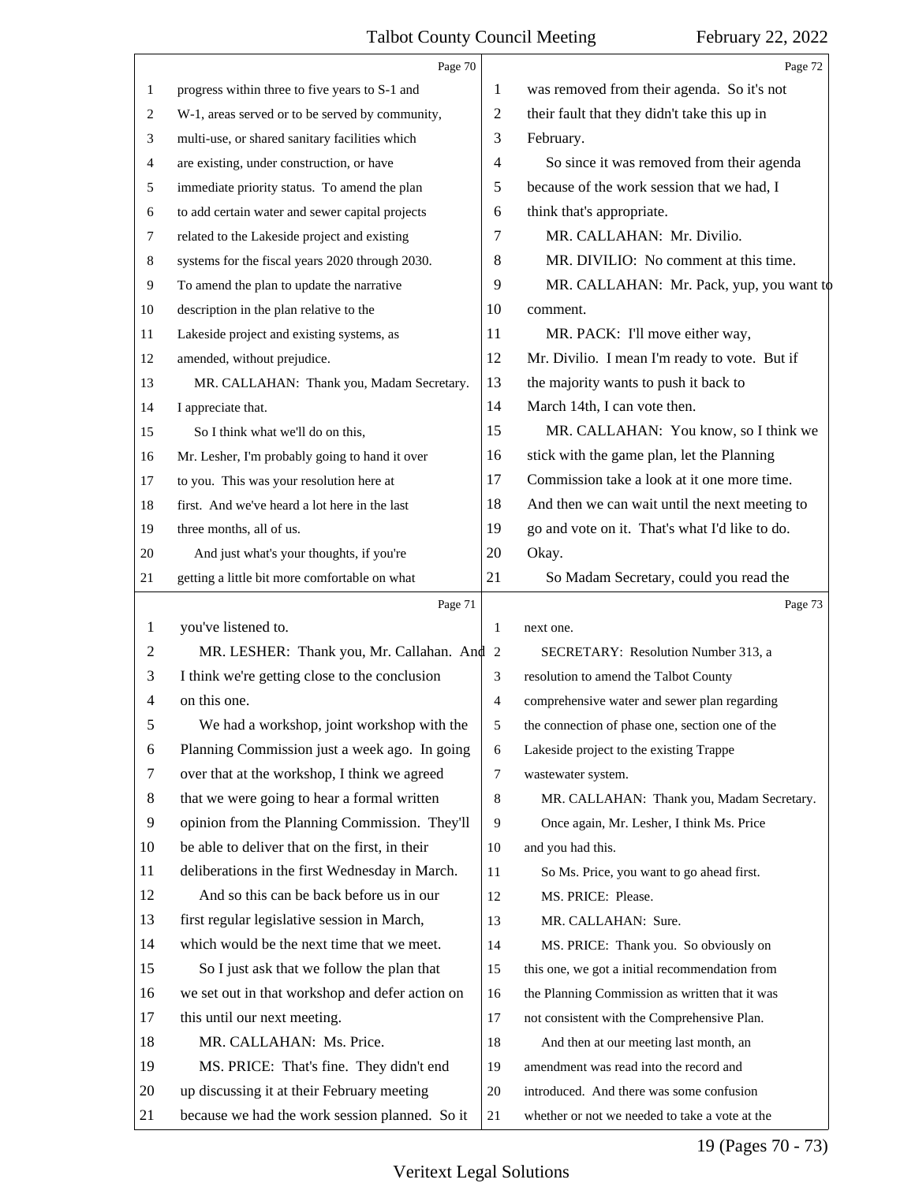progress within three to five years to S-1 and W-1, areas served or to be served by community, multi-use, or shared sanitary facilities which are existing, under construction, or have immediate priority status. To amend the plan to add certain water and sewer capital projects related to the Lakeside project and existing systems for the fiscal years 2020 through 2030. To amend the plan to update the narrative description in the plan relative to the Lakeside project and existing systems, as amended, without prejudice.

MR. CALLAHAN: Thank you, Madam Secretary. I appreciate that.

So I think what we'll do on this, Mr. Lesher, I'm probably going to hand it over to you. This was your resolution here at first. And we've heard a lot here in the last three months, all of us.

And just what's your thoughts, if you're getting a little bit more comfortable on what you've listened to.

MR. LESHER: Thank you, Mr. Callahan. And I think we're getting close to the conclusion on this one.

We had a workshop, joint workshop with the Planning Commission just a week ago. In going over that at the workshop, I think we agreed that we were going to hear a formal written opinion from the Planning Commission. They'll be able to deliver that on the first, in their deliberations in the first Wednesday in March.

And so this can be back before us in our first regular legislative session in March, which would be the next time that we meet.

So I just ask that we follow the plan that we set out in that workshop and defer action on this until our next meeting.

MR. CALLAHAN: Ms. Price.

MS. PRICE: That's fine. They didn't end up discussing it at their February meeting because we had the work session planned. So it was removed from their agenda. So it's not their fault that they didn't take this up in February.

So since it was removed from their agenda because of the work session that we had, I think that's appropriate.

MR. CALLAHAN: Mr. Divilio.

MR. DIVILIO: No comment at this time.

MR. CALLAHAN: Mr. Pack, yup, you want to comment.

MR. PACK: I'll move either way, Mr. Divilio. I mean I'm ready to vote. But if the majority wants to push it back to March 14th, I can vote then.

MR. CALLAHAN: You know, so I think we stick with the game plan, let the Planning Commission take a look at it one more time. And then we can wait until the next meeting to go and vote on it. That's what I'd like to do. Okay.

So Madam Secretary, could you read the next one.

SECRETARY: Resolution Number 313, a resolution to amend the Talbot County comprehensive water and sewer plan regarding the connection of phase one, section one of the Lakeside project to the existing Trappe wastewater system.

MR. CALLAHAN: Thank you, Madam Secretary.

Once again, Mr. Lesher, I think Ms. Price and you had this.

So Ms. Price, you want to go ahead first.

MS. PRICE: Please.

MR. CALLAHAN: Sure.

MS. PRICE: Thank you. So obviously on this one, we got a initial recommendation from the Planning Commission as written that it was not consistent with the Comprehensive Plan.

And then at our meeting last month, an amendment was read into the record and introduced. And there was some confusion whether or not we needed to take a vote at the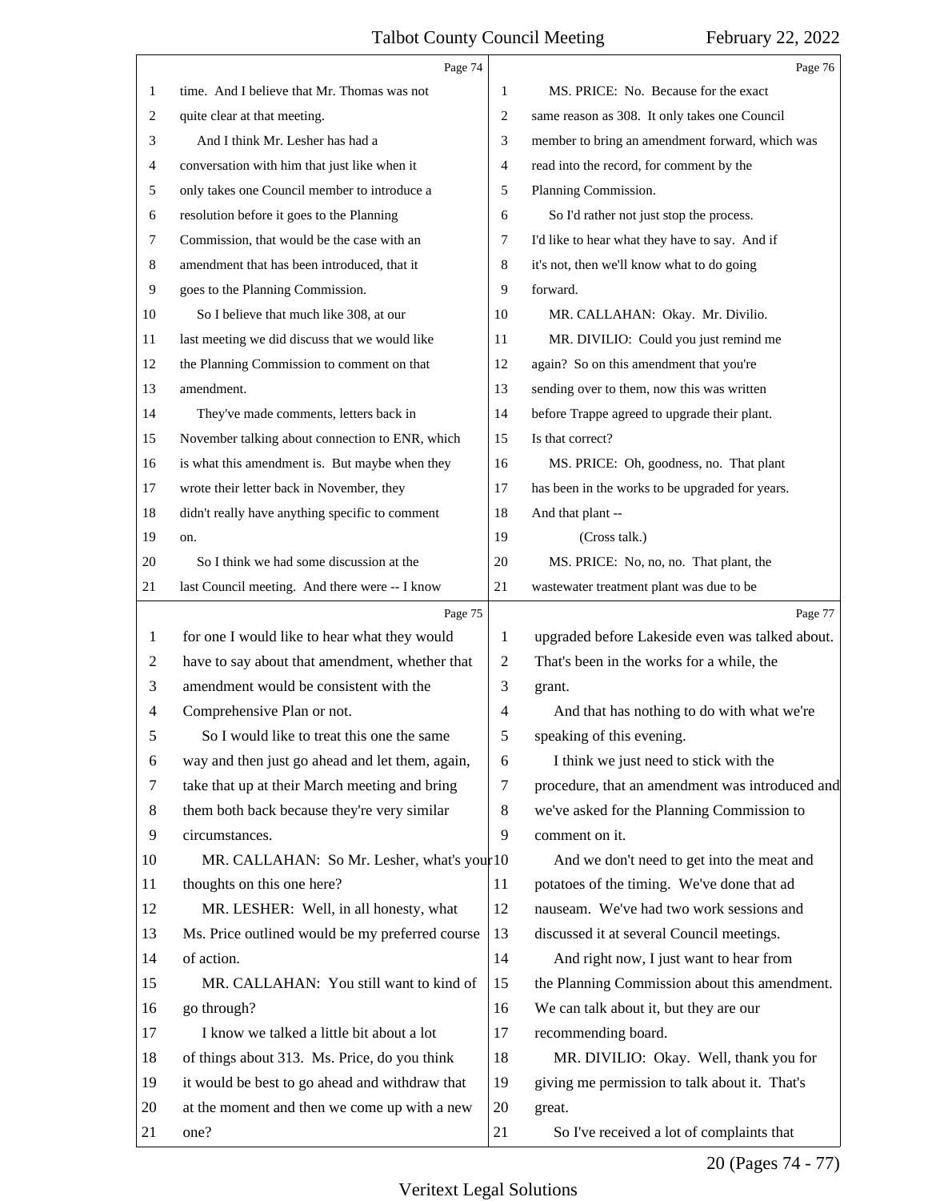time. And I believe that Mr. Thomas was not quite clear at that meeting.

And I think Mr. Lesher has had a conversation with him that just like when it only takes one Council member to introduce a resolution before it goes to the Planning Commission, that would be the case with an amendment that has been introduced, that it goes to the Planning Commission.

So I believe that much like 308, at our last meeting we did discuss that we would like the Planning Commission to comment on that amendment.

They've made comments, letters back in November talking about connection to ENR, which is what this amendment is. But maybe when they wrote their letter back in November, they didn't really have anything specific to comment on.

So I think we had some discussion at the last Council meeting. And there were -- I know for one I would like to hear what they would have to say about that amendment, whether that amendment would be consistent with the Comprehensive Plan or not.

So I would like to treat this one the same way and then just go ahead and let them, again, take that up at their March meeting and bring them both back because they're very similar circumstances.

MR. CALLAHAN: So Mr. Lesher, what's your thoughts on this one here?

MR. LESHER: Well, in all honesty, what Ms. Price outlined would be my preferred course of action.

MR. CALLAHAN: You still want to kind of go through?

I know we talked a little bit about a lot of things about 313. Ms. Price, do you think it would be best to go ahead and withdraw that at the moment and then we come up with a new one?

MS. PRICE: No. Because for the exact same reason as 308. It only takes one Council member to bring an amendment forward, which was read into the record, for comment by the Planning Commission.

So I'd rather not just stop the process. I'd like to hear what they have to say. And if it's not, then we'll know what to do going forward.

MR. CALLAHAN: Okay. Mr. Divilio.

MR. DIVILIO: Could you just remind me again? So on this amendment that you're sending over to them, now this was written before Trappe agreed to upgrade their plant. Is that correct?

MS. PRICE: Oh, goodness, no. That plant has been in the works to be upgraded for years. And that plant --

(Cross talk.)

MS. PRICE: No, no, no. That plant, the wastewater treatment plant was due to be upgraded before Lakeside even was talked about. That's been in the works for a while, the grant.

And that has nothing to do with what we're speaking of this evening.

I think we just need to stick with the procedure, that an amendment was introduced and we've asked for the Planning Commission to comment on it.

And we don't need to get into the meat and potatoes of the timing. We've done that ad nauseam. We've had two work sessions and discussed it at several Council meetings.

And right now, I just want to hear from the Planning Commission about this amendment. We can talk about it, but they are our recommending board.

MR. DIVILIO: Okay. Well, thank you for giving me permission to talk about it. That's great.

So I've received a lot of complaints that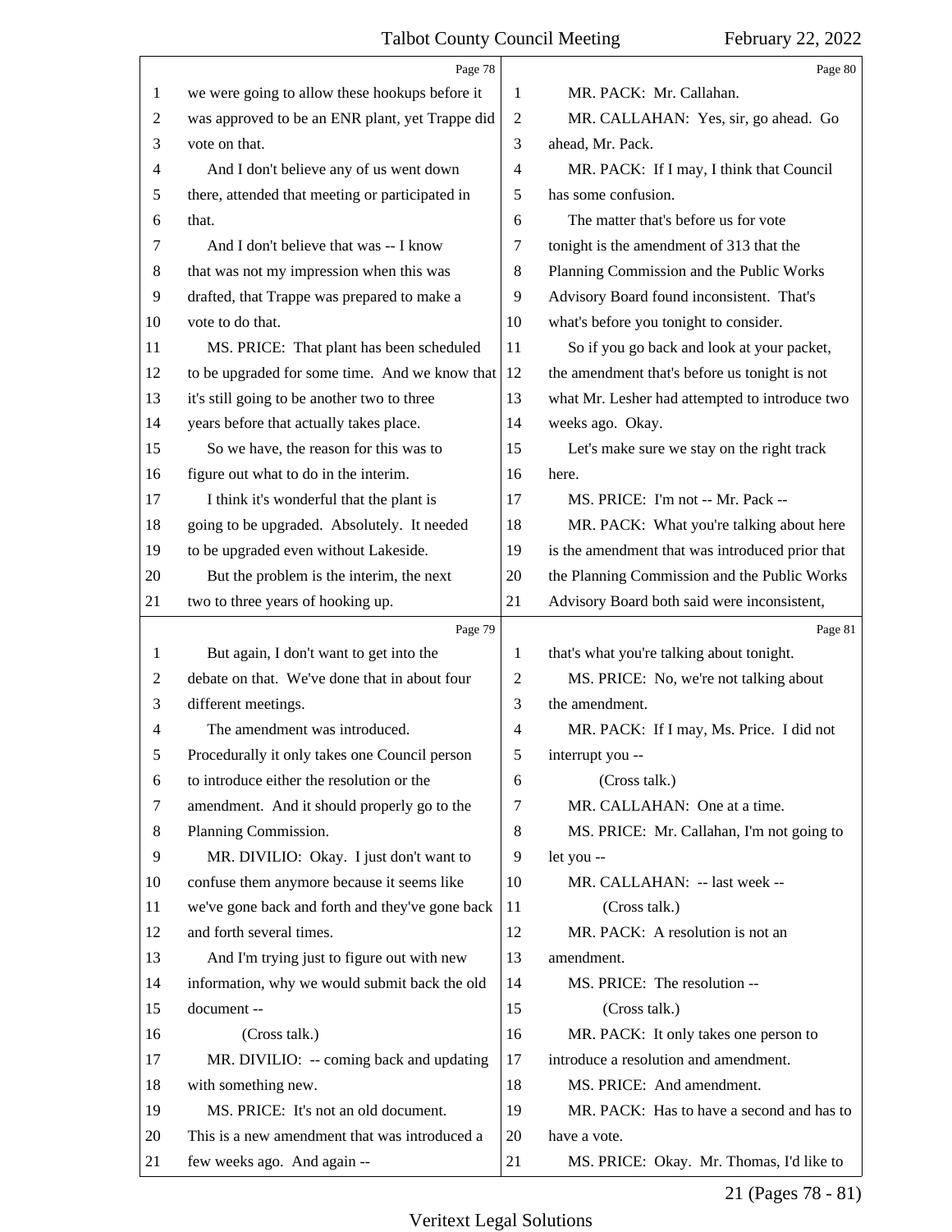Page 78

we were going to allow these hookups before it was approved to be an ENR plant, yet Trappe did vote on that.

And I don't believe any of us went down there, attended that meeting or participated in that.

And I don't believe that was -- I know that was not my impression when this was drafted, that Trappe was prepared to make a vote to do that.

MS. PRICE: That plant has been scheduled to be upgraded for some time. And we know that it's still going to be another two to three years before that actually takes place.

So we have, the reason for this was to figure out what to do in the interim.

I think it's wonderful that the plant is going to be upgraded. Absolutely. It needed to be upgraded even without Lakeside.

But the problem is the interim, the next two to three years of hooking up.

Page 79

But again, I don't want to get into the debate on that. We've done that in about four different meetings.

The amendment was introduced. Procedurally it only takes one Council person to introduce either the resolution or the amendment. And it should properly go to the Planning Commission.

MR. DIVILIO: Okay. I just don't want to confuse them anymore because it seems like we've gone back and forth and they've gone back and forth several times.

And I'm trying just to figure out with new information, why we would submit back the old document --

(Cross talk.)

MR. DIVILIO: -- coming back and updating with something new.

MS. PRICE: It's not an old document. This is a new amendment that was introduced a few weeks ago. And again --

Page 80

MR. PACK: Mr. Callahan.

MR. CALLAHAN: Yes, sir, go ahead. Go ahead, Mr. Pack.

MR. PACK: If I may, I think that Council has some confusion.

The matter that's before us for vote tonight is the amendment of 313 that the Planning Commission and the Public Works Advisory Board found inconsistent. That's what's before you tonight to consider.

So if you go back and look at your packet, the amendment that's before us tonight is not what Mr. Lesher had attempted to introduce two weeks ago. Okay.

Let's make sure we stay on the right track here.

MS. PRICE: I'm not -- Mr. Pack --

MR. PACK: What you're talking about here is the amendment that was introduced prior that the Planning Commission and the Public Works Advisory Board both said were inconsistent,

Page 81

that's what you're talking about tonight.

MS. PRICE: No, we're not talking about the amendment.

MR. PACK: If I may, Ms. Price. I did not interrupt you --

(Cross talk.)

MR. CALLAHAN: One at a time.

MS. PRICE: Mr. Callahan, I'm not going to let you --

MR. CALLAHAN: -- last week --

(Cross talk.)

MR. PACK: A resolution is not an amendment.

MS. PRICE: The resolution --

(Cross talk.)

MR. PACK: It only takes one person to introduce a resolution and amendment.

MS. PRICE: And amendment.

MR. PACK: Has to have a second and has to have a vote.

MS. PRICE: Okay. Mr. Thomas, I'd like to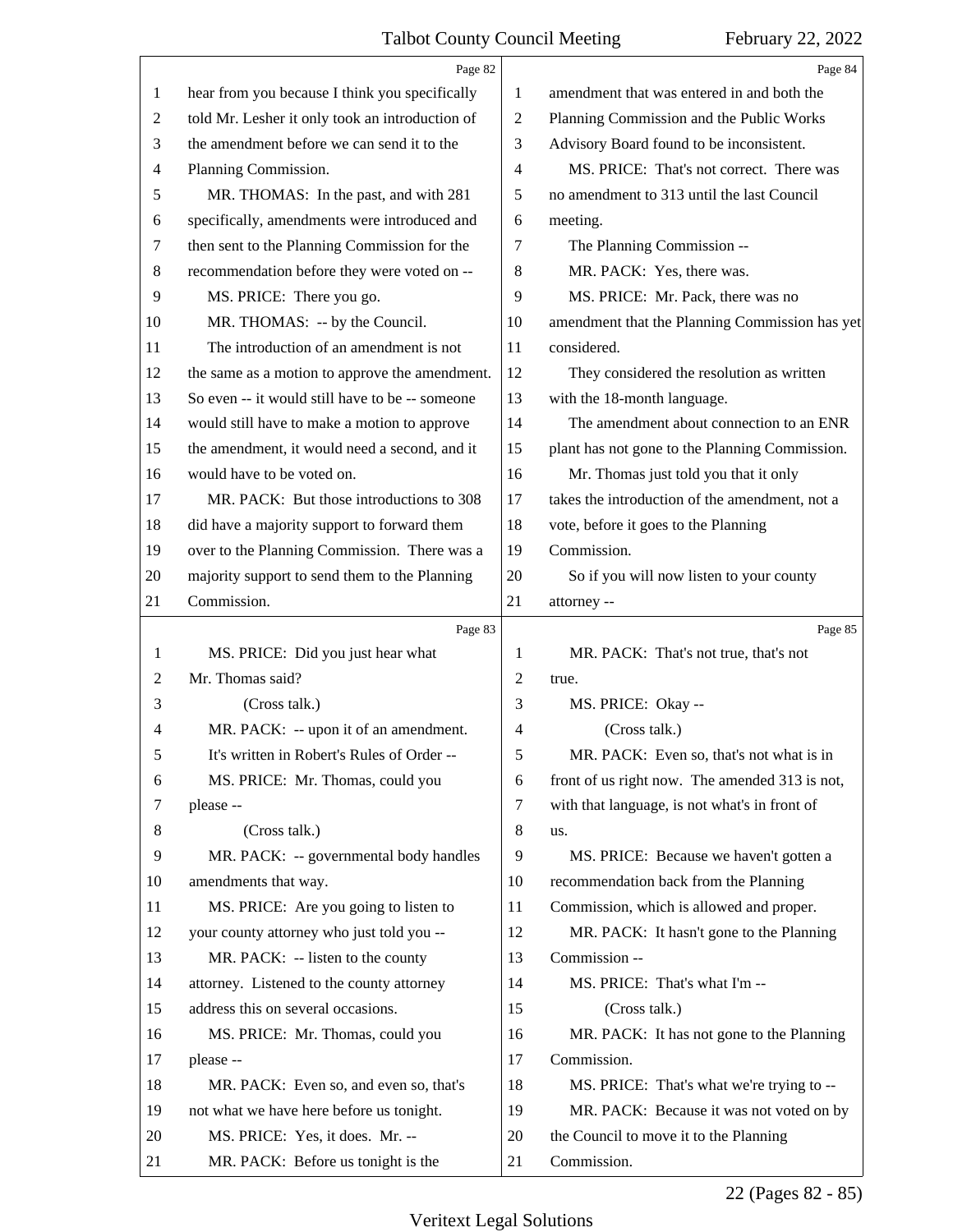Page 82

1 hear from you because I think you specifically
2 told Mr. Lesher it only took an introduction of
3 the amendment before we can send it to the
4 Planning Commission.
5 MR. THOMAS: In the past, and with 281
6 specifically, amendments were introduced and
7 then sent to the Planning Commission for the
8 recommendation before they were voted on --
9 MS. PRICE: There you go.
10 MR. THOMAS: -- by the Council.
11 The introduction of an amendment is not
12 the same as a motion to approve the amendment.
13 So even -- it would still have to be -- someone
14 would still have to make a motion to approve
15 the amendment, it would need a second, and it
16 would have to be voted on.
17 MR. PACK: But those introductions to 308
18 did have a majority support to forward them
19 over to the Planning Commission. There was a
20 majority support to send them to the Planning
21 Commission.

Page 83

1 MS. PRICE: Did you just hear what
2 Mr. Thomas said?
3 (Cross talk.)
4 MR. PACK: -- upon it of an amendment.
5 It's written in Robert's Rules of Order --
6 MS. PRICE: Mr. Thomas, could you
7 please --
8 (Cross talk.)
9 MR. PACK: -- governmental body handles
10 amendments that way.
11 MS. PRICE: Are you going to listen to
12 your county attorney who just told you --
13 MR. PACK: -- listen to the county
14 attorney. Listened to the county attorney
15 address this on several occasions.
16 MS. PRICE: Mr. Thomas, could you
17 please --
18 MR. PACK: Even so, and even so, that's
19 not what we have here before us tonight.
20 MS. PRICE: Yes, it does. Mr. --
21 MR. PACK: Before us tonight is the

Page 84

1 amendment that was entered in and both the
2 Planning Commission and the Public Works
3 Advisory Board found to be inconsistent.
4 MS. PRICE: That's not correct. There was
5 no amendment to 313 until the last Council
6 meeting.
7 The Planning Commission --
8 MR. PACK: Yes, there was.
9 MS. PRICE: Mr. Pack, there was no
10 amendment that the Planning Commission has yet
11 considered.
12 They considered the resolution as written
13 with the 18-month language.
14 The amendment about connection to an ENR
15 plant has not gone to the Planning Commission.
16 Mr. Thomas just told you that it only
17 takes the introduction of the amendment, not a
18 vote, before it goes to the Planning
19 Commission.
20 So if you will now listen to your county
21 attorney --

Page 85

1 MR. PACK: That's not true, that's not
2 true.
3 MS. PRICE: Okay --
4 (Cross talk.)
5 MR. PACK: Even so, that's not what is in
6 front of us right now. The amended 313 is not,
7 with that language, is not what's in front of
8 us.
9 MS. PRICE: Because we haven't gotten a
10 recommendation back from the Planning
11 Commission, which is allowed and proper.
12 MR. PACK: It hasn't gone to the Planning
13 Commission --
14 MS. PRICE: That's what I'm --
15 (Cross talk.)
16 MR. PACK: It has not gone to the Planning
17 Commission.
18 MS. PRICE: That's what we're trying to --
19 MR. PACK: Because it was not voted on by
20 the Council to move it to the Planning
21 Commission.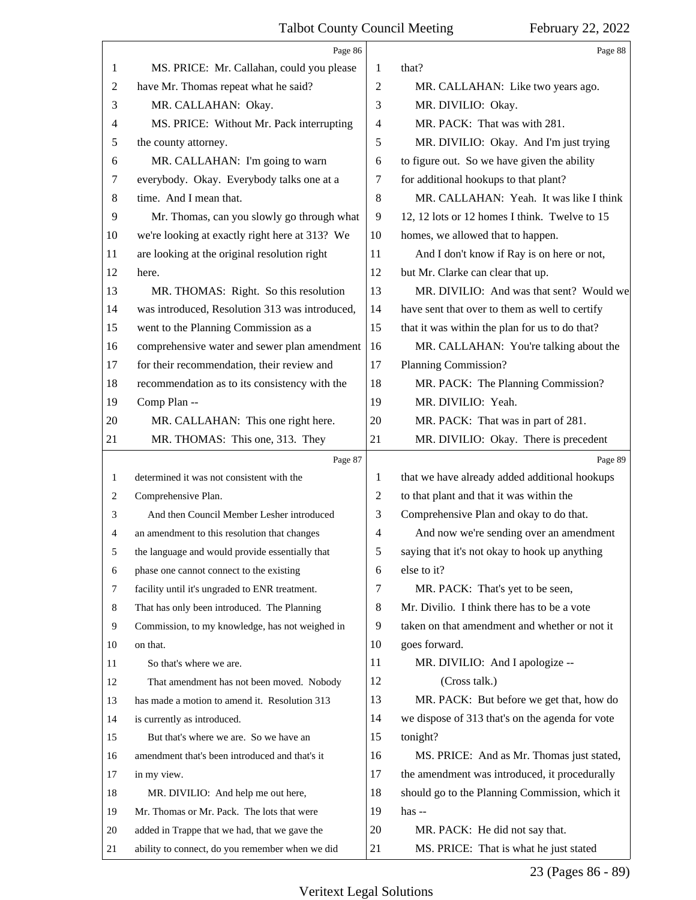Page 86

1 MS. PRICE: Mr. Callahan, could you please
2 have Mr. Thomas repeat what he said?
3 MR. CALLAHAN: Okay.
4 MS. PRICE: Without Mr. Pack interrupting
5 the county attorney.
6 MR. CALLAHAN: I'm going to warn
7 everybody. Okay. Everybody talks one at a
8 time. And I mean that.
9 Mr. Thomas, can you slowly go through what
10 we're looking at exactly right here at 313? We
11 are looking at the original resolution right
12 here.
13 MR. THOMAS: Right. So this resolution
14 was introduced, Resolution 313 was introduced,
15 went to the Planning Commission as a
16 comprehensive water and sewer plan amendment
17 for their recommendation, their review and
18 recommendation as to its consistency with the
19 Comp Plan --
20 MR. CALLAHAN: This one right here.
21 MR. THOMAS: This one, 313. They

Page 87

1 determined it was not consistent with the
2 Comprehensive Plan.
3 And then Council Member Lesher introduced
4 an amendment to this resolution that changes
5 the language and would provide essentially that
6 phase one cannot connect to the existing
7 facility until it's ungraded to ENR treatment.
8 That has only been introduced. The Planning
9 Commission, to my knowledge, has not weighed in
10 on that.
11 So that's where we are.
12 That amendment has not been moved. Nobody
13 has made a motion to amend it. Resolution 313
14 is currently as introduced.
15 But that's where we are. So we have an
16 amendment that's been introduced and that's it
17 in my view.
18 MR. DIVILIO: And help me out here,
19 Mr. Thomas or Mr. Pack. The lots that were
20 added in Trappe that we had, that we gave the
21 ability to connect, do you remember when we did

Page 88

1 that?
2 MR. CALLAHAN: Like two years ago.
3 MR. DIVILIO: Okay.
4 MR. PACK: That was with 281.
5 MR. DIVILIO: Okay. And I'm just trying
6 to figure out. So we have given the ability
7 for additional hookups to that plant?
8 MR. CALLAHAN: Yeah. It was like I think
9 12, 12 lots or 12 homes I think. Twelve to 15
10 homes, we allowed that to happen.
11 And I don't know if Ray is on here or not,
12 but Mr. Clarke can clear that up.
13 MR. DIVILIO: And was that sent? Would we
14 have sent that over to them as well to certify
15 that it was within the plan for us to do that?
16 MR. CALLAHAN: You're talking about the
17 Planning Commission?
18 MR. PACK: The Planning Commission?
19 MR. DIVILIO: Yeah.
20 MR. PACK: That was in part of 281.
21 MR. DIVILIO: Okay. There is precedent

Page 89

1 that we have already added additional hookups
2 to that plant and that it was within the
3 Comprehensive Plan and okay to do that.
4 And now we're sending over an amendment
5 saying that it's not okay to hook up anything
6 else to it?
7 MR. PACK: That's yet to be seen,
8 Mr. Divilio. I think there has to be a vote
9 taken on that amendment and whether or not it
10 goes forward.
11 MR. DIVILIO: And I apologize --
12 (Cross talk.)
13 MR. PACK: But before we get that, how do
14 we dispose of 313 that's on the agenda for vote
15 tonight?
16 MS. PRICE: And as Mr. Thomas just stated,
17 the amendment was introduced, it procedurally
18 should go to the Planning Commission, which it
19 has --
20 MR. PACK: He did not say that.
21 MS. PRICE: That is what he just stated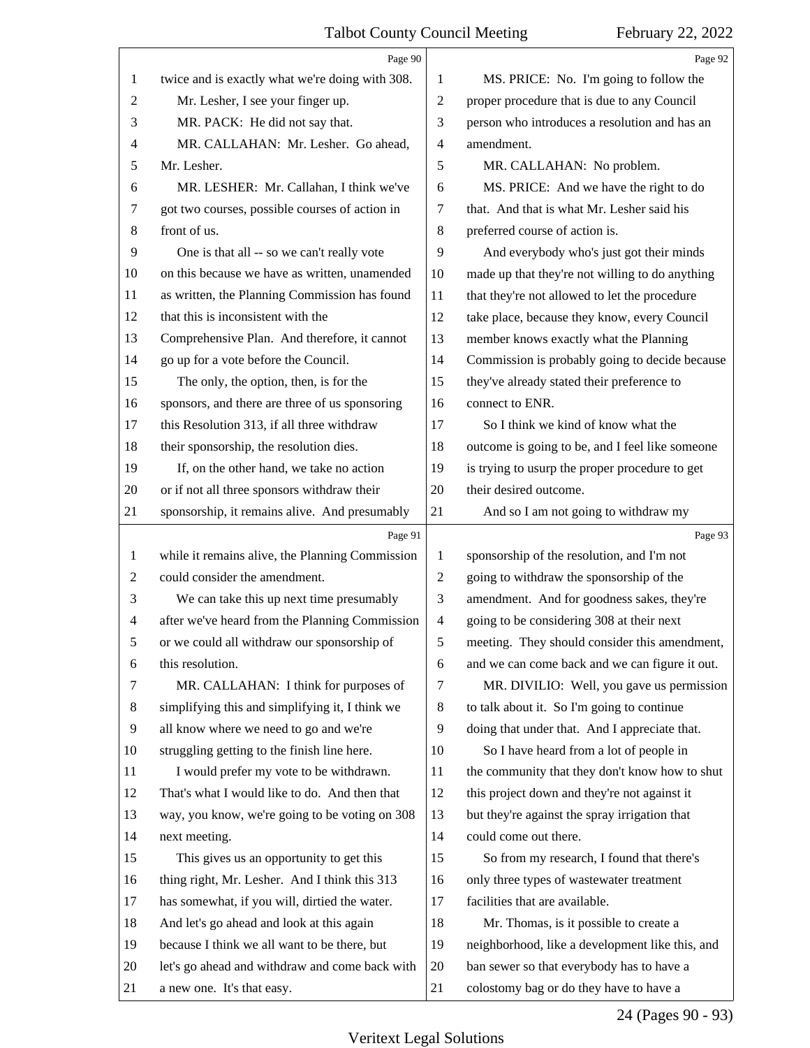twice and is exactly what we're doing with 308.

Mr. Lesher, I see your finger up.

MR. PACK: He did not say that.

MR. CALLAHAN: Mr. Lesher. Go ahead, Mr. Lesher.

MR. LESHER: Mr. Callahan, I think we've got two courses, possible courses of action in front of us.

One is that all -- so we can't really vote on this because we have as written, unamended as written, the Planning Commission has found that this is inconsistent with the Comprehensive Plan. And therefore, it cannot go up for a vote before the Council.

The only, the option, then, is for the sponsors, and there are three of us sponsoring this Resolution 313, if all three withdraw their sponsorship, the resolution dies.

If, on the other hand, we take no action or if not all three sponsors withdraw their sponsorship, it remains alive. And presumably while it remains alive, the Planning Commission could consider the amendment.

We can take this up next time presumably after we've heard from the Planning Commission or we could all withdraw our sponsorship of this resolution.

MR. CALLAHAN: I think for purposes of simplifying this and simplifying it, I think we all know where we need to go and we're struggling getting to the finish line here.

I would prefer my vote to be withdrawn. That's what I would like to do. And then that way, you know, we're going to be voting on 308 next meeting.

This gives us an opportunity to get this thing right, Mr. Lesher. And I think this 313 has somewhat, if you will, dirtied the water. And let's go ahead and look at this again because I think we all want to be there, but let's go ahead and withdraw and come back with a new one. It's that easy.

MS. PRICE: No. I'm going to follow the proper procedure that is due to any Council person who introduces a resolution and has an amendment.

MR. CALLAHAN: No problem.

MS. PRICE: And we have the right to do that. And that is what Mr. Lesher said his preferred course of action is.

And everybody who's just got their minds made up that they're not willing to do anything that they're not allowed to let the procedure take place, because they know, every Council member knows exactly what the Planning Commission is probably going to decide because they've already stated their preference to connect to ENR.

So I think we kind of know what the outcome is going to be, and I feel like someone is trying to usurp the proper procedure to get their desired outcome.

And so I am not going to withdraw my sponsorship of the resolution, and I'm not going to withdraw the sponsorship of the amendment. And for goodness sakes, they're going to be considering 308 at their next meeting. They should consider this amendment, and we can come back and we can figure it out.

MR. DIVILIO: Well, you gave us permission to talk about it. So I'm going to continue doing that under that. And I appreciate that.

So I have heard from a lot of people in the community that they don't know how to shut this project down and they're not against it but they're against the spray irrigation that could come out there.

So from my research, I found that there's only three types of wastewater treatment facilities that are available.

Mr. Thomas, is it possible to create a neighborhood, like a development like this, and ban sewer so that everybody has to have a colostomy bag or do they have to have a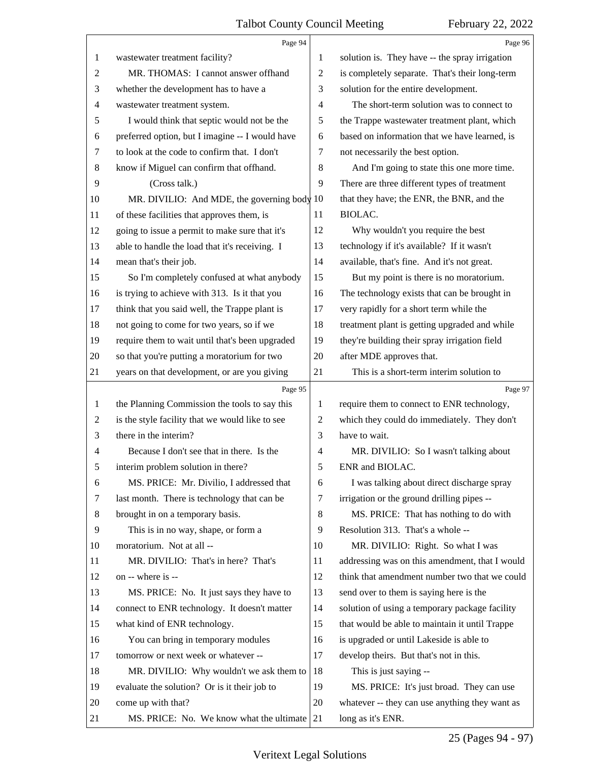wastewater treatment facility?

MR. THOMAS: I cannot answer offhand whether the development has to have a wastewater treatment system.

I would think that septic would not be the preferred option, but I imagine -- I would have to look at the code to confirm that. I don't know if Miguel can confirm that offhand.

(Cross talk.)

MR. DIVILIO: And MDE, the governing body of these facilities that approves them, is going to issue a permit to make sure that it's able to handle the load that it's receiving. I mean that's their job.

So I'm completely confused at what anybody is trying to achieve with 313. Is it that you think that you said well, the Trappe plant is not going to come for two years, so if we require them to wait until that's been upgraded so that you're putting a moratorium for two years on that development, or are you giving the Planning Commission the tools to say this is the style facility that we would like to see there in the interim?

Because I don't see that in there. Is the interim problem solution in there?

MS. PRICE: Mr. Divilio, I addressed that last month. There is technology that can be brought in on a temporary basis.

This is in no way, shape, or form a moratorium. Not at all --

MR. DIVILIO: That's in here? That's on -- where is --

MS. PRICE: No. It just says they have to connect to ENR technology. It doesn't matter what kind of ENR technology.

You can bring in temporary modules tomorrow or next week or whatever --

MR. DIVILIO: Why wouldn't we ask them to evaluate the solution? Or is it their job to come up with that?

MS. PRICE: No. We know what the ultimate solution is. They have -- the spray irrigation is completely separate. That's their long-term solution for the entire development.

The short-term solution was to connect to the Trappe wastewater treatment plant, which based on information that we have learned, is not necessarily the best option.

And I'm going to state this one more time. There are three different types of treatment that they have; the ENR, the BNR, and the BIOLAC.

Why wouldn't you require the best technology if it's available? If it wasn't available, that's fine. And it's not great.

But my point is there is no moratorium. The technology exists that can be brought in very rapidly for a short term while the treatment plant is getting upgraded and while they're building their spray irrigation field after MDE approves that.

This is a short-term interim solution to require them to connect to ENR technology, which they could do immediately. They don't have to wait.

MR. DIVILIO: So I wasn't talking about ENR and BIOLAC.

I was talking about direct discharge spray irrigation or the ground drilling pipes --

MS. PRICE: That has nothing to do with Resolution 313. That's a whole --

MR. DIVILIO: Right. So what I was addressing was on this amendment, that I would think that amendment number two that we could send over to them is saying here is the solution of using a temporary package facility that would be able to maintain it until Trappe is upgraded or until Lakeside is able to develop theirs. But that's not in this.

This is just saying --

MS. PRICE: It's just broad. They can use whatever -- they can use anything they want as long as it's ENR.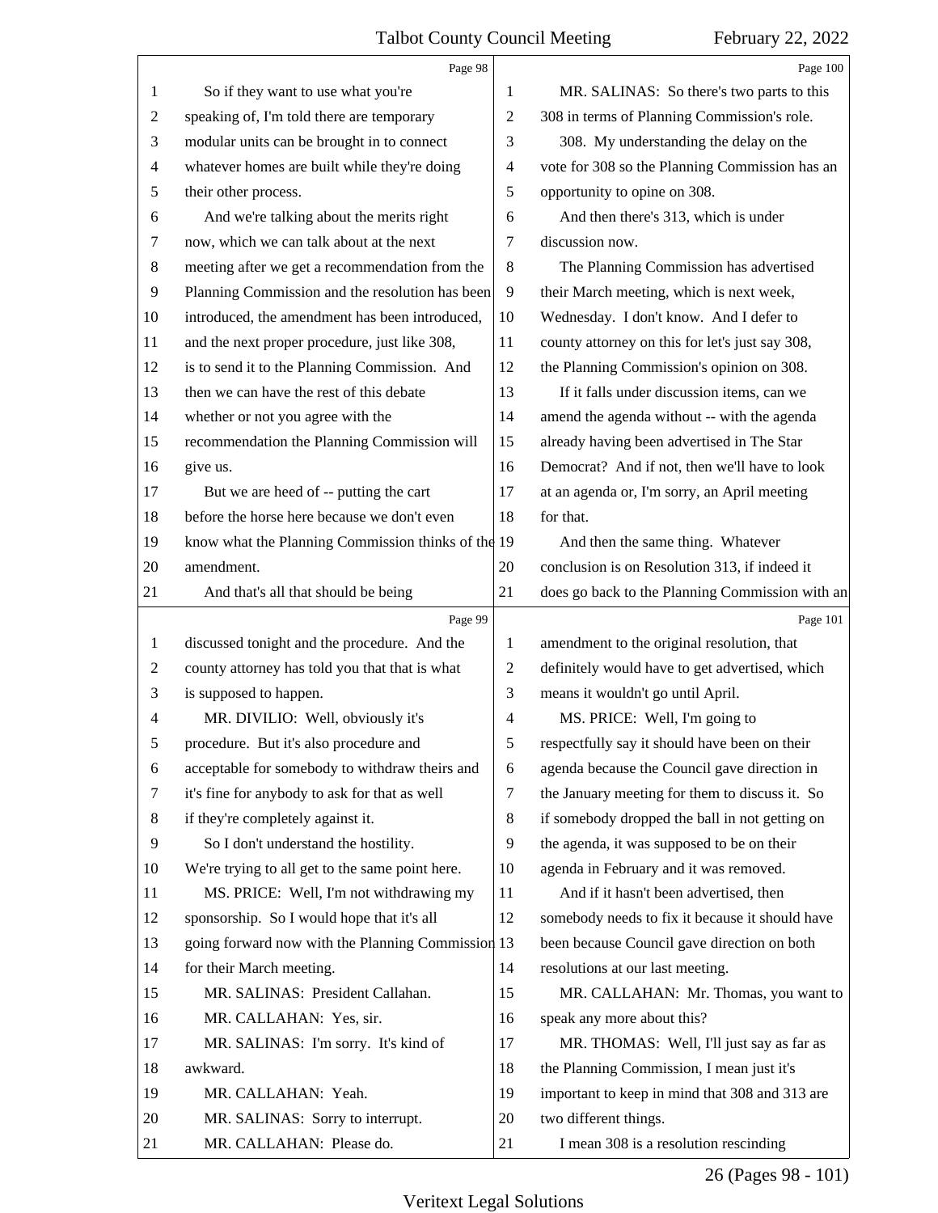Page 98

1 So if they want to use what you're
2 speaking of, I'm told there are temporary
3 modular units can be brought in to connect
4 whatever homes are built while they're doing
5 their other process.
6 And we're talking about the merits right
7 now, which we can talk about at the next
8 meeting after we get a recommendation from the
9 Planning Commission and the resolution has been
10 introduced, the amendment has been introduced,
11 and the next proper procedure, just like 308,
12 is to send it to the Planning Commission. And
13 then we can have the rest of this debate
14 whether or not you agree with the
15 recommendation the Planning Commission will
16 give us.
17 But we are heed of -- putting the cart
18 before the horse here because we don't even
19 know what the Planning Commission thinks of the
20 amendment.
21 And that's all that should be being

Page 99

1 discussed tonight and the procedure. And the
2 county attorney has told you that that is what
3 is supposed to happen.
4 MR. DIVILIO: Well, obviously it's
5 procedure. But it's also procedure and
6 acceptable for somebody to withdraw theirs and
7 it's fine for anybody to ask for that as well
8 if they're completely against it.
9 So I don't understand the hostility.
10 We're trying to all get to the same point here.
11 MS. PRICE: Well, I'm not withdrawing my
12 sponsorship. So I would hope that it's all
13 going forward now with the Planning Commission
14 for their March meeting.
15 MR. SALINAS: President Callahan.
16 MR. CALLAHAN: Yes, sir.
17 MR. SALINAS: I'm sorry. It's kind of
18 awkward.
19 MR. CALLAHAN: Yeah.
20 MR. SALINAS: Sorry to interrupt.
21 MR. CALLAHAN: Please do.

Page 100

1 MR. SALINAS: So there's two parts to this
2 308 in terms of Planning Commission's role.
3 308. My understanding the delay on the
4 vote for 308 so the Planning Commission has an
5 opportunity to opine on 308.
6 And then there's 313, which is under
7 discussion now.
8 The Planning Commission has advertised
9 their March meeting, which is next week,
10 Wednesday. I don't know. And I defer to
11 county attorney on this for let's just say 308,
12 the Planning Commission's opinion on 308.
13 If it falls under discussion items, can we
14 amend the agenda without -- with the agenda
15 already having been advertised in The Star
16 Democrat? And if not, then we'll have to look
17 at an agenda or, I'm sorry, an April meeting
18 for that.
19 And then the same thing. Whatever
20 conclusion is on Resolution 313, if indeed it
21 does go back to the Planning Commission with an

Page 101

1 amendment to the original resolution, that
2 definitely would have to get advertised, which
3 means it wouldn't go until April.
4 MS. PRICE: Well, I'm going to
5 respectfully say it should have been on their
6 agenda because the Council gave direction in
7 the January meeting for them to discuss it. So
8 if somebody dropped the ball in not getting on
9 the agenda, it was supposed to be on their
10 agenda in February and it was removed.
11 And if it hasn't been advertised, then
12 somebody needs to fix it because it should have
13 been because Council gave direction on both
14 resolutions at our last meeting.
15 MR. CALLAHAN: Mr. Thomas, you want to
16 speak any more about this?
17 MR. THOMAS: Well, I'll just say as far as
18 the Planning Commission, I mean just it's
19 important to keep in mind that 308 and 313 are
20 two different things.
21 I mean 308 is a resolution rescinding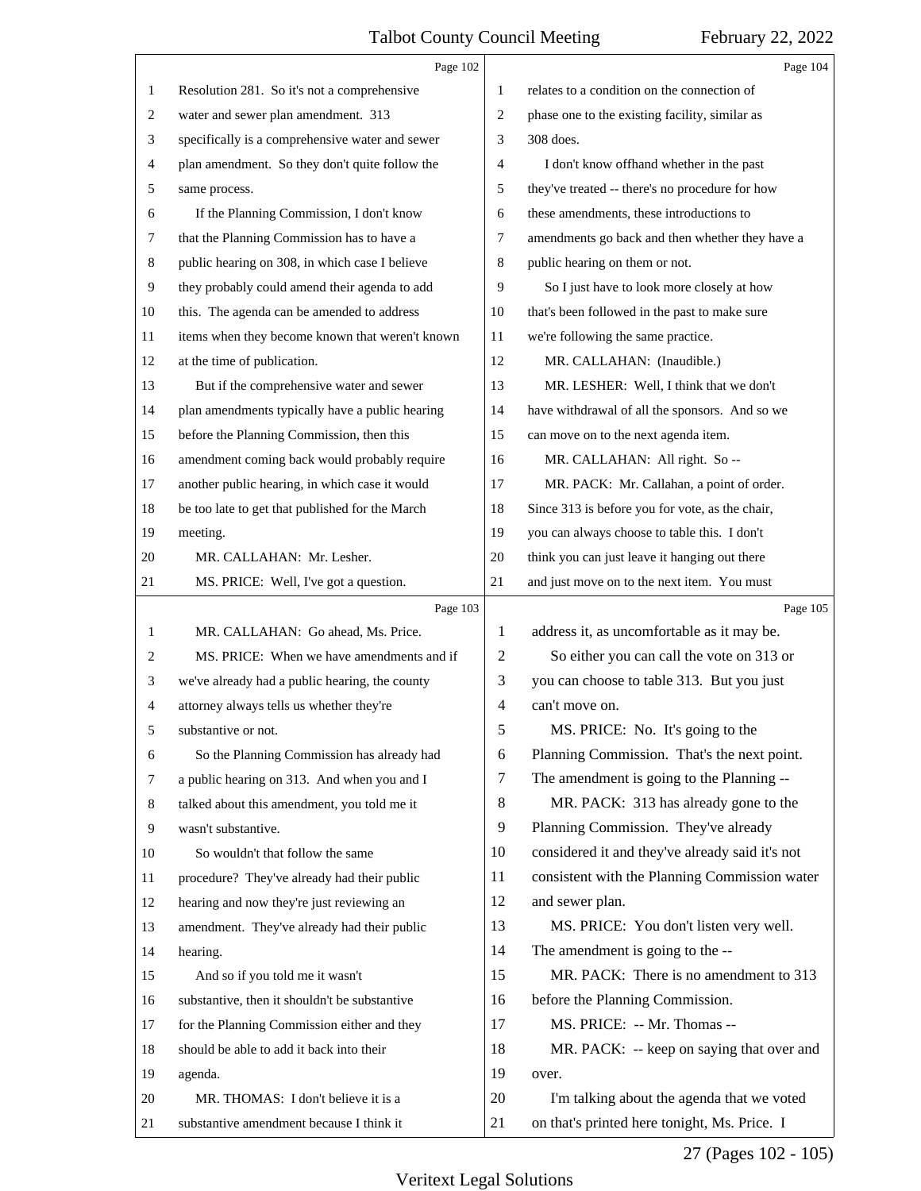Page 102

1 Resolution 281. So it's not a comprehensive
2 water and sewer plan amendment. 313
3 specifically is a comprehensive water and sewer
4 plan amendment. So they don't quite follow the
5 same process.
6 If the Planning Commission, I don't know
7 that the Planning Commission has to have a
8 public hearing on 308, in which case I believe
9 they probably could amend their agenda to add
10 this. The agenda can be amended to address
11 items when they become known that weren't known
12 at the time of publication.
13 But if the comprehensive water and sewer
14 plan amendments typically have a public hearing
15 before the Planning Commission, then this
16 amendment coming back would probably require
17 another public hearing, in which case it would
18 be too late to get that published for the March
19 meeting.
20 MR. CALLAHAN: Mr. Lesher.
21 MS. PRICE: Well, I've got a question.

Page 103

1 MR. CALLAHAN: Go ahead, Ms. Price.
2 MS. PRICE: When we have amendments and if
3 we've already had a public hearing, the county
4 attorney always tells us whether they're
5 substantive or not.
6 So the Planning Commission has already had
7 a public hearing on 313. And when you and I
8 talked about this amendment, you told me it
9 wasn't substantive.
10 So wouldn't that follow the same
11 procedure? They've already had their public
12 hearing and now they're just reviewing an
13 amendment. They've already had their public
14 hearing.
15 And so if you told me it wasn't
16 substantive, then it shouldn't be substantive
17 for the Planning Commission either and they
18 should be able to add it back into their
19 agenda.
20 MR. THOMAS: I don't believe it is a
21 substantive amendment because I think it

Page 104

1 relates to a condition on the connection of
2 phase one to the existing facility, similar as
3 308 does.
4 I don't know offhand whether in the past
5 they've treated -- there's no procedure for how
6 these amendments, these introductions to
7 amendments go back and then whether they have a
8 public hearing on them or not.
9 So I just have to look more closely at how
10 that's been followed in the past to make sure
11 we're following the same practice.
12 MR. CALLAHAN: (Inaudible.)
13 MR. LESHER: Well, I think that we don't
14 have withdrawal of all the sponsors. And so we
15 can move on to the next agenda item.
16 MR. CALLAHAN: All right. So --
17 MR. PACK: Mr. Callahan, a point of order.
18 Since 313 is before you for vote, as the chair,
19 you can always choose to table this. I don't
20 think you can just leave it hanging out there
21 and just move on to the next item. You must

Page 105

1 address it, as uncomfortable as it may be.
2 So either you can call the vote on 313 or
3 you can choose to table 313. But you just
4 can't move on.
5 MS. PRICE: No. It's going to the
6 Planning Commission. That's the next point.
7 The amendment is going to the Planning --
8 MR. PACK: 313 has already gone to the
9 Planning Commission. They've already
10 considered it and they've already said it's not
11 consistent with the Planning Commission water
12 and sewer plan.
13 MS. PRICE: You don't listen very well.
14 The amendment is going to the --
15 MR. PACK: There is no amendment to 313
16 before the Planning Commission.
17 MS. PRICE: -- Mr. Thomas --
18 MR. PACK: -- keep on saying that over and
19 over.
20 I'm talking about the agenda that we voted
21 on that's printed here tonight, Ms. Price. I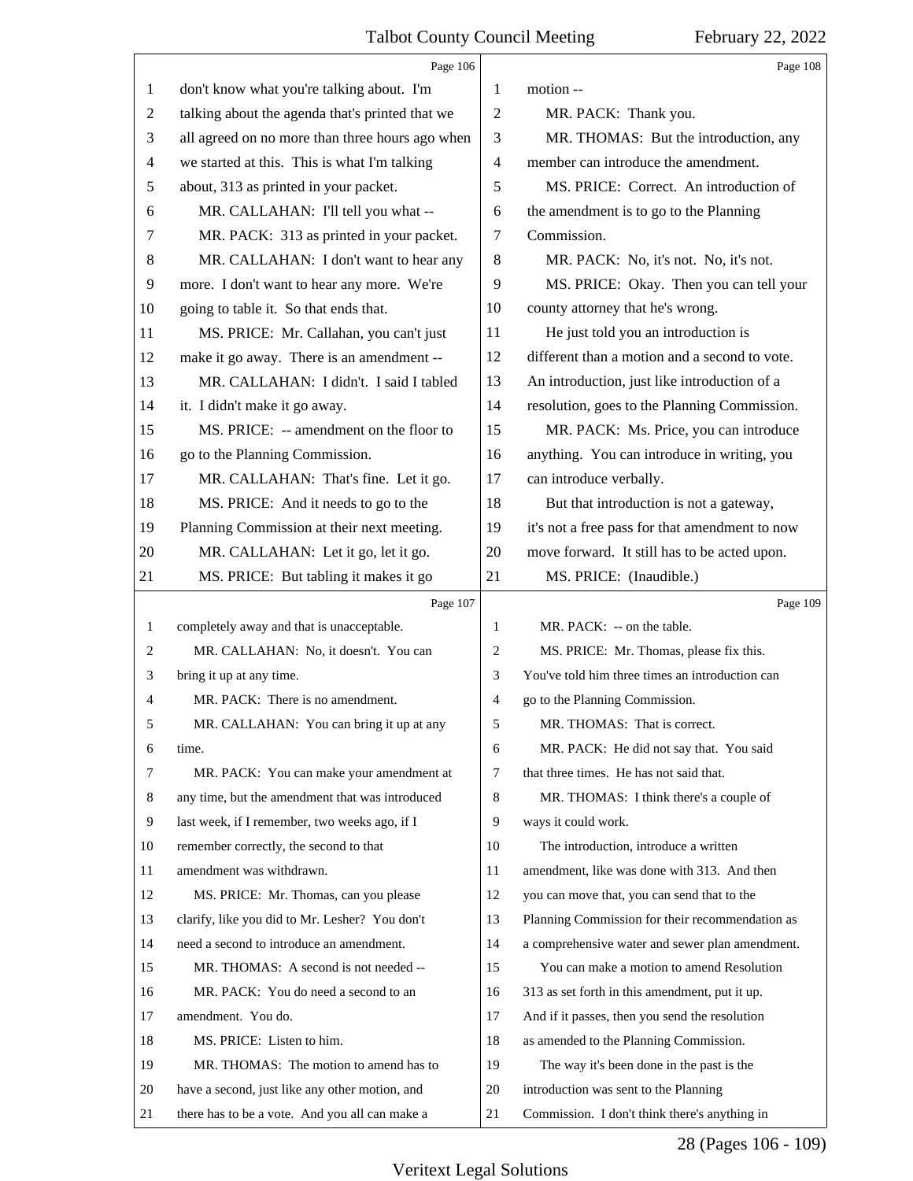don't know what you're talking about. I'm talking about the agenda that's printed that we all agreed on no more than three hours ago when we started at this. This is what I'm talking about, 313 as printed in your packet.

MR. CALLAHAN: I'll tell you what --

MR. PACK: 313 as printed in your packet.

MR. CALLAHAN: I don't want to hear any more. I don't want to hear any more. We're going to table it. So that ends that.

MS. PRICE: Mr. Callahan, you can't just make it go away. There is an amendment --

MR. CALLAHAN: I didn't. I said I tabled it. I didn't make it go away.

MS. PRICE: -- amendment on the floor to go to the Planning Commission.

MR. CALLAHAN: That's fine. Let it go.

MS. PRICE: And it needs to go to the Planning Commission at their next meeting.

MR. CALLAHAN: Let it go, let it go.

MS. PRICE: But tabling it makes it go completely away and that is unacceptable.

MR. CALLAHAN: No, it doesn't. You can bring it up at any time.

MR. PACK: There is no amendment.

MR. CALLAHAN: You can bring it up at any time.

MR. PACK: You can make your amendment at any time, but the amendment that was introduced last week, if I remember, two weeks ago, if I remember correctly, the second to that amendment was withdrawn.

MS. PRICE: Mr. Thomas, can you please clarify, like you did to Mr. Lesher? You don't need a second to introduce an amendment.

MR. THOMAS: A second is not needed --

MR. PACK: You do need a second to an amendment. You do.

MS. PRICE: Listen to him.

MR. THOMAS: The motion to amend has to have a second, just like any other motion, and there has to be a vote. And you all can make a motion --

MR. PACK: Thank you.

MR. THOMAS: But the introduction, any member can introduce the amendment.

MS. PRICE: Correct. An introduction of the amendment is to go to the Planning Commission.

MR. PACK: No, it's not. No, it's not.

MS. PRICE: Okay. Then you can tell your county attorney that he's wrong.

He just told you an introduction is different than a motion and a second to vote. An introduction, just like introduction of a resolution, goes to the Planning Commission.

MR. PACK: Ms. Price, you can introduce anything. You can introduce in writing, you can introduce verbally.

But that introduction is not a gateway, it's not a free pass for that amendment to now move forward. It still has to be acted upon.

MS. PRICE: (Inaudible.)

MR. PACK: -- on the table.

MS. PRICE: Mr. Thomas, please fix this. You've told him three times an introduction can go to the Planning Commission.

MR. THOMAS: That is correct.

MR. PACK: He did not say that. You said that three times. He has not said that.

MR. THOMAS: I think there's a couple of ways it could work.

The introduction, introduce a written amendment, like was done with 313. And then you can move that, you can send that to the Planning Commission for their recommendation as a comprehensive water and sewer plan amendment.

You can make a motion to amend Resolution 313 as set forth in this amendment, put it up. And if it passes, then you send the resolution as amended to the Planning Commission.

The way it's been done in the past is the introduction was sent to the Planning Commission. I don't think there's anything in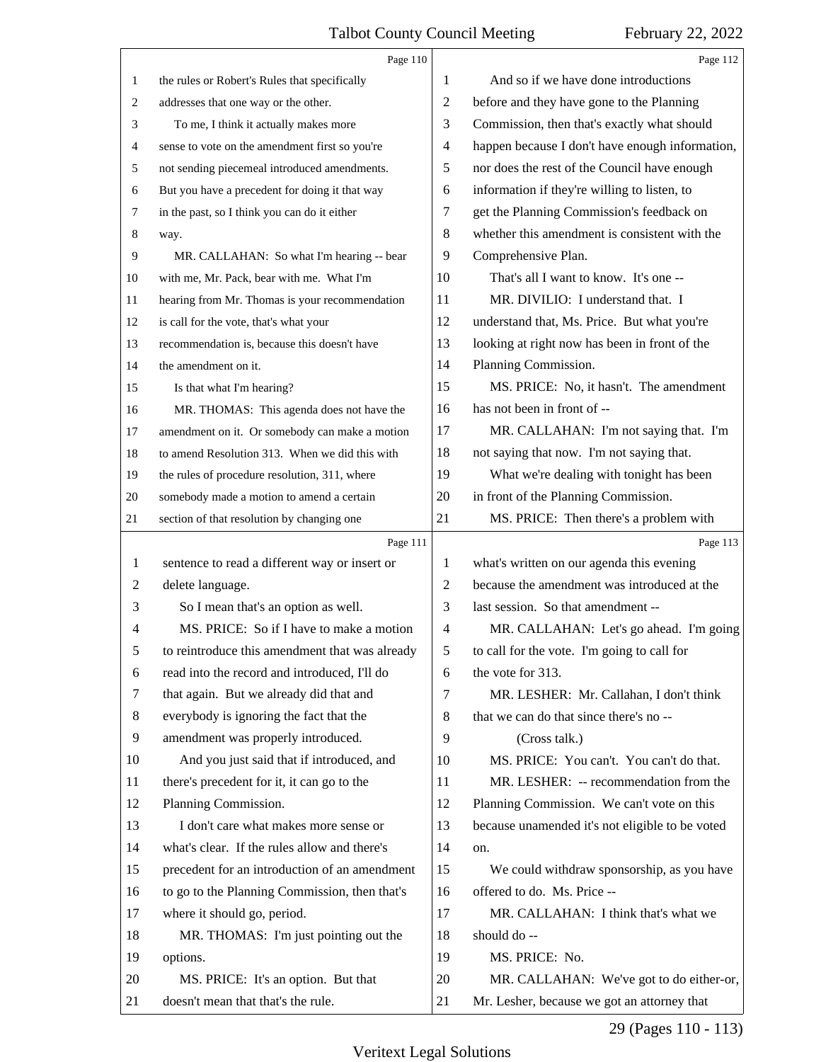the rules or Robert's Rules that specifically addresses that one way or the other.

To me, I think it actually makes more sense to vote on the amendment first so you're not sending piecemeal introduced amendments. But you have a precedent for doing it that way in the past, so I think you can do it either way.

MR. CALLAHAN: So what I'm hearing -- bear with me, Mr. Pack, bear with me. What I'm hearing from Mr. Thomas is your recommendation is call for the vote, that's what your recommendation is, because this doesn't have the amendment on it.

Is that what I'm hearing?

MR. THOMAS: This agenda does not have the amendment on it. Or somebody can make a motion to amend Resolution 313. When we did this with the rules of procedure resolution, 311, where somebody made a motion to amend a certain section of that resolution by changing one sentence to read a different way or insert or delete language.

So I mean that's an option as well.

MS. PRICE: So if I have to make a motion to reintroduce this amendment that was already read into the record and introduced, I'll do that again. But we already did that and everybody is ignoring the fact that the amendment was properly introduced.

And you just said that if introduced, and there's precedent for it, it can go to the Planning Commission.

I don't care what makes more sense or what's clear. If the rules allow and there's precedent for an introduction of an amendment to go to the Planning Commission, then that's where it should go, period.

MR. THOMAS: I'm just pointing out the options.

MS. PRICE: It's an option. But that doesn't mean that that's the rule.

And so if we have done introductions before and they have gone to the Planning Commission, then that's exactly what should happen because I don't have enough information, nor does the rest of the Council have enough information if they're willing to listen, to get the Planning Commission's feedback on whether this amendment is consistent with the Comprehensive Plan.

That's all I want to know. It's one --

MR. DIVILIO: I understand that. I understand that, Ms. Price. But what you're looking at right now has been in front of the Planning Commission.

MS. PRICE: No, it hasn't. The amendment has not been in front of --

MR. CALLAHAN: I'm not saying that. I'm not saying that now. I'm not saying that.

What we're dealing with tonight has been in front of the Planning Commission.

MS. PRICE: Then there's a problem with what's written on our agenda this evening because the amendment was introduced at the last session. So that amendment --

MR. CALLAHAN: Let's go ahead. I'm going to call for the vote. I'm going to call for the vote for 313.

MR. LESHER: Mr. Callahan, I don't think that we can do that since there's no --

(Cross talk.)

MS. PRICE: You can't. You can't do that.

MR. LESHER: -- recommendation from the Planning Commission. We can't vote on this because unamended it's not eligible to be voted on.

We could withdraw sponsorship, as you have offered to do. Ms. Price --

MR. CALLAHAN: I think that's what we should do --

MS. PRICE: No.

MR. CALLAHAN: We've got to do either-or, Mr. Lesher, because we got an attorney that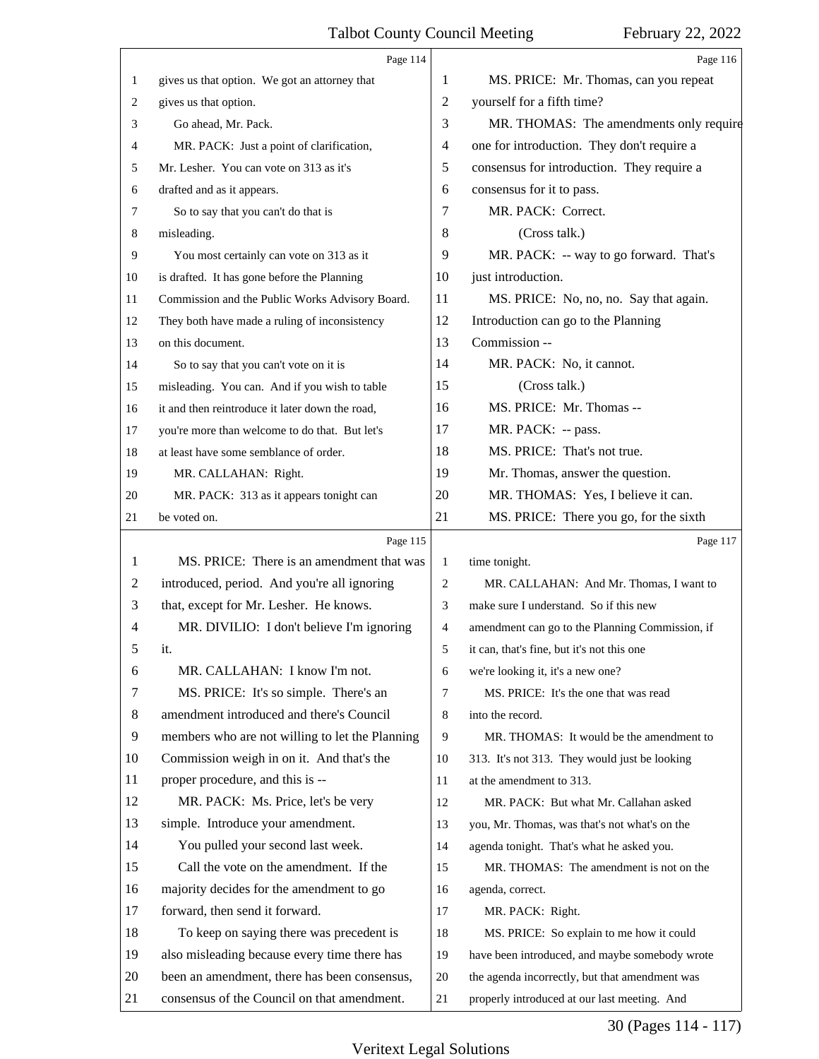Page 114

gives us that option. We got an attorney that gives us that option.

Go ahead, Mr. Pack.

MR. PACK: Just a point of clarification, Mr. Lesher. You can vote on 313 as it's drafted and as it appears.

So to say that you can't do that is misleading.

You most certainly can vote on 313 as it is drafted. It has gone before the Planning Commission and the Public Works Advisory Board. They both have made a ruling of inconsistency on this document.

So to say that you can't vote on it is misleading. You can. And if you wish to table it and then reintroduce it later down the road, you're more than welcome to do that. But let's at least have some semblance of order.

MR. CALLAHAN: Right.

MR. PACK: 313 as it appears tonight can be voted on.

Page 115

MS. PRICE: There is an amendment that was introduced, period. And you're all ignoring that, except for Mr. Lesher. He knows.

MR. DIVILIO: I don't believe I'm ignoring it.

MR. CALLAHAN: I know I'm not.

MS. PRICE: It's so simple. There's an amendment introduced and there's Council members who are not willing to let the Planning Commission weigh in on it. And that's the proper procedure, and this is --

MR. PACK: Ms. Price, let's be very simple. Introduce your amendment.

You pulled your second last week.

Call the vote on the amendment. If the majority decides for the amendment to go forward, then send it forward.

To keep on saying there was precedent is also misleading because every time there has been an amendment, there has been consensus, consensus of the Council on that amendment.

Page 116

MS. PRICE: Mr. Thomas, can you repeat yourself for a fifth time?

MR. THOMAS: The amendments only require one for introduction. They don't require a consensus for introduction. They require a consensus for it to pass.

MR. PACK: Correct.

(Cross talk.)

MR. PACK: -- way to go forward. That's just introduction.

MS. PRICE: No, no, no. Say that again. Introduction can go to the Planning Commission --

MR. PACK: No, it cannot.

(Cross talk.)

MS. PRICE: Mr. Thomas --

MR. PACK: -- pass.

MS. PRICE: That's not true.

Mr. Thomas, answer the question.

MR. THOMAS: Yes, I believe it can.

MS. PRICE: There you go, for the sixth

Page 117

time tonight.

MR. CALLAHAN: And Mr. Thomas, I want to make sure I understand. So if this new amendment can go to the Planning Commission, if it can, that's fine, but it's not this one we're looking it, it's a new one?

MS. PRICE: It's the one that was read into the record.

MR. THOMAS: It would be the amendment to 313. It's not 313. They would just be looking at the amendment to 313.

MR. PACK: But what Mr. Callahan asked you, Mr. Thomas, was that's not what's on the agenda tonight. That's what he asked you.

MR. THOMAS: The amendment is not on the agenda, correct.

MR. PACK: Right.

MS. PRICE: So explain to me how it could have been introduced, and maybe somebody wrote the agenda incorrectly, but that amendment was properly introduced at our last meeting. And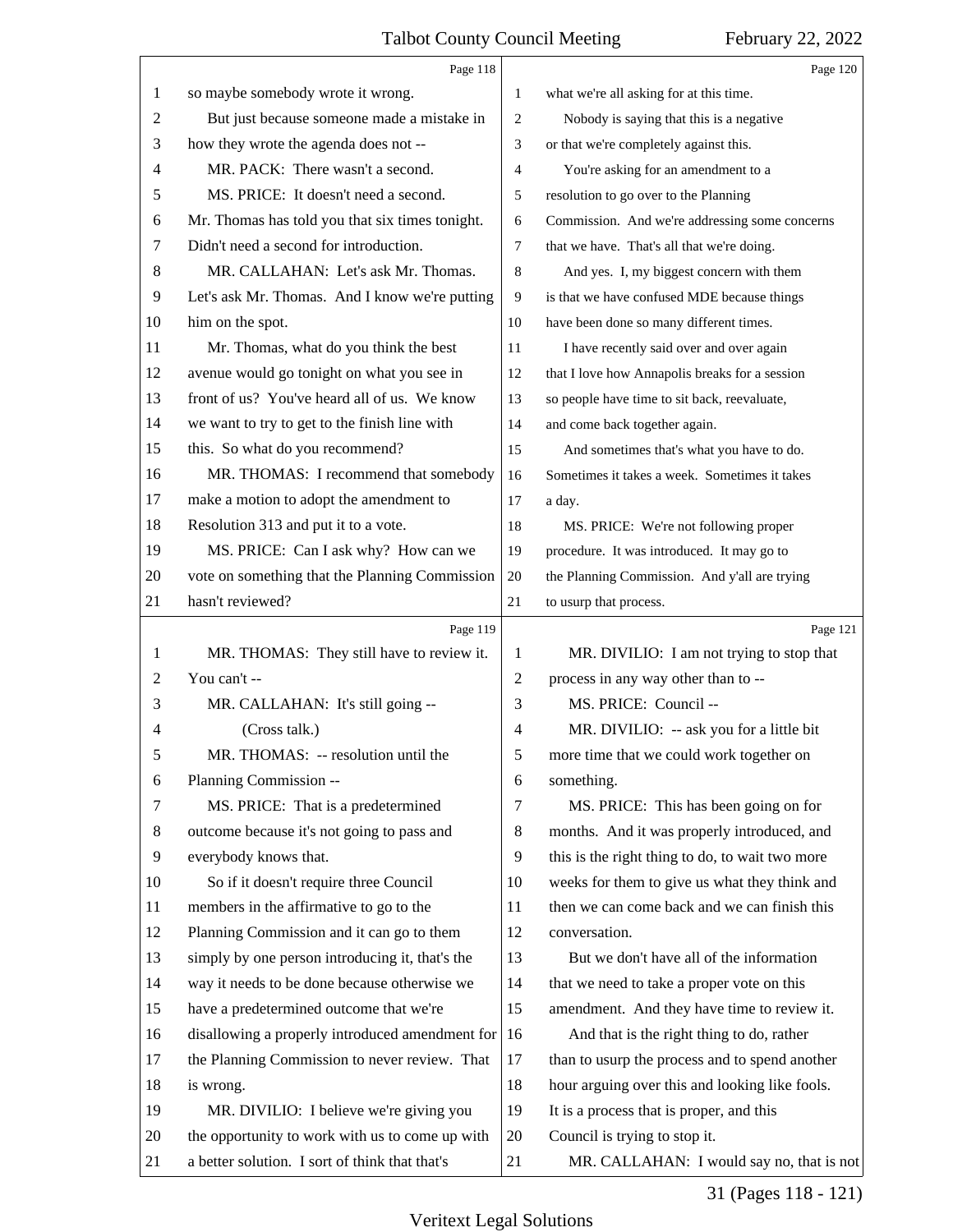Page 118

so maybe somebody wrote it wrong.

But just because someone made a mistake in how they wrote the agenda does not --

MR. PACK: There wasn't a second.

MS. PRICE: It doesn't need a second. Mr. Thomas has told you that six times tonight. Didn't need a second for introduction.

MR. CALLAHAN: Let's ask Mr. Thomas. Let's ask Mr. Thomas. And I know we're putting him on the spot.

Mr. Thomas, what do you think the best avenue would go tonight on what you see in front of us? You've heard all of us. We know we want to try to get to the finish line with this. So what do you recommend?

MR. THOMAS: I recommend that somebody make a motion to adopt the amendment to Resolution 313 and put it to a vote.

MS. PRICE: Can I ask why? How can we vote on something that the Planning Commission hasn't reviewed?

Page 119

MR. THOMAS: They still have to review it. You can't --

MR. CALLAHAN: It's still going --

(Cross talk.)

MR. THOMAS: -- resolution until the Planning Commission --

MS. PRICE: That is a predetermined outcome because it's not going to pass and everybody knows that.

So if it doesn't require three Council members in the affirmative to go to the Planning Commission and it can go to them simply by one person introducing it, that's the way it needs to be done because otherwise we have a predetermined outcome that we're disallowing a properly introduced amendment for the Planning Commission to never review. That is wrong.

MR. DIVILIO: I believe we're giving you the opportunity to work with us to come up with a better solution. I sort of think that that's

Page 120

what we're all asking for at this time.

Nobody is saying that this is a negative or that we're completely against this.

You're asking for an amendment to a resolution to go over to the Planning Commission. And we're addressing some concerns that we have. That's all that we're doing.

And yes. I, my biggest concern with them is that we have confused MDE because things have been done so many different times.

I have recently said over and over again that I love how Annapolis breaks for a session so people have time to sit back, reevaluate, and come back together again.

And sometimes that's what you have to do. Sometimes it takes a week. Sometimes it takes a day.

MS. PRICE: We're not following proper procedure. It was introduced. It may go to the Planning Commission. And y'all are trying to usurp that process.

Page 121

MR. DIVILIO: I am not trying to stop that process in any way other than to --

MS. PRICE: Council --

MR. DIVILIO: -- ask you for a little bit more time that we could work together on something.

MS. PRICE: This has been going on for months. And it was properly introduced, and this is the right thing to do, to wait two more weeks for them to give us what they think and then we can come back and we can finish this conversation.

But we don't have all of the information that we need to take a proper vote on this amendment. And they have time to review it.

And that is the right thing to do, rather than to usurp the process and to spend another hour arguing over this and looking like fools. It is a process that is proper, and this Council is trying to stop it.

MR. CALLAHAN: I would say no, that is not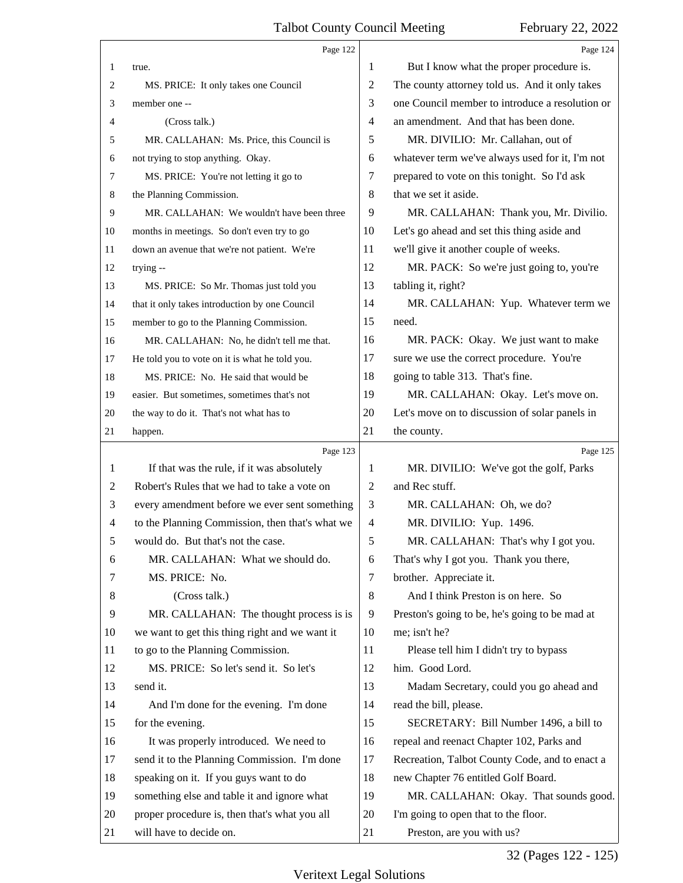Page 122

1 true.
2 MS. PRICE: It only takes one Council
3 member one --
4 (Cross talk.)
5 MR. CALLAHAN: Ms. Price, this Council is
6 not trying to stop anything. Okay.
7 MS. PRICE: You're not letting it go to
8 the Planning Commission.
9 MR. CALLAHAN: We wouldn't have been three
10 months in meetings. So don't even try to go
11 down an avenue that we're not patient. We're
12 trying --
13 MS. PRICE: So Mr. Thomas just told you
14 that it only takes introduction by one Council
15 member to go to the Planning Commission.
16 MR. CALLAHAN: No, he didn't tell me that.
17 He told you to vote on it is what he told you.
18 MS. PRICE: No. He said that would be
19 easier. But sometimes, sometimes that's not
20 the way to do it. That's not what has to
21 happen.

Page 123

1 If that was the rule, if it was absolutely
2 Robert's Rules that we had to take a vote on
3 every amendment before we ever sent something
4 to the Planning Commission, then that's what we
5 would do. But that's not the case.
6 MR. CALLAHAN: What we should do.
7 MS. PRICE: No.
8 (Cross talk.)
9 MR. CALLAHAN: The thought process is is
10 we want to get this thing right and we want it
11 to go to the Planning Commission.
12 MS. PRICE: So let's send it. So let's
13 send it.
14 And I'm done for the evening. I'm done
15 for the evening.
16 It was properly introduced. We need to
17 send it to the Planning Commission. I'm done
18 speaking on it. If you guys want to do
19 something else and table it and ignore what
20 proper procedure is, then that's what you all
21 will have to decide on.

Page 124

1 But I know what the proper procedure is.
2 The county attorney told us. And it only takes
3 one Council member to introduce a resolution or
4 an amendment. And that has been done.
5 MR. DIVILIO: Mr. Callahan, out of
6 whatever term we've always used for it, I'm not
7 prepared to vote on this tonight. So I'd ask
8 that we set it aside.
9 MR. CALLAHAN: Thank you, Mr. Divilio.
10 Let's go ahead and set this thing aside and
11 we'll give it another couple of weeks.
12 MR. PACK: So we're just going to, you're
13 tabling it, right?
14 MR. CALLAHAN: Yup. Whatever term we
15 need.
16 MR. PACK: Okay. We just want to make
17 sure we use the correct procedure. You're
18 going to table 313. That's fine.
19 MR. CALLAHAN: Okay. Let's move on.
20 Let's move on to discussion of solar panels in
21 the county.

Page 125

1 MR. DIVILIO: We've got the golf, Parks
2 and Rec stuff.
3 MR. CALLAHAN: Oh, we do?
4 MR. DIVILIO: Yup. 1496.
5 MR. CALLAHAN: That's why I got you.
6 That's why I got you. Thank you there,
7 brother. Appreciate it.
8 And I think Preston is on here. So
9 Preston's going to be, he's going to be mad at
10 me; isn't he?
11 Please tell him I didn't try to bypass
12 him. Good Lord.
13 Madam Secretary, could you go ahead and
14 read the bill, please.
15 SECRETARY: Bill Number 1496, a bill to
16 repeal and reenact Chapter 102, Parks and
17 Recreation, Talbot County Code, and to enact a
18 new Chapter 76 entitled Golf Board.
19 MR. CALLAHAN: Okay. That sounds good.
20 I'm going to open that to the floor.
21 Preston, are you with us?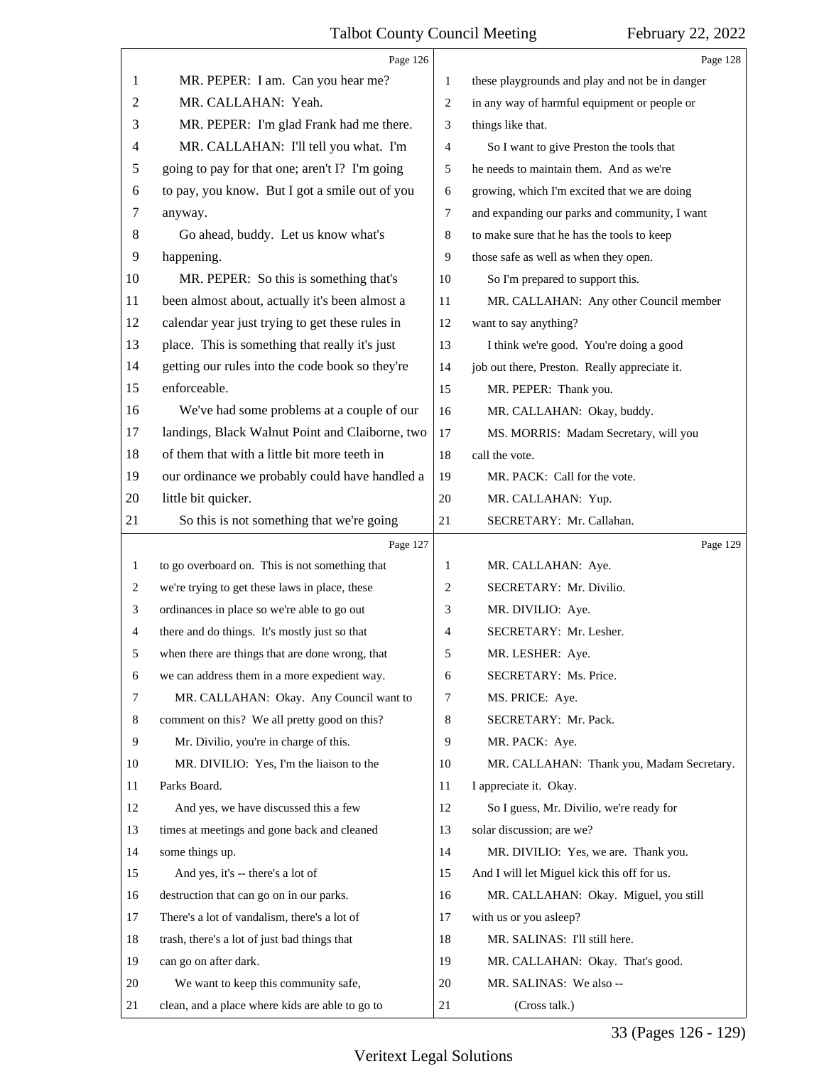MR. PEPER: I am. Can you hear me?

MR. CALLAHAN: Yeah.

MR. PEPER: I'm glad Frank had me there.

MR. CALLAHAN: I'll tell you what. I'm going to pay for that one; aren't I? I'm going to pay, you know. But I got a smile out of you anyway.

Go ahead, buddy. Let us know what's happening.

MR. PEPER: So this is something that's been almost about, actually it's been almost a calendar year just trying to get these rules in place. This is something that really it's just getting our rules into the code book so they're enforceable.

We've had some problems at a couple of our landings, Black Walnut Point and Claiborne, two of them that with a little bit more teeth in our ordinance we probably could have handled a little bit quicker.

So this is not something that we're going to go overboard on. This is not something that we're trying to get these laws in place, these ordinances in place so we're able to go out there and do things. It's mostly just so that when there are things that are done wrong, that we can address them in a more expedient way.

MR. CALLAHAN: Okay. Any Council want to comment on this? We all pretty good on this?

Mr. Divilio, you're in charge of this.

MR. DIVILIO: Yes, I'm the liaison to the Parks Board.

And yes, we have discussed this a few times at meetings and gone back and cleaned some things up.

And yes, it's -- there's a lot of destruction that can go on in our parks. There's a lot of vandalism, there's a lot of trash, there's a lot of just bad things that can go on after dark.

We want to keep this community safe, clean, and a place where kids are able to go to these playgrounds and play and not be in danger in any way of harmful equipment or people or things like that.

So I want to give Preston the tools that he needs to maintain them. And as we're growing, which I'm excited that we are doing and expanding our parks and community, I want to make sure that he has the tools to keep those safe as well as when they open.

So I'm prepared to support this.

MR. CALLAHAN: Any other Council member want to say anything?

I think we're good. You're doing a good job out there, Preston. Really appreciate it.

MR. PEPER: Thank you.

MR. CALLAHAN: Okay, buddy.

MS. MORRIS: Madam Secretary, will you call the vote.

MR. PACK: Call for the vote.

MR. CALLAHAN: Yup.

SECRETARY: Mr. Callahan.

MR. CALLAHAN: Aye.

SECRETARY: Mr. Divilio.

MR. DIVILIO: Aye.

SECRETARY: Mr. Lesher.

MR. LESHER: Aye.

SECRETARY: Ms. Price.

MS. PRICE: Aye.

SECRETARY: Mr. Pack.

MR. PACK: Aye.

MR. CALLAHAN: Thank you, Madam Secretary. I appreciate it. Okay.

So I guess, Mr. Divilio, we're ready for solar discussion; are we?

MR. DIVILIO: Yes, we are. Thank you. And I will let Miguel kick this off for us.

MR. CALLAHAN: Okay. Miguel, you still with us or you asleep?

MR. SALINAS: I'll still here.

MR. CALLAHAN: Okay. That's good.

MR. SALINAS: We also --

(Cross talk.)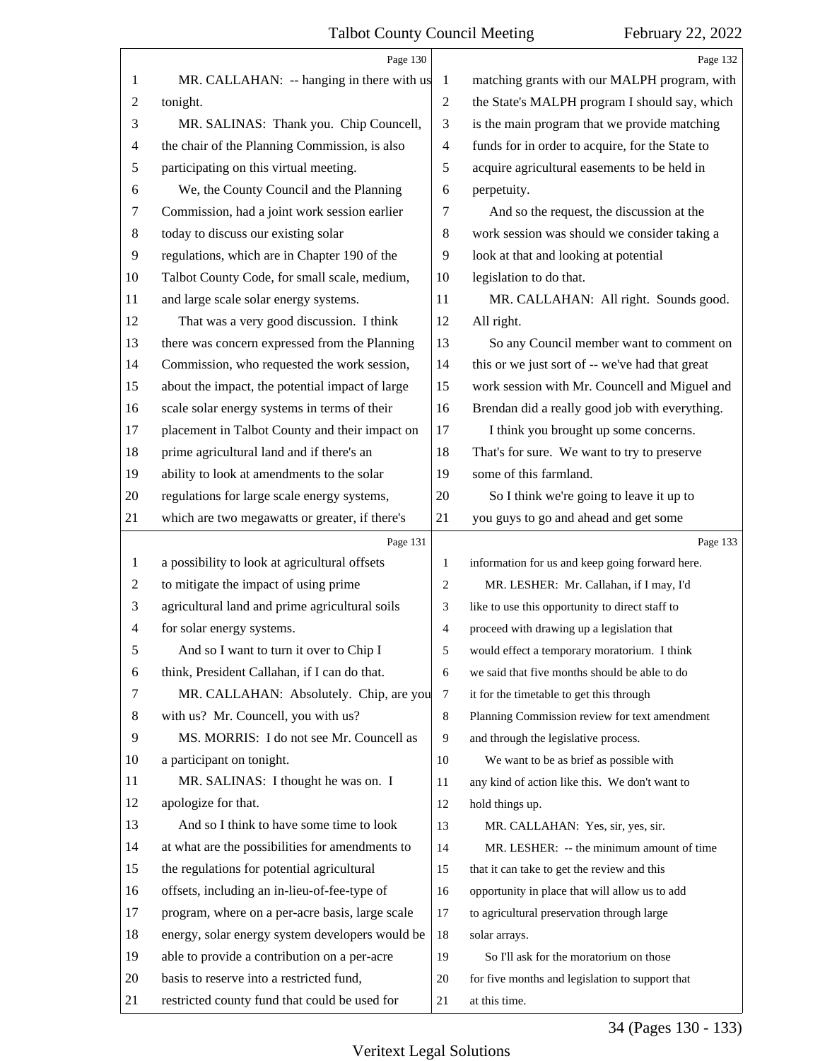Page 130

MR. CALLAHAN: -- hanging in there with us tonight.

MR. SALINAS: Thank you. Chip Councell, the chair of the Planning Commission, is also participating on this virtual meeting.

We, the County Council and the Planning Commission, had a joint work session earlier today to discuss our existing solar regulations, which are in Chapter 190 of the Talbot County Code, for small scale, medium, and large scale solar energy systems.

That was a very good discussion. I think there was concern expressed from the Planning Commission, who requested the work session, about the impact, the potential impact of large scale solar energy systems in terms of their placement in Talbot County and their impact on prime agricultural land and if there's an ability to look at amendments to the solar regulations for large scale energy systems, which are two megawatts or greater, if there's

Page 131

a possibility to look at agricultural offsets to mitigate the impact of using prime agricultural land and prime agricultural soils for solar energy systems.

And so I want to turn it over to Chip I think, President Callahan, if I can do that.

MR. CALLAHAN: Absolutely. Chip, are you with us? Mr. Councell, you with us?

MS. MORRIS: I do not see Mr. Councell as a participant on tonight.

MR. SALINAS: I thought he was on. I apologize for that.

And so I think to have some time to look at what are the possibilities for amendments to the regulations for potential agricultural offsets, including an in-lieu-of-fee-type of program, where on a per-acre basis, large scale energy, solar energy system developers would be able to provide a contribution on a per-acre basis to reserve into a restricted fund, restricted county fund that could be used for

Page 132

matching grants with our MALPH program, with the State's MALPH program I should say, which is the main program that we provide matching funds for in order to acquire, for the State to acquire agricultural easements to be held in perpetuity.

And so the request, the discussion at the work session was should we consider taking a look at that and looking at potential legislation to do that.

MR. CALLAHAN: All right. Sounds good. All right.

So any Council member want to comment on this or we just sort of -- we've had that great work session with Mr. Councell and Miguel and Brendan did a really good job with everything.

I think you brought up some concerns. That's for sure. We want to try to preserve some of this farmland.

So I think we're going to leave it up to you guys to go and ahead and get some

Page 133

information for us and keep going forward here.

MR. LESHER: Mr. Callahan, if I may, I'd like to use this opportunity to direct staff to proceed with drawing up a legislation that would effect a temporary moratorium. I think we said that five months should be able to do it for the timetable to get this through Planning Commission review for text amendment and through the legislative process.

We want to be as brief as possible with any kind of action like this. We don't want to hold things up.

MR. CALLAHAN: Yes, sir, yes, sir.

MR. LESHER: -- the minimum amount of time that it can take to get the review and this opportunity in place that will allow us to add to agricultural preservation through large solar arrays.

So I'll ask for the moratorium on those for five months and legislation to support that at this time.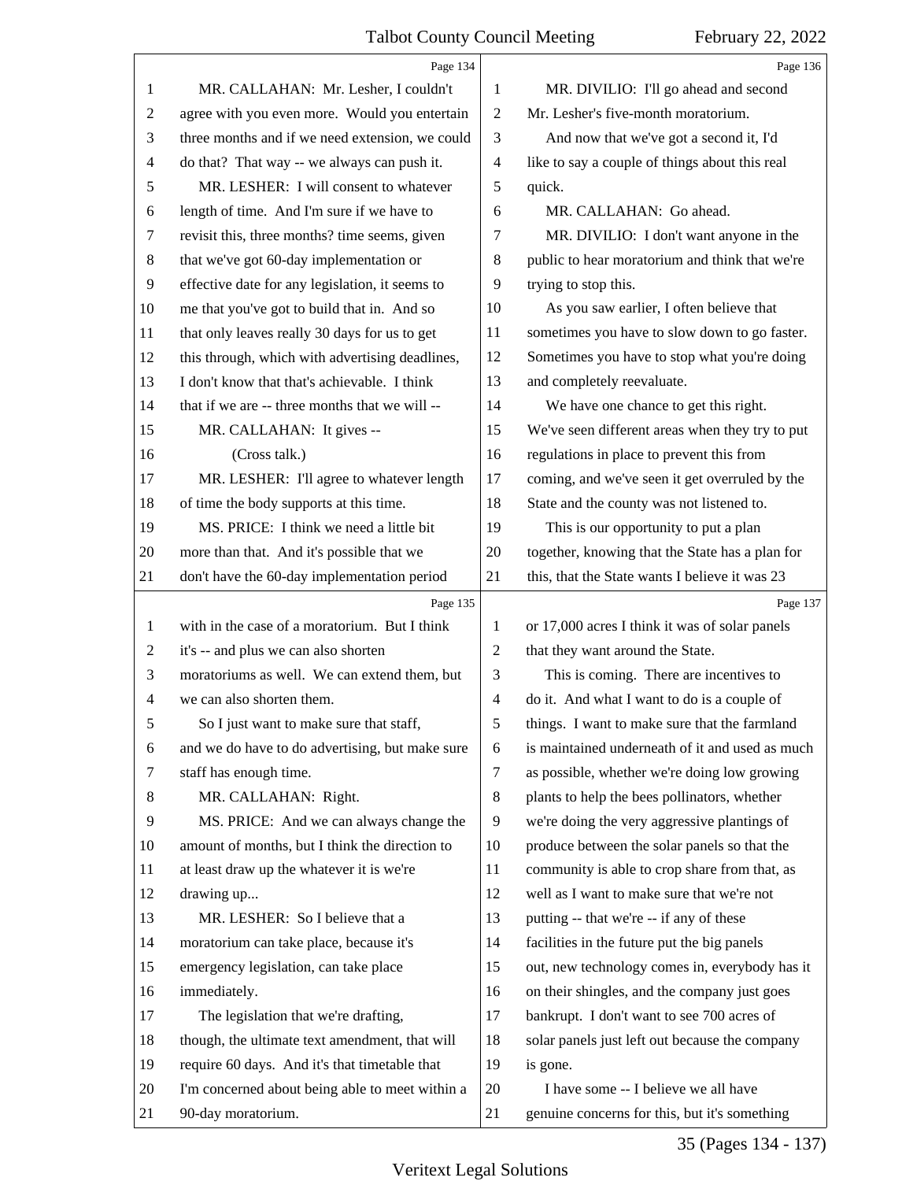Page 134

MR. CALLAHAN: Mr. Lesher, I couldn't agree with you even more. Would you entertain three months and if we need extension, we could do that? That way -- we always can push it.

MR. LESHER: I will consent to whatever length of time. And I'm sure if we have to revisit this, three months? time seems, given that we've got 60-day implementation or effective date for any legislation, it seems to me that you've got to build that in. And so that only leaves really 30 days for us to get this through, which with advertising deadlines, I don't know that that's achievable. I think that if we are -- three months that we will --

MR. CALLAHAN: It gives --

(Cross talk.)

MR. LESHER: I'll agree to whatever length of time the body supports at this time.

MS. PRICE: I think we need a little bit more than that. And it's possible that we don't have the 60-day implementation period

Page 135

with in the case of a moratorium. But I think it's -- and plus we can also shorten moratoriums as well. We can extend them, but we can also shorten them.

So I just want to make sure that staff, and we do have to do advertising, but make sure staff has enough time.

MR. CALLAHAN: Right.

MS. PRICE: And we can always change the amount of months, but I think the direction to at least draw up the whatever it is we're drawing up...

MR. LESHER: So I believe that a moratorium can take place, because it's emergency legislation, can take place immediately.

The legislation that we're drafting, though, the ultimate text amendment, that will require 60 days. And it's that timetable that I'm concerned about being able to meet within a 90-day moratorium.

Page 136

MR. DIVILIO: I'll go ahead and second Mr. Lesher's five-month moratorium.

And now that we've got a second it, I'd like to say a couple of things about this real quick.

MR. CALLAHAN: Go ahead.

MR. DIVILIO: I don't want anyone in the public to hear moratorium and think that we're trying to stop this.

As you saw earlier, I often believe that sometimes you have to slow down to go faster. Sometimes you have to stop what you're doing and completely reevaluate.

We have one chance to get this right. We've seen different areas when they try to put regulations in place to prevent this from coming, and we've seen it get overruled by the State and the county was not listened to.

This is our opportunity to put a plan together, knowing that the State has a plan for this, that the State wants I believe it was 23

Page 137

or 17,000 acres I think it was of solar panels that they want around the State.

This is coming. There are incentives to do it. And what I want to do is a couple of things. I want to make sure that the farmland is maintained underneath of it and used as much as possible, whether we're doing low growing plants to help the bees pollinators, whether we're doing the very aggressive plantings of produce between the solar panels so that the community is able to crop share from that, as well as I want to make sure that we're not putting -- that we're -- if any of these facilities in the future put the big panels out, new technology comes in, everybody has it on their shingles, and the company just goes bankrupt. I don't want to see 700 acres of solar panels just left out because the company is gone.

I have some -- I believe we all have genuine concerns for this, but it's something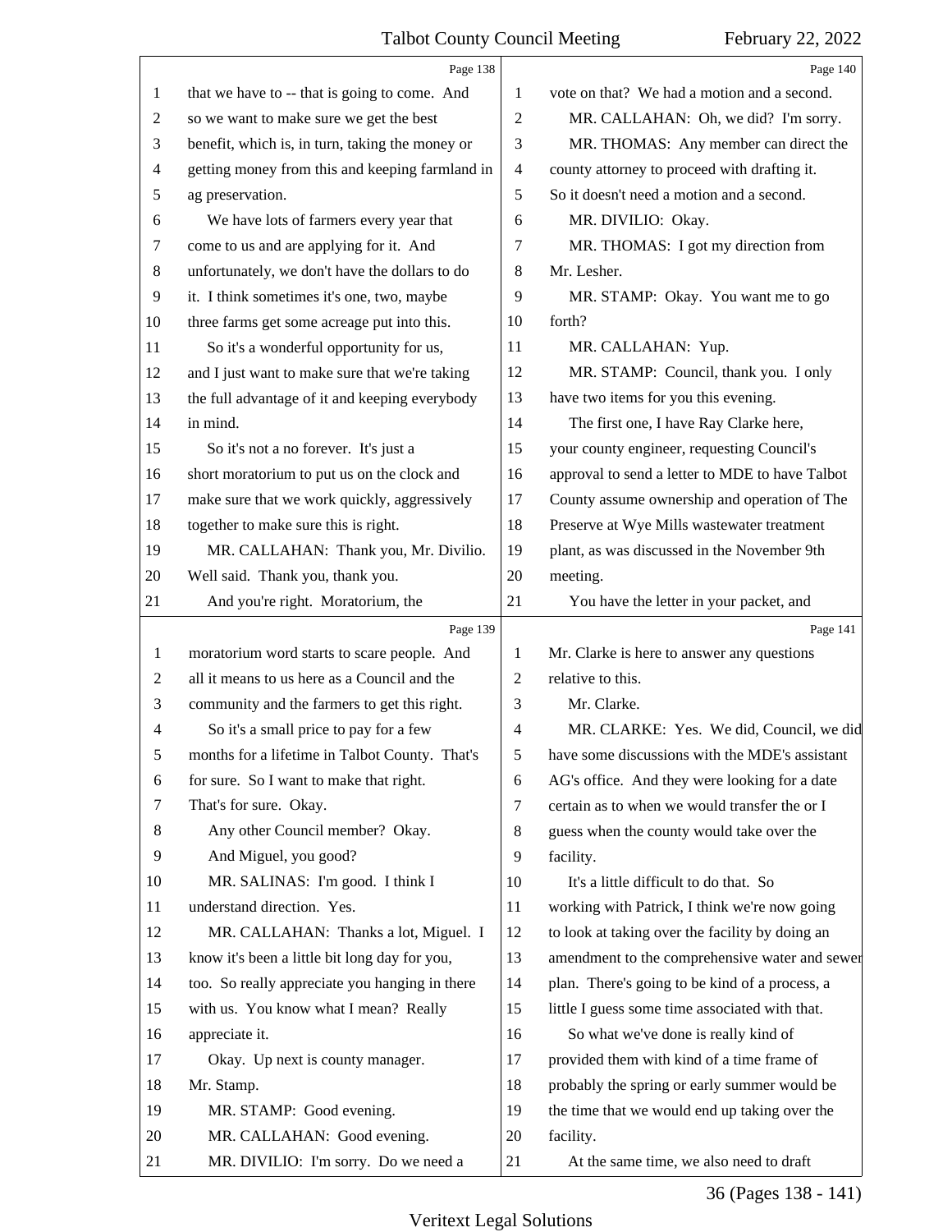Page 138

1 that we have to -- that is going to come. And
2 so we want to make sure we get the best
3 benefit, which is, in turn, taking the money or
4 getting money from this and keeping farmland in
5 ag preservation.
6 We have lots of farmers every year that
7 come to us and are applying for it. And
8 unfortunately, we don't have the dollars to do
9 it. I think sometimes it's one, two, maybe
10 three farms get some acreage put into this.
11 So it's a wonderful opportunity for us,
12 and I just want to make sure that we're taking
13 the full advantage of it and keeping everybody
14 in mind.
15 So it's not a no forever. It's just a
16 short moratorium to put us on the clock and
17 make sure that we work quickly, aggressively
18 together to make sure this is right.
19 MR. CALLAHAN: Thank you, Mr. Divilio.
20 Well said. Thank you, thank you.
21 And you're right. Moratorium, the

Page 139

1 moratorium word starts to scare people. And
2 all it means to us here as a Council and the
3 community and the farmers to get this right.
4 So it's a small price to pay for a few
5 months for a lifetime in Talbot County. That's
6 for sure. So I want to make that right.
7 That's for sure. Okay.
8 Any other Council member? Okay.
9 And Miguel, you good?
10 MR. SALINAS: I'm good. I think I
11 understand direction. Yes.
12 MR. CALLAHAN: Thanks a lot, Miguel. I
13 know it's been a little bit long day for you,
14 too. So really appreciate you hanging in there
15 with us. You know what I mean? Really
16 appreciate it.
17 Okay. Up next is county manager.
18 Mr. Stamp.
19 MR. STAMP: Good evening.
20 MR. CALLAHAN: Good evening.
21 MR. DIVILIO: I'm sorry. Do we need a

Page 140

1 vote on that? We had a motion and a second.
2 MR. CALLAHAN: Oh, we did? I'm sorry.
3 MR. THOMAS: Any member can direct the
4 county attorney to proceed with drafting it.
5 So it doesn't need a motion and a second.
6 MR. DIVILIO: Okay.
7 MR. THOMAS: I got my direction from
8 Mr. Lesher.
9 MR. STAMP: Okay. You want me to go
10 forth?
11 MR. CALLAHAN: Yup.
12 MR. STAMP: Council, thank you. I only
13 have two items for you this evening.
14 The first one, I have Ray Clarke here,
15 your county engineer, requesting Council's
16 approval to send a letter to MDE to have Talbot
17 County assume ownership and operation of The
18 Preserve at Wye Mills wastewater treatment
19 plant, as was discussed in the November 9th
20 meeting.
21 You have the letter in your packet, and

Page 141

1 Mr. Clarke is here to answer any questions
2 relative to this.
3 Mr. Clarke.
4 MR. CLARKE: Yes. We did, Council, we did
5 have some discussions with the MDE's assistant
6 AG's office. And they were looking for a date
7 certain as to when we would transfer the or I
8 guess when the county would take over the
9 facility.
10 It's a little difficult to do that. So
11 working with Patrick, I think we're now going
12 to look at taking over the facility by doing an
13 amendment to the comprehensive water and sewer
14 plan. There's going to be kind of a process, a
15 little I guess some time associated with that.
16 So what we've done is really kind of
17 provided them with kind of a time frame of
18 probably the spring or early summer would be
19 the time that we would end up taking over the
20 facility.
21 At the same time, we also need to draft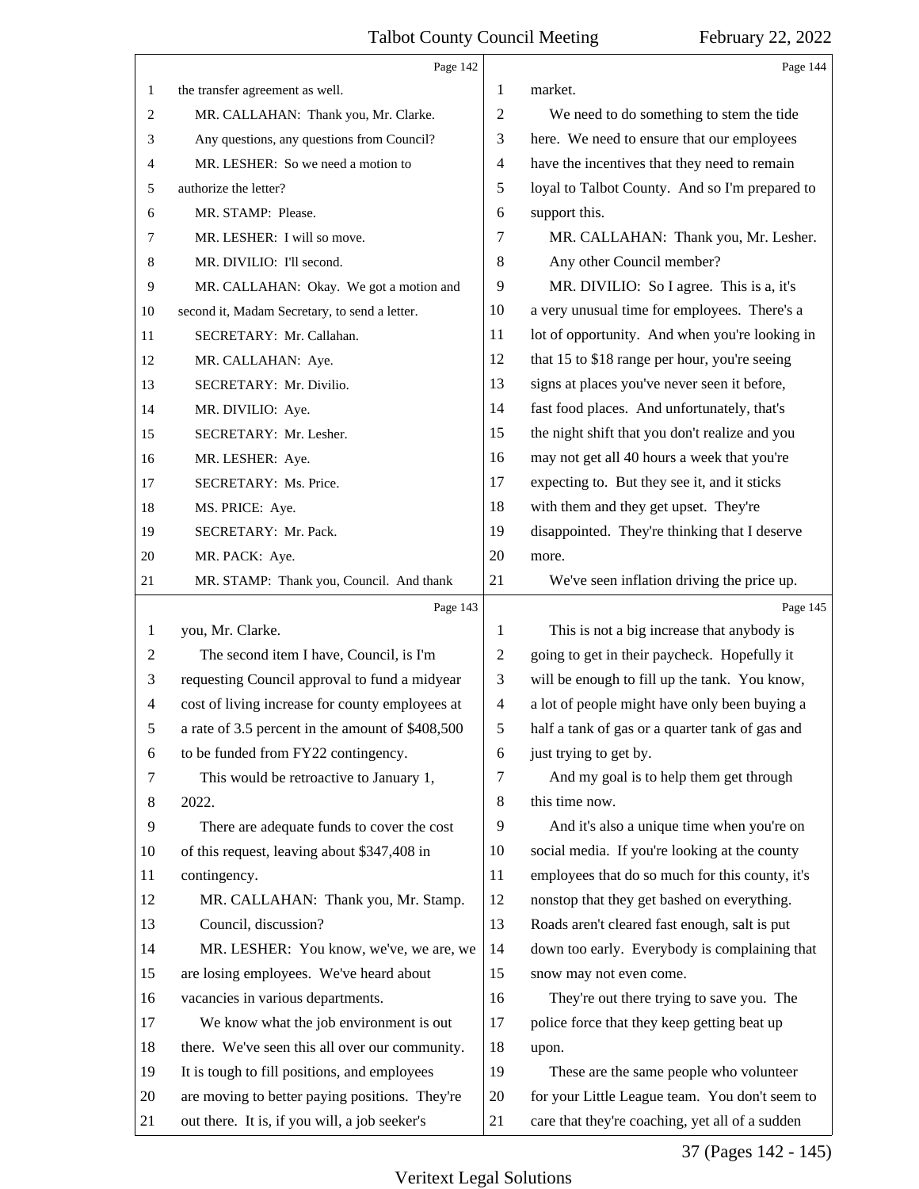the transfer agreement as well.

MR. CALLAHAN: Thank you, Mr. Clarke.

Any questions, any questions from Council?

MR. LESHER: So we need a motion to authorize the letter?

MR. STAMP: Please.

MR. LESHER: I will so move.

MR. DIVILIO: I'll second.

MR. CALLAHAN: Okay. We got a motion and second it, Madam Secretary, to send a letter.

SECRETARY: Mr. Callahan.

MR. CALLAHAN: Aye.

SECRETARY: Mr. Divilio.

MR. DIVILIO: Aye.

SECRETARY: Mr. Lesher.

MR. LESHER: Aye.

SECRETARY: Ms. Price.

MS. PRICE: Aye.

SECRETARY: Mr. Pack.

MR. PACK: Aye.

MR. STAMP: Thank you, Council. And thank you, Mr. Clarke.

The second item I have, Council, is I'm requesting Council approval to fund a midyear cost of living increase for county employees at a rate of 3.5 percent in the amount of $408,500 to be funded from FY22 contingency.

This would be retroactive to January 1, 2022.

There are adequate funds to cover the cost of this request, leaving about $347,408 in contingency.

MR. CALLAHAN: Thank you, Mr. Stamp.

Council, discussion?

MR. LESHER: You know, we've, we are, we are losing employees. We've heard about vacancies in various departments.

We know what the job environment is out there. We've seen this all over our community. It is tough to fill positions, and employees are moving to better paying positions. They're out there. It is, if you will, a job seeker's market.

We need to do something to stem the tide here. We need to ensure that our employees have the incentives that they need to remain loyal to Talbot County. And so I'm prepared to support this.

MR. CALLAHAN: Thank you, Mr. Lesher.

Any other Council member?

MR. DIVILIO: So I agree. This is a, it's a very unusual time for employees. There's a lot of opportunity. And when you're looking in that 15 to $18 range per hour, you're seeing signs at places you've never seen it before, fast food places. And unfortunately, that's the night shift that you don't realize and you may not get all 40 hours a week that you're expecting to. But they see it, and it sticks with them and they get upset. They're disappointed. They're thinking that I deserve more.

We've seen inflation driving the price up.

This is not a big increase that anybody is going to get in their paycheck. Hopefully it will be enough to fill up the tank. You know, a lot of people might have only been buying a half a tank of gas or a quarter tank of gas and just trying to get by.

And my goal is to help them get through this time now.

And it's also a unique time when you're on social media. If you're looking at the county employees that do so much for this county, it's nonstop that they get bashed on everything. Roads aren't cleared fast enough, salt is put down too early. Everybody is complaining that snow may not even come.

They're out there trying to save you. The police force that they keep getting beat up upon.

These are the same people who volunteer for your Little League team. You don't seem to care that they're coaching, yet all of a sudden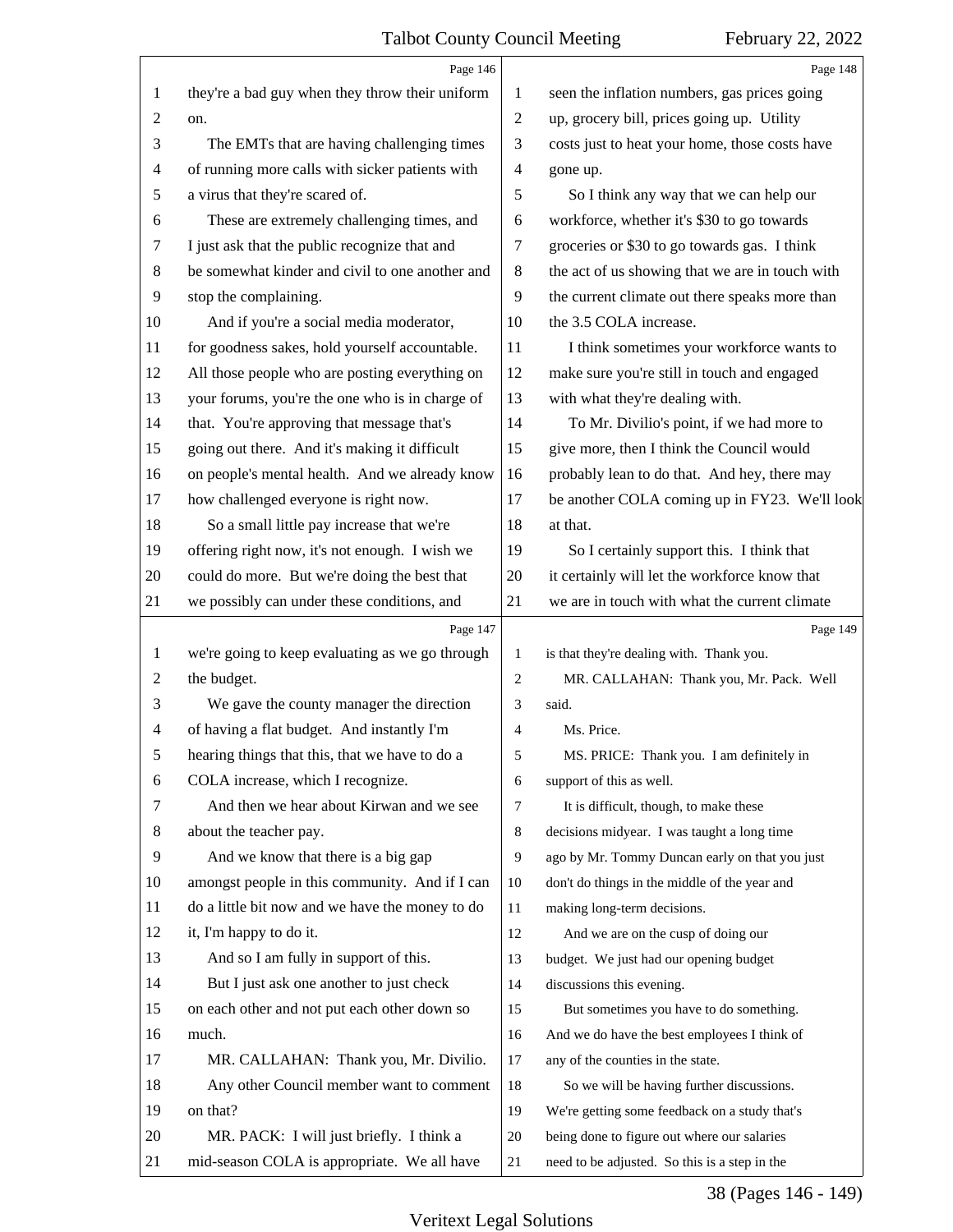they're a bad guy when they throw their uniform on.

The EMTs that are having challenging times of running more calls with sicker patients with a virus that they're scared of.

These are extremely challenging times, and I just ask that the public recognize that and be somewhat kinder and civil to one another and stop the complaining.

And if you're a social media moderator, for goodness sakes, hold yourself accountable. All those people who are posting everything on your forums, you're the one who is in charge of that. You're approving that message that's going out there. And it's making it difficult on people's mental health. And we already know how challenged everyone is right now.

So a small little pay increase that we're offering right now, it's not enough. I wish we could do more. But we're doing the best that we possibly can under these conditions, and we're going to keep evaluating as we go through the budget.

We gave the county manager the direction of having a flat budget. And instantly I'm hearing things that this, that we have to do a COLA increase, which I recognize.

And then we hear about Kirwan and we see about the teacher pay.

And we know that there is a big gap amongst people in this community. And if I can do a little bit now and we have the money to do it, I'm happy to do it.

And so I am fully in support of this.

But I just ask one another to just check on each other and not put each other down so much.

MR. CALLAHAN: Thank you, Mr. Divilio.

Any other Council member want to comment on that?

MR. PACK: I will just briefly. I think a mid-season COLA is appropriate. We all have seen the inflation numbers, gas prices going up, grocery bill, prices going up. Utility costs just to heat your home, those costs have gone up.

So I think any way that we can help our workforce, whether it's $30 to go towards groceries or $30 to go towards gas. I think the act of us showing that we are in touch with the current climate out there speaks more than the 3.5 COLA increase.

I think sometimes your workforce wants to make sure you're still in touch and engaged with what they're dealing with.

To Mr. Divilio's point, if we had more to give more, then I think the Council would probably lean to do that. And hey, there may be another COLA coming up in FY23. We'll look at that.

So I certainly support this. I think that it certainly will let the workforce know that we are in touch with what the current climate is that they're dealing with. Thank you.

MR. CALLAHAN: Thank you, Mr. Pack. Well said.

Ms. Price.

MS. PRICE: Thank you. I am definitely in support of this as well.

It is difficult, though, to make these decisions midyear. I was taught a long time ago by Mr. Tommy Duncan early on that you just don't do things in the middle of the year and making long-term decisions.

And we are on the cusp of doing our budget. We just had our opening budget discussions this evening.

But sometimes you have to do something. And we do have the best employees I think of any of the counties in the state.

So we will be having further discussions. We're getting some feedback on a study that's being done to figure out where our salaries need to be adjusted. So this is a step in the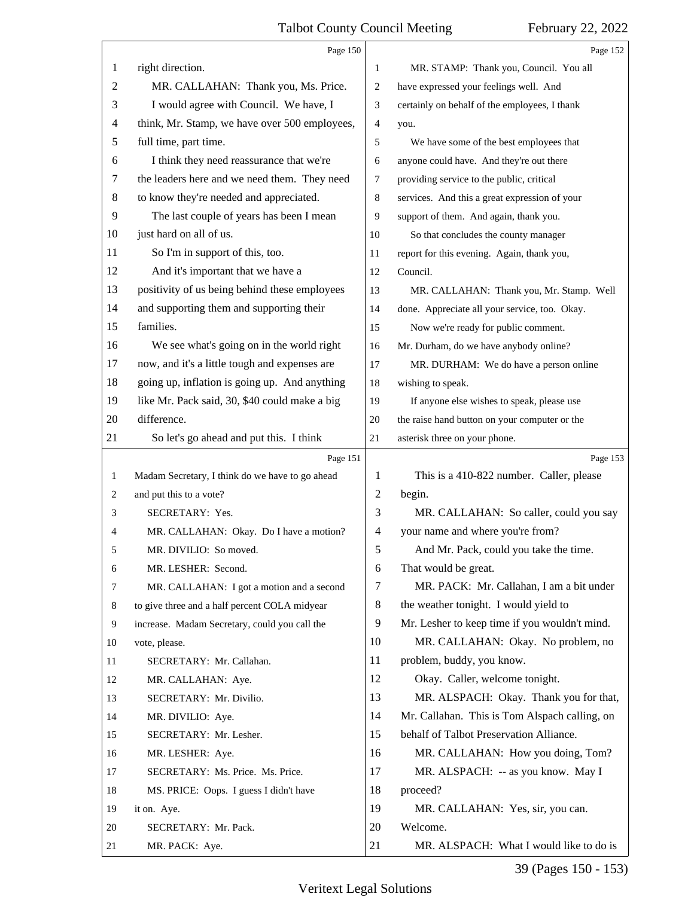right direction.

MR. CALLAHAN: Thank you, Ms. Price.

I would agree with Council. We have, I think, Mr. Stamp, we have over 500 employees, full time, part time.

I think they need reassurance that we're the leaders here and we need them. They need to know they're needed and appreciated.

The last couple of years has been I mean just hard on all of us.

So I'm in support of this, too.

And it's important that we have a positivity of us being behind these employees and supporting them and supporting their families.

We see what's going on in the world right now, and it's a little tough and expenses are going up, inflation is going up. And anything like Mr. Pack said, 30, $40 could make a big difference.

So let's go ahead and put this. I think Madam Secretary, I think do we have to go ahead and put this to a vote?

SECRETARY: Yes.

MR. CALLAHAN: Okay. Do I have a motion?

MR. DIVILIO: So moved.

MR. LESHER: Second.

MR. CALLAHAN: I got a motion and a second to give three and a half percent COLA midyear increase. Madam Secretary, could you call the vote, please.

SECRETARY: Mr. Callahan.

MR. CALLAHAN: Aye.

SECRETARY: Mr. Divilio.

MR. DIVILIO: Aye.

SECRETARY: Mr. Lesher.

MR. LESHER: Aye.

SECRETARY: Ms. Price. Ms. Price.

MS. PRICE: Oops. I guess I didn't have it on. Aye.

SECRETARY: Mr. Pack.

MR. PACK: Aye.

MR. STAMP: Thank you, Council. You all have expressed your feelings well. And certainly on behalf of the employees, I thank you.

We have some of the best employees that anyone could have. And they're out there providing service to the public, critical services. And this a great expression of your support of them. And again, thank you.

So that concludes the county manager report for this evening. Again, thank you, Council.

MR. CALLAHAN: Thank you, Mr. Stamp. Well done. Appreciate all your service, too. Okay.

Now we're ready for public comment. Mr. Durham, do we have anybody online?

MR. DURHAM: We do have a person online wishing to speak.

If anyone else wishes to speak, please use the raise hand button on your computer or the asterisk three on your phone.

This is a 410-822 number. Caller, please begin.

MR. CALLAHAN: So caller, could you say your name and where you're from?

And Mr. Pack, could you take the time. That would be great.

MR. PACK: Mr. Callahan, I am a bit under the weather tonight. I would yield to Mr. Lesher to keep time if you wouldn't mind.

MR. CALLAHAN: Okay. No problem, no problem, buddy, you know.

Okay. Caller, welcome tonight.

MR. ALSPACH: Okay. Thank you for that, Mr. Callahan. This is Tom Alspach calling, on behalf of Talbot Preservation Alliance.

MR. CALLAHAN: How you doing, Tom?

MR. ALSPACH: -- as you know. May I proceed?

MR. CALLAHAN: Yes, sir, you can. Welcome.

MR. ALSPACH: What I would like to do is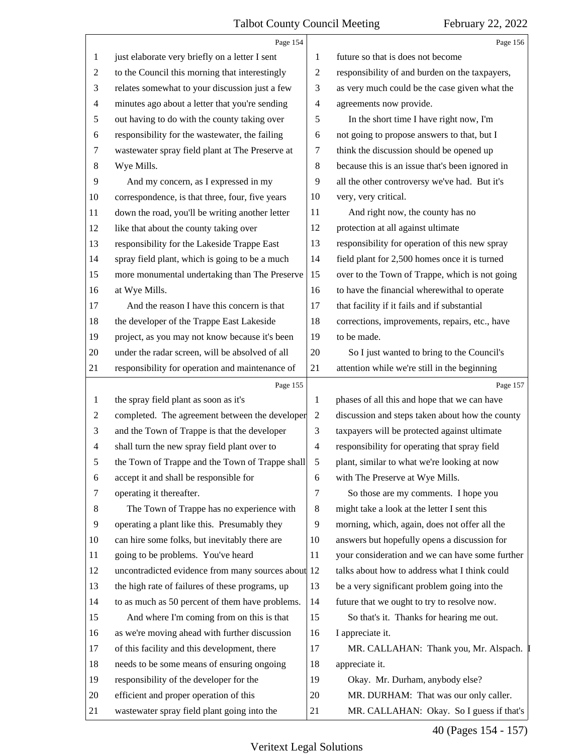just elaborate very briefly on a letter I sent to the Council this morning that interestingly relates somewhat to your discussion just a few minutes ago about a letter that you're sending out having to do with the county taking over responsibility for the wastewater, the failing wastewater spray field plant at The Preserve at Wye Mills.

And my concern, as I expressed in my correspondence, is that three, four, five years down the road, you'll be writing another letter like that about the county taking over responsibility for the Lakeside Trappe East spray field plant, which is going to be a much more monumental undertaking than The Preserve at Wye Mills.

And the reason I have this concern is that the developer of the Trappe East Lakeside project, as you may not know because it's been under the radar screen, will be absolved of all responsibility for operation and maintenance of the spray field plant as soon as it's completed. The agreement between the developer and the Town of Trappe is that the developer shall turn the new spray field plant over to the Town of Trappe and the Town of Trappe shall accept it and shall be responsible for operating it thereafter.

The Town of Trappe has no experience with operating a plant like this. Presumably they can hire some folks, but inevitably there are going to be problems. You've heard uncontradicted evidence from many sources about the high rate of failures of these programs, up to as much as 50 percent of them have problems.

And where I'm coming from on this is that as we're moving ahead with further discussion of this facility and this development, there needs to be some means of ensuring ongoing responsibility of the developer for the efficient and proper operation of this wastewater spray field plant going into the future so that is does not become responsibility of and burden on the taxpayers, as very much could be the case given what the agreements now provide.

In the short time I have right now, I'm not going to propose answers to that, but I think the discussion should be opened up because this is an issue that's been ignored in all the other controversy we've had. But it's very, very critical.

And right now, the county has no protection at all against ultimate responsibility for operation of this new spray field plant for 2,500 homes once it is turned over to the Town of Trappe, which is not going to have the financial wherewithal to operate that facility if it fails and if substantial corrections, improvements, repairs, etc., have to be made.

So I just wanted to bring to the Council's attention while we're still in the beginning phases of all this and hope that we can have discussion and steps taken about how the county taxpayers will be protected against ultimate responsibility for operating that spray field plant, similar to what we're looking at now with The Preserve at Wye Mills.

So those are my comments. I hope you might take a look at the letter I sent this morning, which, again, does not offer all the answers but hopefully opens a discussion for your consideration and we can have some further talks about how to address what I think could be a very significant problem going into the future that we ought to try to resolve now.

So that's it. Thanks for hearing me out. I appreciate it.

MR. CALLAHAN: Thank you, Mr. Alspach. I appreciate it.

Okay. Mr. Durham, anybody else?

MR. DURHAM: That was our only caller.

MR. CALLAHAN: Okay. So I guess if that's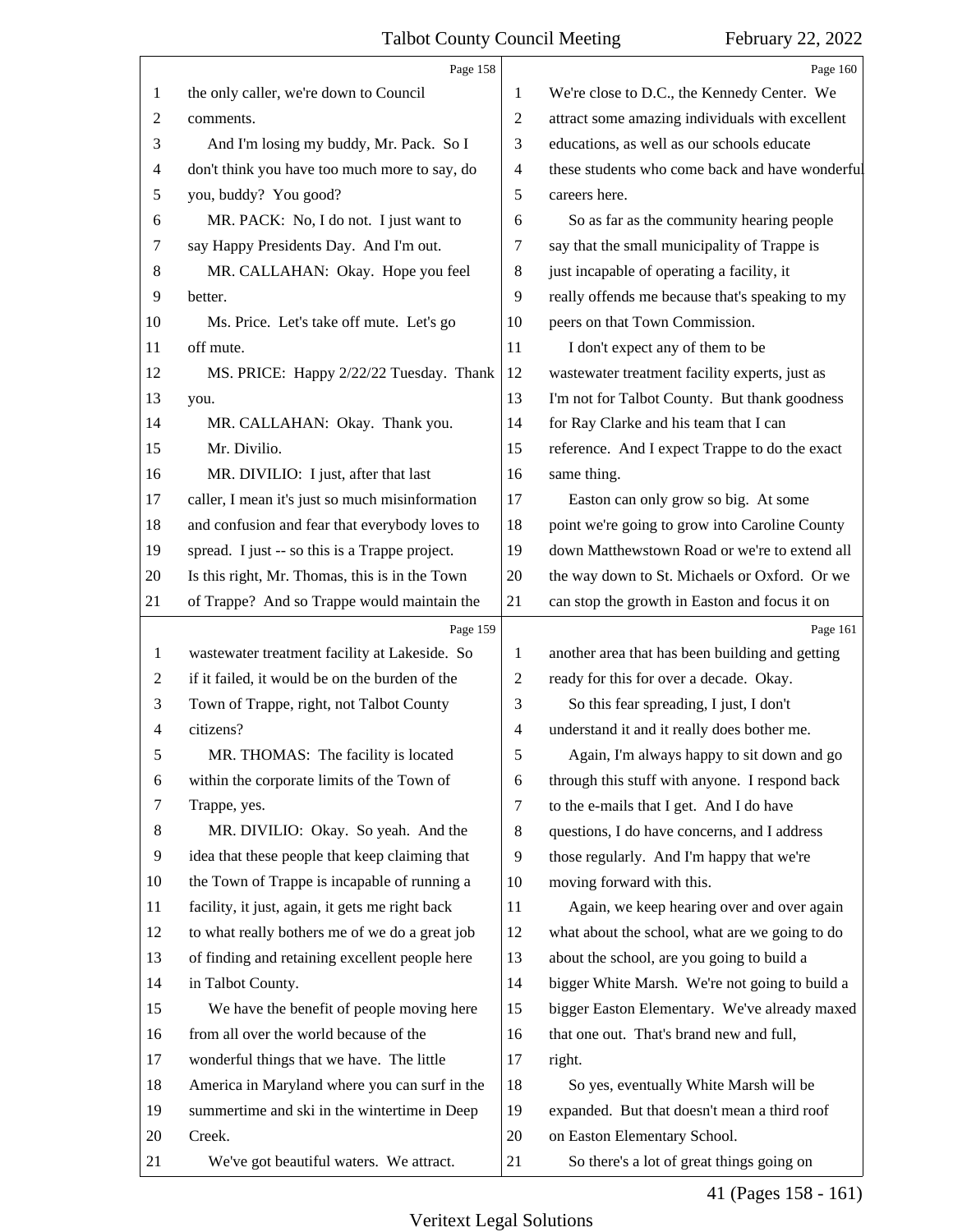Page 158

1 the only caller, we're down to Council
2 comments.
3 And I'm losing my buddy, Mr. Pack. So I
4 don't think you have too much more to say, do
5 you, buddy? You good?
6 MR. PACK: No, I do not. I just want to
7 say Happy Presidents Day. And I'm out.
8 MR. CALLAHAN: Okay. Hope you feel
9 better.
10 Ms. Price. Let's take off mute. Let's go
11 off mute.
12 MS. PRICE: Happy 2/22/22 Tuesday. Thank
13 you.
14 MR. CALLAHAN: Okay. Thank you.
15 Mr. Divilio.
16 MR. DIVILIO: I just, after that last
17 caller, I mean it's just so much misinformation
18 and confusion and fear that everybody loves to
19 spread. I just -- so this is a Trappe project.
20 Is this right, Mr. Thomas, this is in the Town
21 of Trappe? And so Trappe would maintain the

Page 159

1 wastewater treatment facility at Lakeside. So
2 if it failed, it would be on the burden of the
3 Town of Trappe, right, not Talbot County
4 citizens?
5 MR. THOMAS: The facility is located
6 within the corporate limits of the Town of
7 Trappe, yes.
8 MR. DIVILIO: Okay. So yeah. And the
9 idea that these people that keep claiming that
10 the Town of Trappe is incapable of running a
11 facility, it just, again, it gets me right back
12 to what really bothers me of we do a great job
13 of finding and retaining excellent people here
14 in Talbot County.
15 We have the benefit of people moving here
16 from all over the world because of the
17 wonderful things that we have. The little
18 America in Maryland where you can surf in the
19 summertime and ski in the wintertime in Deep
20 Creek.
21 We've got beautiful waters. We attract.

Page 160

1 We're close to D.C., the Kennedy Center. We
2 attract some amazing individuals with excellent
3 educations, as well as our schools educate
4 these students who come back and have wonderful
5 careers here.
6 So as far as the community hearing people
7 say that the small municipality of Trappe is
8 just incapable of operating a facility, it
9 really offends me because that's speaking to my
10 peers on that Town Commission.
11 I don't expect any of them to be
12 wastewater treatment facility experts, just as
13 I'm not for Talbot County. But thank goodness
14 for Ray Clarke and his team that I can
15 reference. And I expect Trappe to do the exact
16 same thing.
17 Easton can only grow so big. At some
18 point we're going to grow into Caroline County
19 down Matthewstown Road or we're to extend all
20 the way down to St. Michaels or Oxford. Or we
21 can stop the growth in Easton and focus it on

Page 161

1 another area that has been building and getting
2 ready for this for over a decade. Okay.
3 So this fear spreading, I just, I don't
4 understand it and it really does bother me.
5 Again, I'm always happy to sit down and go
6 through this stuff with anyone. I respond back
7 to the e-mails that I get. And I do have
8 questions, I do have concerns, and I address
9 those regularly. And I'm happy that we're
10 moving forward with this.
11 Again, we keep hearing over and over again
12 what about the school, what are we going to do
13 about the school, are you going to build a
14 bigger White Marsh. We're not going to build a
15 bigger Easton Elementary. We've already maxed
16 that one out. That's brand new and full,
17 right.
18 So yes, eventually White Marsh will be
19 expanded. But that doesn't mean a third roof
20 on Easton Elementary School.
21 So there's a lot of great things going on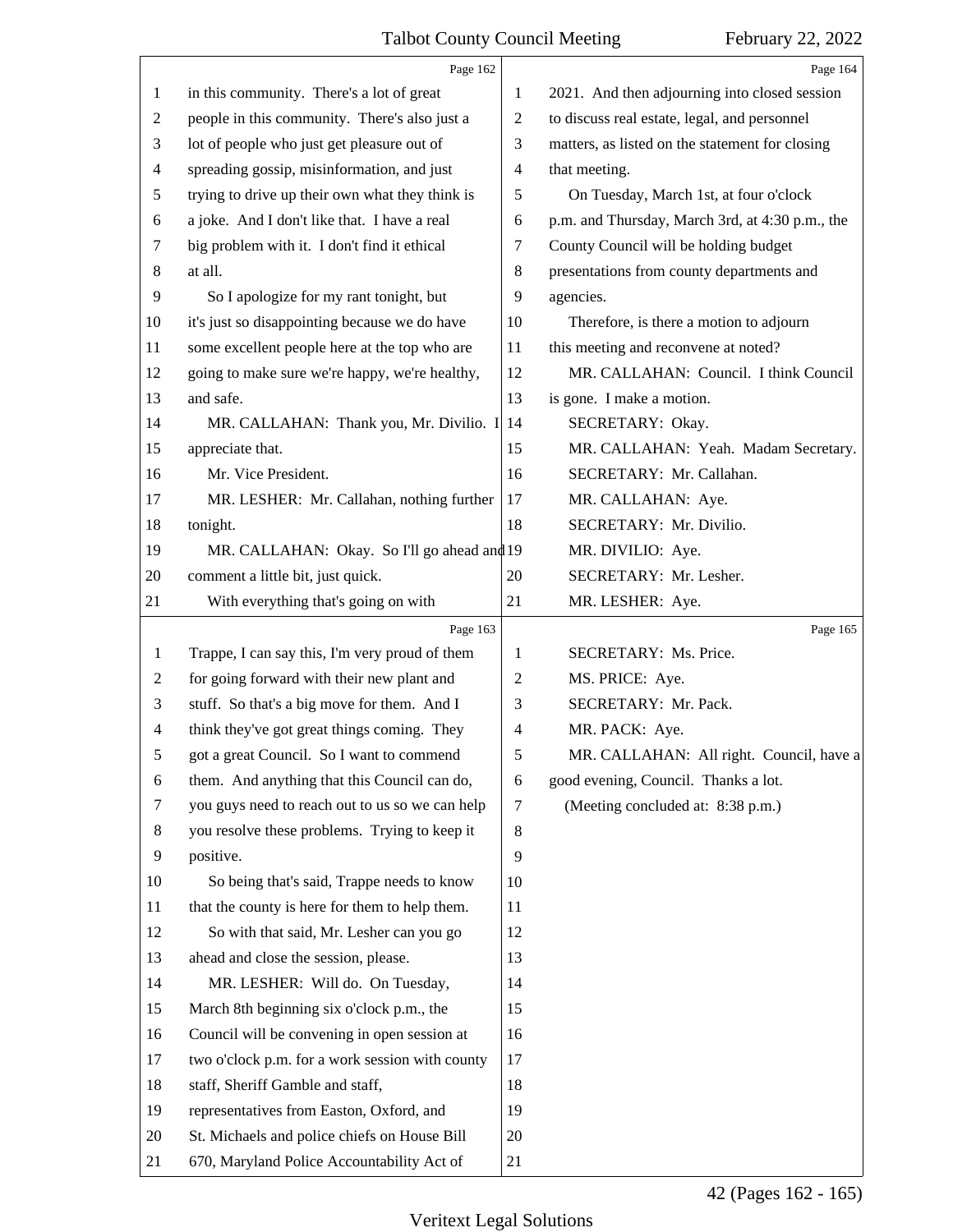in this community. There's a lot of great people in this community. There's also just a lot of people who just get pleasure out of spreading gossip, misinformation, and just trying to drive up their own what they think is a joke. And I don't like that. I have a real big problem with it. I don't find it ethical at all.

So I apologize for my rant tonight, but it's just so disappointing because we do have some excellent people here at the top who are going to make sure we're happy, we're healthy, and safe.

MR. CALLAHAN: Thank you, Mr. Divilio. I appreciate that.

Mr. Vice President.

MR. LESHER: Mr. Callahan, nothing further tonight.

MR. CALLAHAN: Okay. So I'll go ahead and comment a little bit, just quick.

With everything that's going on with Trappe, I can say this, I'm very proud of them for going forward with their new plant and stuff. So that's a big move for them. And I think they've got great things coming. They got a great Council. So I want to commend them. And anything that this Council can do, you guys need to reach out to us so we can help you resolve these problems. Trying to keep it positive.

So being that's said, Trappe needs to know that the county is here for them to help them.

So with that said, Mr. Lesher can you go ahead and close the session, please.

MR. LESHER: Will do. On Tuesday, March 8th beginning six o'clock p.m., the Council will be convening in open session at two o'clock p.m. for a work session with county staff, Sheriff Gamble and staff, representatives from Easton, Oxford, and St. Michaels and police chiefs on House Bill 670, Maryland Police Accountability Act of 2021. And then adjourning into closed session to discuss real estate, legal, and personnel matters, as listed on the statement for closing that meeting.

On Tuesday, March 1st, at four o'clock p.m. and Thursday, March 3rd, at 4:30 p.m., the County Council will be holding budget presentations from county departments and agencies.

Therefore, is there a motion to adjourn this meeting and reconvene at noted?

MR. CALLAHAN: Council. I think Council is gone. I make a motion.

SECRETARY: Okay.

MR. CALLAHAN: Yeah. Madam Secretary.

SECRETARY: Mr. Callahan.

MR. CALLAHAN: Aye.

SECRETARY: Mr. Divilio.

MR. DIVILIO: Aye.

SECRETARY: Mr. Lesher.

MR. LESHER: Aye.

SECRETARY: Ms. Price.

MS. PRICE: Aye.

SECRETARY: Mr. Pack.

MR. PACK: Aye.

MR. CALLAHAN: All right. Council, have a good evening, Council. Thanks a lot.

(Meeting concluded at: 8:38 p.m.)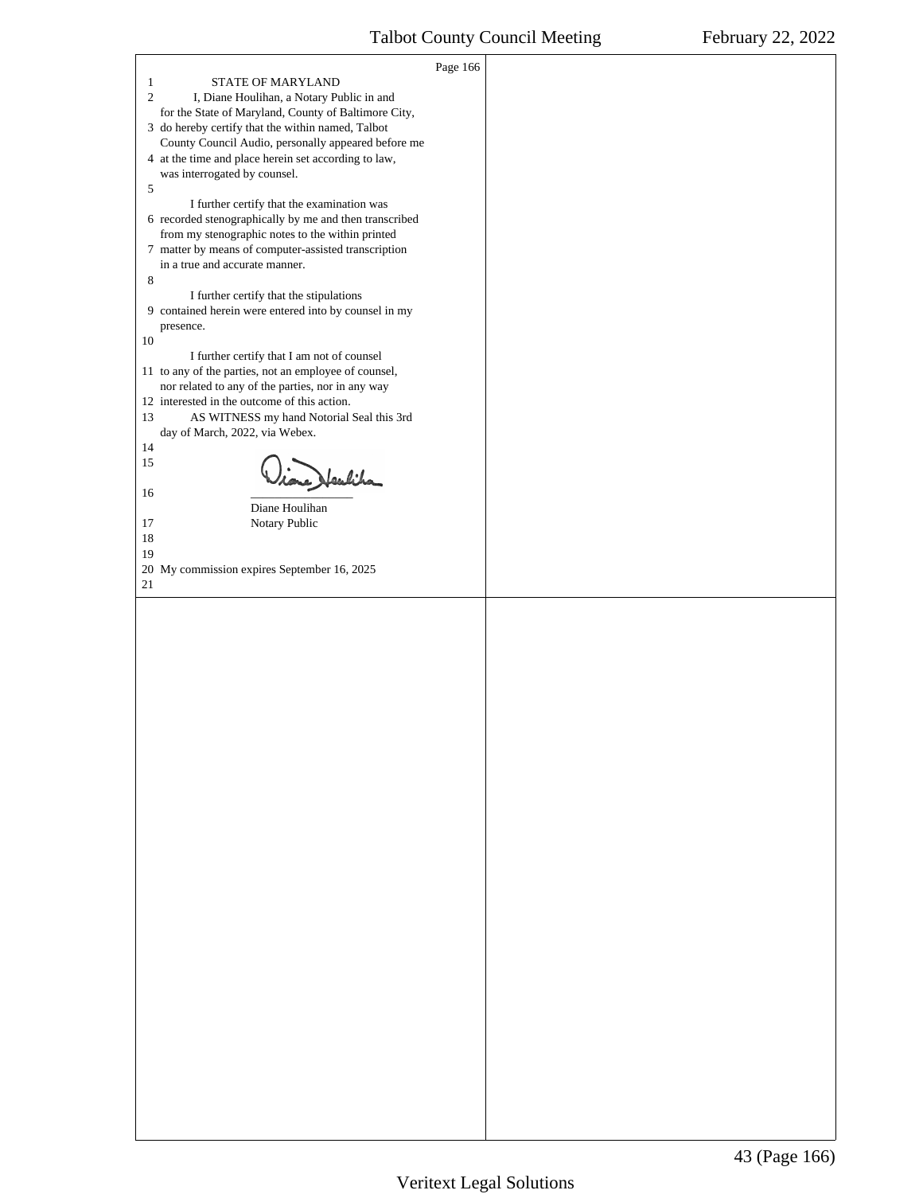STATE OF MARYLAND

I, Diane Houlihan, a Notary Public in and for the State of Maryland, County of Baltimore City, do hereby certify that the within named, Talbot County Council Audio, personally appeared before me at the time and place herein set according to law, was interrogated by counsel.

I further certify that the examination was recorded stenographically by me and then transcribed from my stenographic notes to the within printed matter by means of computer-assisted transcription in a true and accurate manner.

I further certify that the stipulations contained herein were entered into by counsel in my presence.

I further certify that I am not of counsel to any of the parties, not an employee of counsel, nor related to any of the parties, nor in any way interested in the outcome of this action.

AS WITNESS my hand Notorial Seal this 3rd day of March, 2022, via Webex.

Diane Houlihan
Notary Public

My commission expires September 16, 2025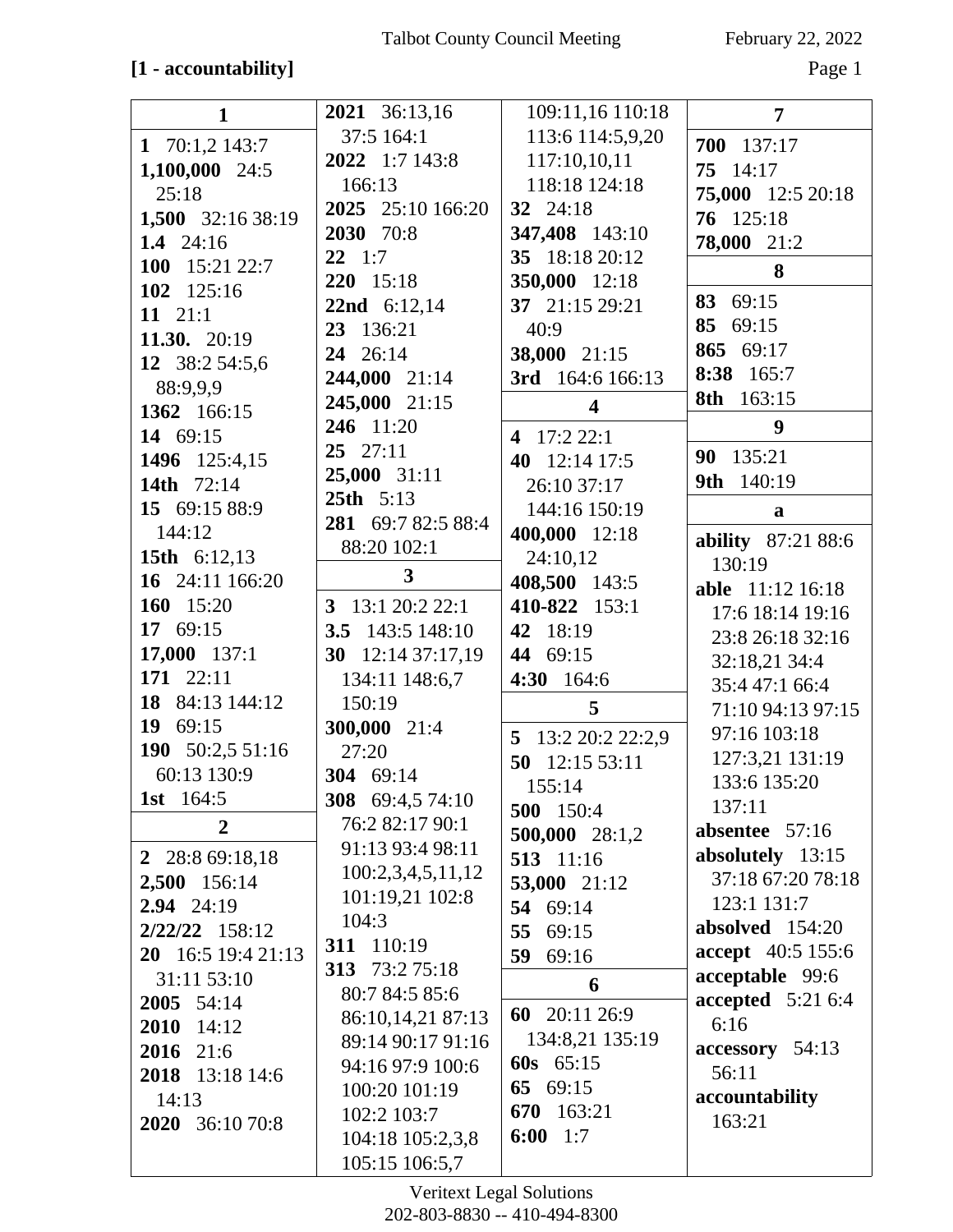**[1 - accountability]**

## 1

**1** 70:1,2 143:7
**1,100,000** 24:5 25:18
**1,500** 32:16 38:19
**1.4** 24:16
**100** 15:21 22:7
**102** 125:16
**11** 21:1
**11.30.** 20:19
**12** 38:2 54:5,6 88:9,9,9
**1362** 166:15
**14** 69:15
**1496** 125:4,15
**14th** 72:14
**15** 69:15 88:9 144:12
**15th** 6:12,13
**16** 24:11 166:20
**160** 15:20
**17** 69:15
**17,000** 137:1
**171** 22:11
**18** 84:13 144:12
**19** 69:15
**190** 50:2,5 51:16 60:13 130:9
**1st** 164:5

## 2

**2** 28:8 69:18,18
**2,500** 156:14
**2.94** 24:19
**2/22/22** 158:12
**20** 16:5 19:4 21:13 31:11 53:10
**2005** 54:14
**2010** 14:12
**2016** 21:6
**2018** 13:18 14:6 14:13
**2020** 36:10 70:8
**2021** 36:13,16 37:5 164:1
**2022** 1:7 143:8 166:13
**2025** 25:10 166:20
**2030** 70:8
**22** 1:7
**220** 15:18
**22nd** 6:12,14
**23** 136:21
**24** 26:14
**244,000** 21:14
**245,000** 21:15
**246** 11:20
**25** 27:11
**25,000** 31:11
**25th** 5:13
**281** 69:7 82:5 88:4 88:20 102:1

## 3

**3** 13:1 20:2 22:1
**3.5** 143:5 148:10
**30** 12:14 37:17,19 134:11 148:6,7 150:19
**300,000** 21:4 27:20
**304** 69:14
**308** 69:4,5 74:10 76:2 82:17 90:1 91:13 93:4 98:11 100:2,3,4,5,11,12 101:19,21 102:8 104:3
**311** 110:19
**313** 73:2 75:18 80:7 84:5 85:6 86:10,14,21 87:13 89:14 90:17 91:16 94:16 97:9 100:6 100:20 101:19 102:2 103:7 104:18 105:2,3,8 105:15 106:5,7 109:11,16 110:18 113:6 114:5,9,20 117:10,10,11 118:18 124:18
**32** 24:18
**347,408** 143:10
**35** 18:18 20:12
**350,000** 12:18
**37** 21:15 29:21 40:9
**38,000** 21:15
**3rd** 164:6 166:13

## 4

**4** 17:2 22:1
**40** 12:14 17:5 26:10 37:17 144:16 150:19
**400,000** 12:18 24:10,12
**408,500** 143:5
**410-822** 153:1
**42** 18:19
**44** 69:15
**4:30** 164:6

## 5

**5** 13:2 20:2 22:2,9
**50** 12:15 53:11 155:14
**500** 150:4
**500,000** 28:1,2
**513** 11:16
**53,000** 21:12
**54** 69:14
**55** 69:15
**59** 69:16

## 6

**60** 20:11 26:9 134:8,21 135:19
**60s** 65:15
**65** 69:15
**670** 163:21
**6:00** 1:7

## 7

**700** 137:17
**75** 14:17
**75,000** 12:5 20:18
**76** 125:18
**78,000** 21:2

## 8

**83** 69:15
**85** 69:15
**865** 69:17
**8:38** 165:7
**8th** 163:15

## 9

**90** 135:21
**9th** 140:19

## a

**ability** 87:21 88:6 130:19
**able** 11:12 16:18 17:6 18:14 19:16 23:8 26:18 32:16 32:18,21 34:4 35:4 47:1 66:4 71:10 94:13 97:15 97:16 103:18 127:3,21 131:19 133:6 135:20 137:11
**absentee** 57:16
**absolutely** 13:15 37:18 67:20 78:18 123:1 131:7
**absolved** 154:20
**accept** 40:5 155:6
**acceptable** 99:6
**accepted** 5:21 6:4 6:16
**accessory** 54:13 56:11
**accountability** 163:21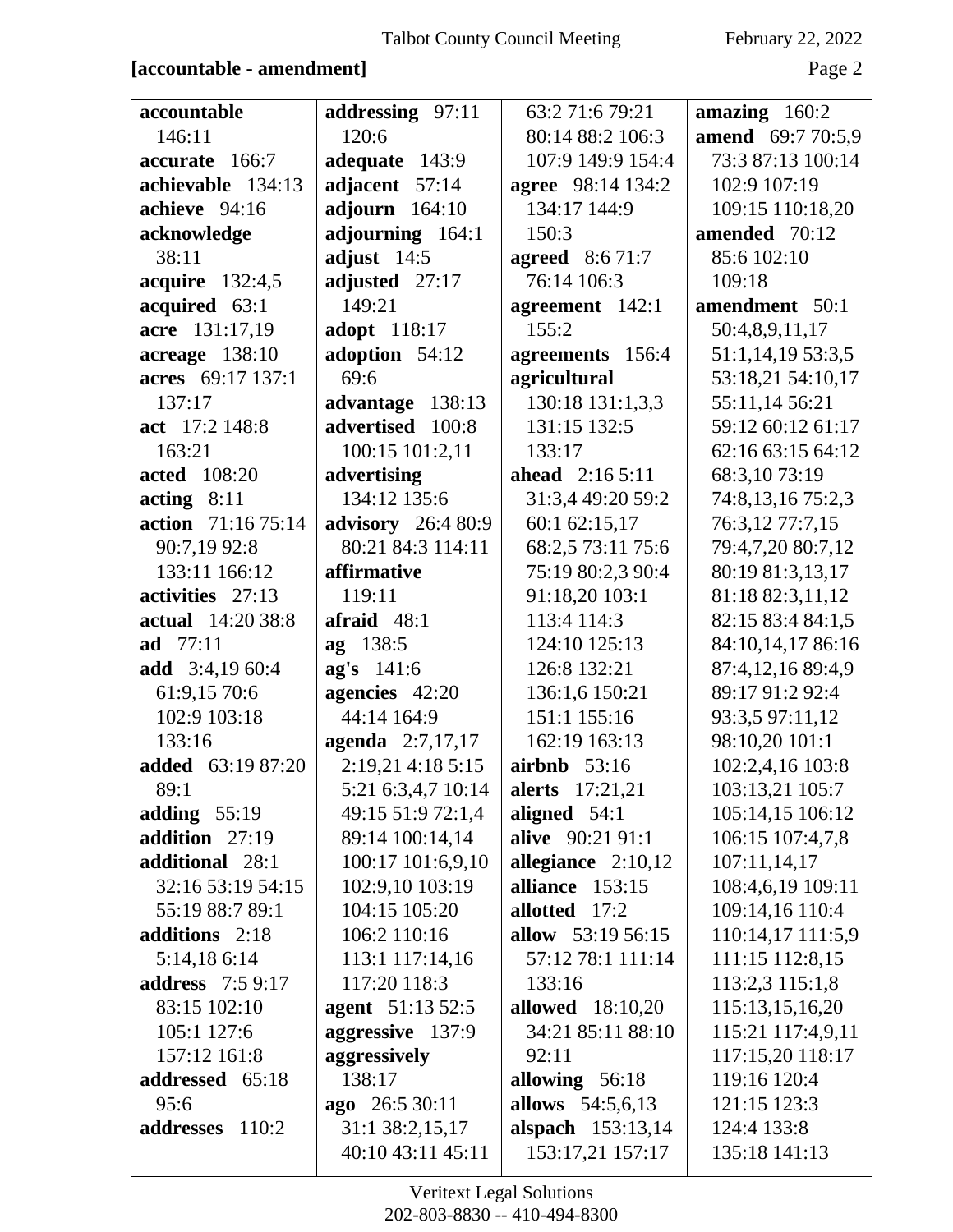**[accountable - amendment]**

**accountable** 146:11
**accurate** 166:7
**achievable** 134:13
**achieve** 94:16
**acknowledge** 38:11
**acquire** 132:4,5
**acquired** 63:1
**acre** 131:17,19
**acreage** 138:10
**acres** 69:17 137:1 137:17
**act** 17:2 148:8 163:21
**acted** 108:20
**acting** 8:11
**action** 71:16 75:14 90:7,19 92:8 133:11 166:12
**activities** 27:13
**actual** 14:20 38:8
**ad** 77:11
**add** 3:4,19 60:4 61:9,15 70:6 102:9 103:18 133:16
**added** 63:19 87:20 89:1
**adding** 55:19
**addition** 27:19
**additional** 28:1 32:16 53:19 54:15 55:19 88:7 89:1
**additions** 2:18 5:14,18 6:14
**address** 7:5 9:17 83:15 102:10 105:1 127:6 157:12 161:8
**addressed** 65:18 95:6
**addresses** 110:2
**addressing** 97:11 120:6
**adequate** 143:9
**adjacent** 57:14
**adjourn** 164:10
**adjourning** 164:1
**adjust** 14:5
**adjusted** 27:17 149:21
**adopt** 118:17
**adoption** 54:12 69:6
**advantage** 138:13
**advertised** 100:8 100:15 101:2,11
**advertising** 134:12 135:6
**advisory** 26:4 80:9 80:21 84:3 114:11
**affirmative** 119:11
**afraid** 48:1
**ag** 138:5
**ag's** 141:6
**agencies** 42:20 44:14 164:9
**agenda** 2:7,17,17 2:19,21 4:18 5:15 5:21 6:3,4,7 10:14 49:15 51:9 72:1,4 89:14 100:14,14 100:17 101:6,9,10 102:9,10 103:19 104:15 105:20 106:2 110:16 113:1 117:14,16 117:20 118:3
**agent** 51:13 52:5
**aggressive** 137:9
**aggressively** 138:17
**ago** 26:5 30:11 31:1 38:2,15,17 40:10 43:11 45:11 63:2 71:6 79:21 80:14 88:2 106:3 107:9 149:9 154:4
**agree** 98:14 134:2 134:17 144:9 150:3
**agreed** 8:6 71:7 76:14 106:3
**agreement** 142:1 155:2
**agreements** 156:4
**agricultural** 130:18 131:1,3,3 131:15 132:5 133:17
**ahead** 2:16 5:11 31:3,4 49:20 59:2 60:1 62:15,17 68:2,5 73:11 75:6 75:19 80:2,3 90:4 91:18,20 103:1 113:4 114:3 124:10 125:13 126:8 132:21 136:1,6 150:21 151:1 155:16 162:19 163:13
**airbnb** 53:16
**alerts** 17:21,21
**aligned** 54:1
**alive** 90:21 91:1
**allegiance** 2:10,12
**alliance** 153:15
**allotted** 17:2
**allow** 53:19 56:15 57:12 78:1 111:14 133:16
**allowed** 18:10,20 34:21 85:11 88:10 92:11
**allowing** 56:18
**allows** 54:5,6,13
**alspach** 153:13,14 153:17,21 157:17
**amazing** 160:2
**amend** 69:7 70:5,9 73:3 87:13 100:14 102:9 107:19 109:15 110:18,20
**amended** 70:12 85:6 102:10 109:18
**amendment** 50:1 50:4,8,9,11,17 51:1,14,19 53:3,5 53:18,21 54:10,17 55:11,14 56:21 59:12 60:12 61:17 62:16 63:15 64:12 68:3,10 73:19 74:8,13,16 75:2,3 76:3,12 77:7,15 79:4,7,20 80:7,12 80:19 81:3,13,17 81:18 82:3,11,12 82:15 83:4 84:1,5 84:10,14,17 86:16 87:4,12,16 89:4,9 89:17 91:2 92:4 93:3,5 97:11,12 98:10,20 101:1 102:2,4,16 103:8 103:13,21 105:7 105:14,15 106:12 106:15 107:4,7,8 107:11,14,17 108:4,6,19 109:11 109:14,16 110:4 110:14,17 111:5,9 111:15 112:8,15 113:2,3 115:1,8 115:13,15,16,20 115:21 117:4,9,11 117:15,20 118:17 119:16 120:4 121:15 123:3 124:4 133:8 135:18 141:13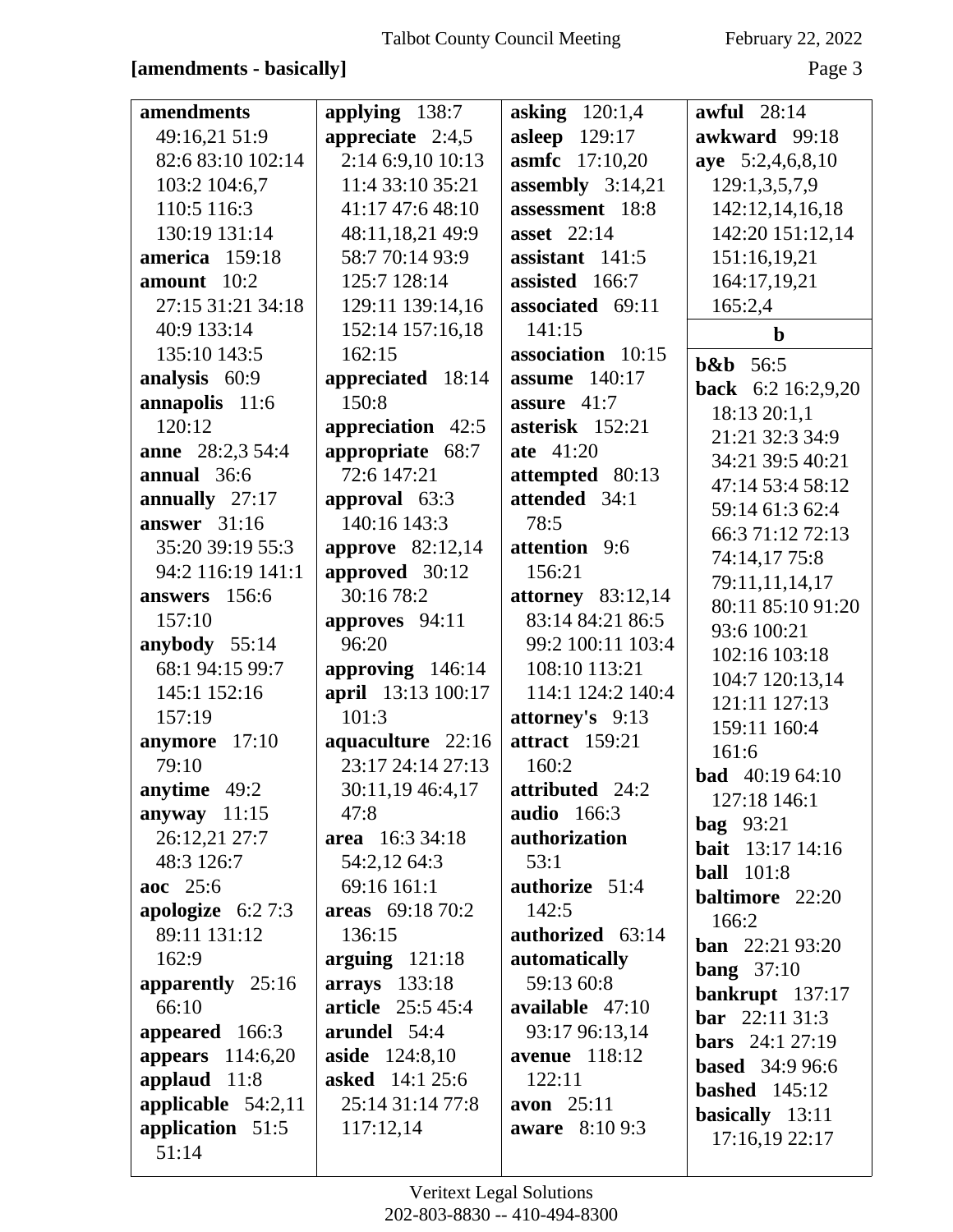**[amendments - basically]**

**amendments** 49:16,21 51:9 82:6 83:10 102:14 103:2 104:6,7 110:5 116:3 130:19 131:14
**america** 159:18
**amount** 10:2 27:15 31:21 34:18 40:9 133:14 135:10 143:5
**analysis** 60:9
**annapolis** 11:6 120:12
**anne** 28:2,3 54:4
**annual** 36:6
**annually** 27:17
**answer** 31:16 35:20 39:19 55:3 94:2 116:19 141:1
**answers** 156:6 157:10
**anybody** 55:14 68:1 94:15 99:7 145:1 152:16 157:19
**anymore** 17:10 79:10
**anytime** 49:2
**anyway** 11:15 26:12,21 27:7 48:3 126:7
**aoc** 25:6
**apologize** 6:2 7:3 89:11 131:12 162:9
**apparently** 25:16 66:10
**appeared** 166:3
**appears** 114:6,20
**applaud** 11:8
**applicable** 54:2,11
**application** 51:5 51:14
**applying** 138:7
**appreciate** 2:4,5 2:14 6:9,10 10:13 11:4 33:10 35:21 41:17 47:6 48:10 48:11,18,21 49:9 58:7 70:14 93:9 125:7 128:14 129:11 139:14,16 152:14 157:16,18 162:15
**appreciated** 18:14 150:8
**appreciation** 42:5
**appropriate** 68:7 72:6 147:21
**approval** 63:3 140:16 143:3
**approve** 82:12,14
**approved** 30:12 30:16 78:2
**approves** 94:11 96:20
**approving** 146:14
**april** 13:13 100:17 101:3
**aquaculture** 22:16 23:17 24:14 27:13 30:11,19 46:4,17 47:8
**area** 16:3 34:18 54:2,12 64:3 69:16 161:1
**areas** 69:18 70:2 136:15
**arguing** 121:18
**arrays** 133:18
**article** 25:5 45:4
**arundel** 54:4
**aside** 124:8,10
**asked** 14:1 25:6 25:14 31:14 77:8 117:12,14
**asking** 120:1,4
**asleep** 129:17
**asmfc** 17:10,20
**assembly** 3:14,21
**assessment** 18:8
**asset** 22:14
**assistant** 141:5
**assisted** 166:7
**associated** 69:11 141:15
**association** 10:15
**assume** 140:17
**assure** 41:7
**asterisk** 152:21
**ate** 41:20
**attempted** 80:13
**attended** 34:1 78:5
**attention** 9:6 156:21
**attorney** 83:12,14 83:14 84:21 86:5 99:2 100:11 103:4 108:10 113:21 114:1 124:2 140:4
**attorney's** 9:13
**attract** 159:21 160:2
**attributed** 24:2
**audio** 166:3
**authorization** 53:1
**authorize** 51:4 142:5
**authorized** 63:14
**automatically** 59:13 60:8
**available** 47:10 93:17 96:13,14
**avenue** 118:12 122:11
**avon** 25:11
**aware** 8:10 9:3
**awful** 28:14
**awkward** 99:18
**aye** 5:2,4,6,8,10 129:1,3,5,7,9 142:12,14,16,18 142:20 151:12,14 151:16,19,21 164:17,19,21 165:2,4

**b**

**b&b** 56:5
**back** 6:2 16:2,9,20 18:13 20:1,1 21:21 32:3 34:9 34:21 39:5 40:21 47:14 53:4 58:12 59:14 61:3 62:4 66:3 71:12 72:13 74:14,17 75:8 79:11,11,14,17 80:11 85:10 91:20 93:6 100:21 102:16 103:18 104:7 120:13,14 121:11 127:13 159:11 160:4 161:6
**bad** 40:19 64:10 127:18 146:1
**bag** 93:21
**bait** 13:17 14:16
**ball** 101:8
**baltimore** 22:20 166:2
**ban** 22:21 93:20
**bang** 37:10
**bankrupt** 137:17
**bar** 22:11 31:3
**bars** 24:1 27:19
**based** 34:9 96:6
**bashed** 145:12
**basically** 13:11 17:16,19 22:17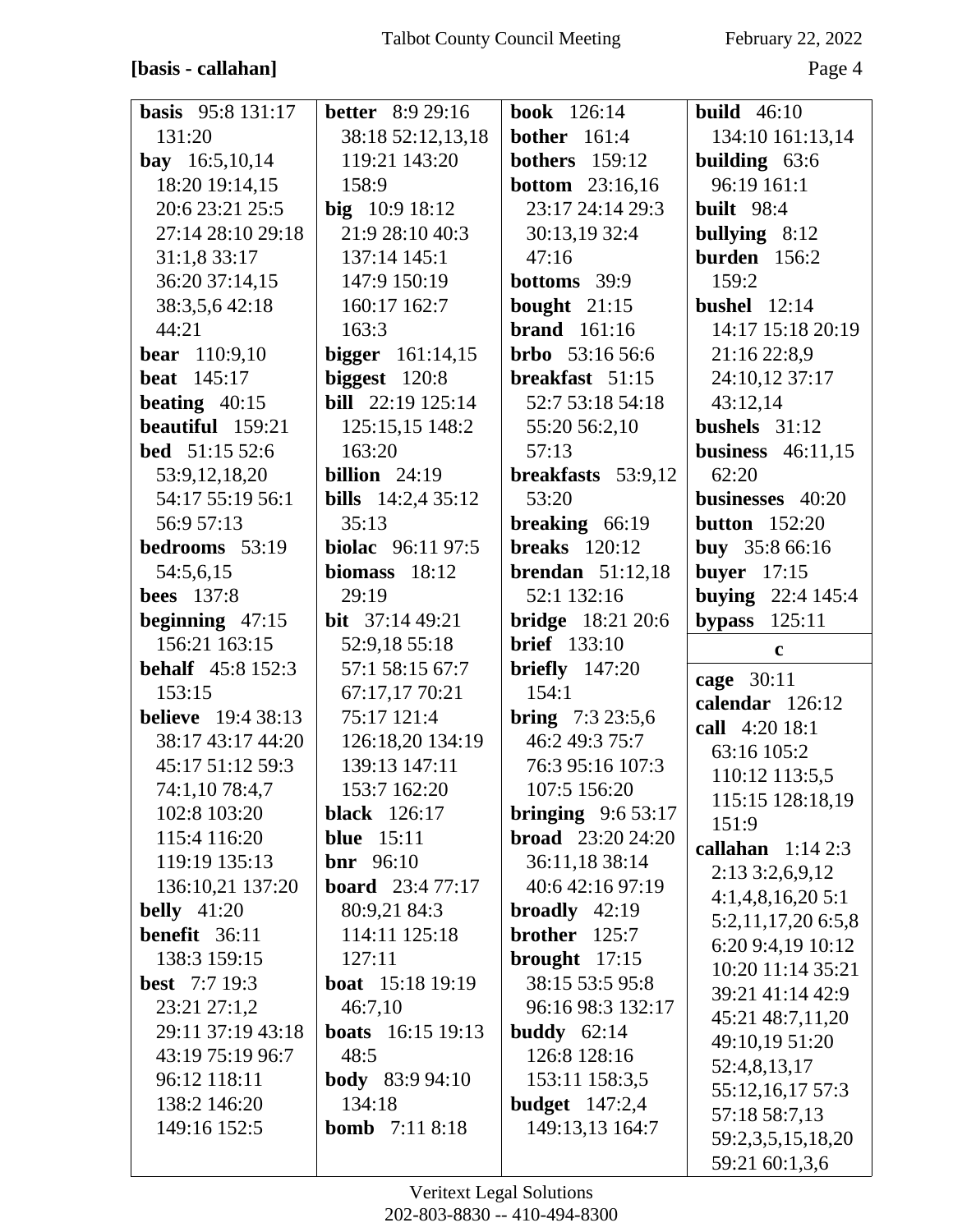**[basis - callahan]**

**basis** 95:8 131:17 131:20
**bay** 16:5,10,14 18:20 19:14,15 20:6 23:21 25:5 27:14 28:10 29:18 31:1,8 33:17 36:20 37:14,15 38:3,5,6 42:18 44:21
**bear** 110:9,10
**beat** 145:17
**beating** 40:15
**beautiful** 159:21
**bed** 51:15 52:6 53:9,12,18,20 54:17 55:19 56:1 56:9 57:13
**bedrooms** 53:19 54:5,6,15
**bees** 137:8
**beginning** 47:15 156:21 163:15
**behalf** 45:8 152:3 153:15
**believe** 19:4 38:13 38:17 43:17 44:20 45:17 51:12 59:3 74:1,10 78:4,7 102:8 103:20 115:4 116:20 119:19 135:13 136:10,21 137:20
**belly** 41:20
**benefit** 36:11 138:3 159:15
**best** 7:7 19:3 23:21 27:1,2 29:11 37:19 43:18 43:19 75:19 96:7 96:12 118:11 138:2 146:20 149:16 152:5
**better** 8:9 29:16 38:18 52:12,13,18 119:21 143:20 158:9
**big** 10:9 18:12 21:9 28:10 40:3 137:14 145:1 147:9 150:19 160:17 162:7 163:3
**bigger** 161:14,15
**biggest** 120:8
**bill** 22:19 125:14 125:15,15 148:2 163:20
**billion** 24:19
**bills** 14:2,4 35:12 35:13
**biolac** 96:11 97:5
**biomass** 18:12 29:19
**bit** 37:14 49:21 52:9,18 55:18 57:1 58:15 67:7 67:17,17 70:21 75:17 121:4 126:18,20 134:19 139:13 147:11 153:7 162:20
**black** 126:17
**blue** 15:11
**bnr** 96:10
**board** 23:4 77:17 80:9,21 84:3 114:11 125:18 127:11
**boat** 15:18 19:19 46:7,10
**boats** 16:15 19:13 48:5
**body** 83:9 94:10 134:18
**bomb** 7:11 8:18
**book** 126:14
**bother** 161:4
**bothers** 159:12
**bottom** 23:16,16 23:17 24:14 29:3 30:13,19 32:4 47:16
**bottoms** 39:9
**bought** 21:15
**brand** 161:16
**brbo** 53:16 56:6
**breakfast** 51:15 52:7 53:18 54:18 55:20 56:2,10 57:13
**breakfasts** 53:9,12 53:20
**breaking** 66:19
**breaks** 120:12
**brendan** 51:12,18 52:1 132:16
**bridge** 18:21 20:6
**brief** 133:10
**briefly** 147:20 154:1
**bring** 7:3 23:5,6 46:2 49:3 75:7 76:3 95:16 107:3 107:5 156:20
**bringing** 9:6 53:17
**broad** 23:20 24:20 36:11,18 38:14 40:6 42:16 97:19
**broadly** 42:19
**brother** 125:7
**brought** 17:15 38:15 53:5 95:8 96:16 98:3 132:17
**buddy** 62:14 126:8 128:16 153:11 158:3,5
**budget** 147:2,4 149:13,13 164:7
**build** 46:10 134:10 161:13,14
**building** 63:6 96:19 161:1
**built** 98:4
**bullying** 8:12
**burden** 156:2 159:2
**bushel** 12:14 14:17 15:18 20:19 21:16 22:8,9 24:10,12 37:17 43:12,14
**bushels** 31:12
**business** 46:11,15 62:20
**businesses** 40:20
**button** 152:20
**buy** 35:8 66:16
**buyer** 17:15
**buying** 22:4 145:4
**bypass** 125:11

**c**

**cage** 30:11
**calendar** 126:12
**call** 4:20 18:1 63:16 105:2 110:12 113:5,5 115:15 128:18,19 151:9
**callahan** 1:14 2:3 2:13 3:2,6,9,12 4:1,4,8,16,20 5:1 5:2,11,17,20 6:5,8 6:20 9:4,19 10:12 10:20 11:14 35:21 39:21 41:14 42:9 45:21 48:7,11,20 49:10,19 51:20 52:4,8,13,17 55:12,16,17 57:3 57:18 58:7,13 59:2,3,5,15,18,20 59:21 60:1,3,6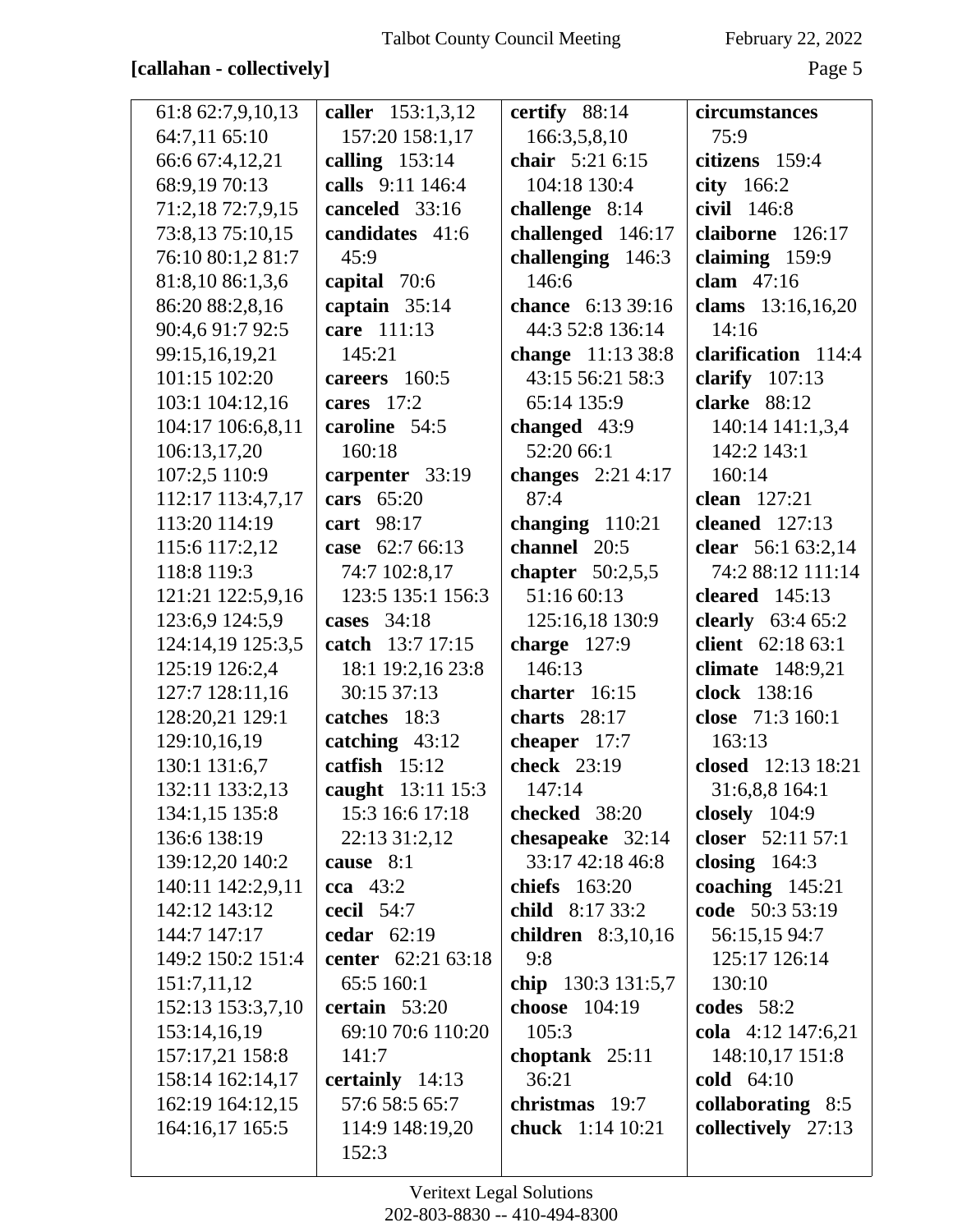**[callahan - collectively]**

61:8 62:7,9,10,13
64:7,11 65:10
66:6 67:4,12,21
68:9,19 70:13
71:2,18 72:7,9,15
73:8,13 75:10,15
76:10 80:1,2 81:7
81:8,10 86:1,3,6
86:20 88:2,8,16
90:4,6 91:7 92:5
99:15,16,19,21
101:15 102:20
103:1 104:12,16
104:17 106:6,8,11
106:13,17,20
107:2,5 110:9
112:17 113:4,7,17
113:20 114:19
115:6 117:2,12
118:8 119:3
121:21 122:5,9,16
123:6,9 124:5,9
124:14,19 125:3,5
125:19 126:2,4
127:7 128:11,16
128:20,21 129:1
129:10,16,19
130:1 131:6,7
132:11 133:2,13
134:1,15 135:8
136:6 138:19
139:12,20 140:2
140:11 142:2,9,11
142:12 143:12
144:7 147:17
149:2 150:2 151:4
151:7,11,12
152:13 153:3,7,10
153:14,16,19
157:17,21 158:8
158:14 162:14,17
162:19 164:12,15
164:16,17 165:5

**caller** 153:1,3,12
157:20 158:1,17
**calling** 153:14
**calls** 9:11 146:4
**canceled** 33:16
**candidates** 41:6
45:9
**capital** 70:6
**captain** 35:14
**care** 111:13
145:21
**careers** 160:5
**cares** 17:2
**caroline** 54:5
160:18
**carpenter** 33:19
**cars** 65:20
**cart** 98:17
**case** 62:7 66:13
74:7 102:8,17
123:5 135:1 156:3
**cases** 34:18
**catch** 13:7 17:15
18:1 19:2,16 23:8
30:15 37:13
**catches** 18:3
**catching** 43:12
**catfish** 15:12
**caught** 13:11 15:3
15:3 16:6 17:18
22:13 31:2,12
**cause** 8:1
**cca** 43:2
**cecil** 54:7
**cedar** 62:19
**center** 62:21 63:18
65:5 160:1
**certain** 53:20
69:10 70:6 110:20
141:7
**certainly** 14:13
57:6 58:5 65:7
114:9 148:19,20
152:3

**certify** 88:14
166:3,5,8,10
**chair** 5:21 6:15
104:18 130:4
**challenge** 8:14
**challenged** 146:17
**challenging** 146:3
146:6
**chance** 6:13 39:16
44:3 52:8 136:14
**change** 11:13 38:8
43:15 56:21 58:3
65:14 135:9
**changed** 43:9
52:20 66:1
**changes** 2:21 4:17
87:4
**changing** 110:21
**channel** 20:5
**chapter** 50:2,5,5
51:16 60:13
125:16,18 130:9
**charge** 127:9
146:13
**charter** 16:15
**charts** 28:17
**cheaper** 17:7
**check** 23:19
147:14
**checked** 38:20
**chesapeake** 32:14
33:17 42:18 46:8
**chiefs** 163:20
**child** 8:17 33:2
**children** 8:3,10,16
9:8
**chip** 130:3 131:5,7
**choose** 104:19
105:3
**choptank** 25:11
36:21
**christmas** 19:7
**chuck** 1:14 10:21

**circumstances**
75:9
**citizens** 159:4
**city** 166:2
**civil** 146:8
**claiborne** 126:17
**claiming** 159:9
**clam** 47:16
**clams** 13:16,16,20
14:16
**clarification** 114:4
**clarify** 107:13
**clarke** 88:12
140:14 141:1,3,4
142:2 143:1
160:14
**clean** 127:21
**cleaned** 127:13
**clear** 56:1 63:2,14
74:2 88:12 111:14
**cleared** 145:13
**clearly** 63:4 65:2
**client** 62:18 63:1
**climate** 148:9,21
**clock** 138:16
**close** 71:3 160:1
163:13
**closed** 12:13 18:21
31:6,8,8 164:1
**closely** 104:9
**closer** 52:11 57:1
**closing** 164:3
**coaching** 145:21
**code** 50:3 53:19
56:15,15 94:7
125:17 126:14
130:10
**codes** 58:2
**cola** 4:12 147:6,21
148:10,17 151:8
**cold** 64:10
**collaborating** 8:5
**collectively** 27:13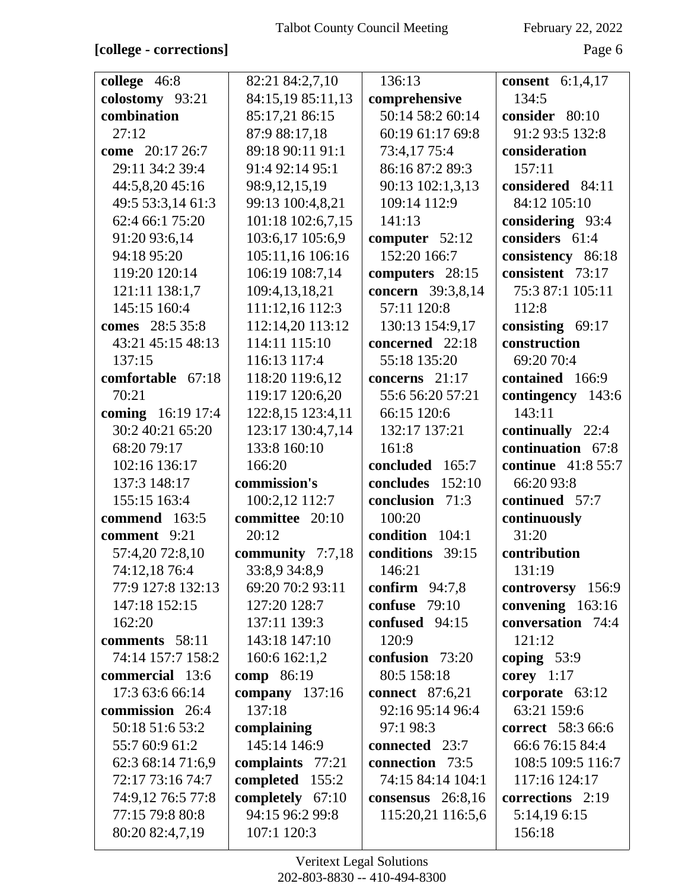**[college - corrections]**

**college** 46:8
**colostomy** 93:21
**combination** 27:12
**come** 20:17 26:7 29:11 34:2 39:4 44:5,8,20 45:16 49:5 53:3,14 61:3 62:4 66:1 75:20 91:20 93:6,14 94:18 95:20 119:20 120:14 121:11 138:1,7 145:15 160:4
**comes** 28:5 35:8 43:21 45:15 48:13 137:15
**comfortable** 67:18 70:21
**coming** 16:19 17:4 30:2 40:21 65:20 68:20 79:17 102:16 136:17 137:3 148:17 155:15 163:4
**commend** 163:5
**comment** 9:21 57:4,20 72:8,10 74:12,18 76:4 77:9 127:8 132:13 147:18 152:15 162:20
**comments** 58:11 74:14 157:7 158:2
**commercial** 13:6 17:3 63:6 66:14
**commission** 26:4 50:18 51:6 53:2 55:7 60:9 61:2 62:3 68:14 71:6,9 72:17 73:16 74:7 74:9,12 76:5 77:8 77:15 79:8 80:8 80:20 82:4,7,19 82:21 84:2,7,10 84:15,19 85:11,13 85:17,21 86:15 87:9 88:17,18 89:18 90:11 91:1 91:4 92:14 95:1 98:9,12,15,19 99:13 100:4,8,21 101:18 102:6,7,15 103:6,17 105:6,9 105:11,16 106:16 106:19 108:7,14 109:4,13,18,21 111:12,16 112:3 112:14,20 113:12 114:11 115:10 116:13 117:4 118:20 119:6,12 119:17 120:6,20 122:8,15 123:4,11 123:17 130:4,7,14 133:8 160:10 166:20
**commission's** 100:2,12 112:7
**committee** 20:10 20:12
**community** 7:7,18 33:8,9 34:8,9 69:20 70:2 93:11 127:20 128:7 137:11 139:3 143:18 147:10 160:6 162:1,2
**comp** 86:19
**company** 137:16 137:18
**complaining** 145:14 146:9
**complaints** 77:21
**completed** 155:2
**completely** 67:10 94:15 96:2 99:8 107:1 120:3 136:13
**comprehensive** 50:14 58:2 60:14 60:19 61:17 69:8 73:4,17 75:4 86:16 87:2 89:3 90:13 102:1,3,13 109:14 112:9 141:13
**computer** 52:12 152:20 166:7
**computers** 28:15
**concern** 39:3,8,14 57:11 120:8 130:13 154:9,17
**concerned** 22:18 55:18 135:20
**concerns** 21:17 55:6 56:20 57:21 66:15 120:6 132:17 137:21 161:8
**concluded** 165:7
**concludes** 152:10
**conclusion** 71:3 100:20
**condition** 104:1
**conditions** 39:15 146:21
**confirm** 94:7,8
**confuse** 79:10
**confused** 94:15 120:9
**confusion** 73:20 80:5 158:18
**connect** 87:6,21 92:16 95:14 96:4 97:1 98:3
**connected** 23:7
**connection** 73:5 74:15 84:14 104:1
**consensus** 26:8,16 115:20,21 116:5,6
**consent** 6:1,4,17 134:5
**consider** 80:10 91:2 93:5 132:8
**consideration** 157:11
**considered** 84:11 84:12 105:10
**considering** 93:4
**considers** 61:4
**consistency** 86:18
**consistent** 73:17 75:3 87:1 105:11 112:8
**consisting** 69:17
**construction** 69:20 70:4
**contained** 166:9
**contingency** 143:6 143:11
**continually** 22:4
**continuation** 67:8
**continue** 41:8 55:7 66:20 93:8
**continued** 57:7
**continuously** 31:20
**contribution** 131:19
**controversy** 156:9
**convening** 163:16
**conversation** 74:4 121:12
**coping** 53:9
**corey** 1:17
**corporate** 63:12 63:21 159:6
**correct** 58:3 66:6 66:6 76:15 84:4 108:5 109:5 116:7 117:16 124:17
**corrections** 2:19 5:14,19 6:15 156:18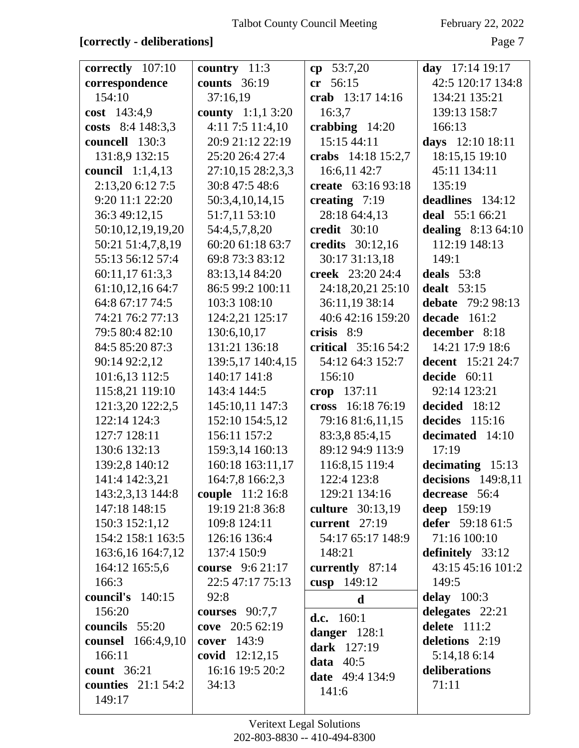**[correctly - deliberations]**

**correctly** 107:10
**correspondence** 154:10
**cost** 143:4,9
**costs** 8:4 148:3,3
**councell** 130:3 131:8,9 132:15
**council** 1:1,4,13 2:13,20 6:12 7:5 9:20 11:1 22:20 36:3 49:12,15 50:10,12,19,19,20 50:21 51:4,7,8,19 55:13 56:12 57:4 60:11,17 61:3,3 61:10,12,16 64:7 64:8 67:17 74:5 74:21 76:2 77:13 79:5 80:4 82:10 84:5 85:20 87:3 90:14 92:2,12 101:6,13 112:5 115:8,21 119:10 121:3,20 122:2,5 122:14 124:3 127:7 128:11 130:6 132:13 139:2,8 140:12 141:4 142:3,21 143:2,3,13 144:8 147:18 148:15 150:3 152:1,12 154:2 158:1 163:5 163:6,16 164:7,12 164:12 165:5,6 166:3
**council's** 140:15 156:20
**councils** 55:20
**counsel** 166:4,9,10 166:11
**count** 36:21
**counties** 21:1 54:2 149:17
**country** 11:3
**counts** 36:19 37:16,19
**county** 1:1,1 3:20 4:11 7:5 11:4,10 20:9 21:12 22:19 25:20 26:4 27:4 27:10,15 28:2,3,3 30:8 47:5 48:6 50:3,4,10,14,15 51:7,11 53:10 54:4,5,7,8,20 60:20 61:18 63:7 69:8 73:3 83:12 83:13,14 84:20 86:5 99:2 100:11 103:3 108:10 124:2,21 125:17 130:6,10,17 131:21 136:18 139:5,17 140:4,15 140:17 141:8 143:4 144:5 145:10,11 147:3 152:10 154:5,12 156:11 157:2 159:3,14 160:13 160:18 163:11,17 164:7,8 166:2,3
**couple** 11:2 16:8 19:19 21:8 36:8 109:8 124:11 126:16 136:4 137:4 150:9
**course** 9:6 21:17 22:5 47:17 75:13 92:8
**courses** 90:7,7
**cove** 20:5 62:19
**cover** 143:9
**covid** 12:12,15 16:16 19:5 20:2 34:13
**cp** 53:7,20
**cr** 56:15
**crab** 13:17 14:16 16:3,7
**crabbing** 14:20 15:15 44:11
**crabs** 14:18 15:2,7 16:6,11 42:7
**create** 63:16 93:18
**creating** 7:19 28:18 64:4,13
**credit** 30:10
**credits** 30:12,16 30:17 31:13,18
**creek** 23:20 24:4 24:18,20,21 25:10 36:11,19 38:14 40:6 42:16 159:20
**crisis** 8:9
**critical** 35:16 54:2 54:12 64:3 152:7 156:10
**crop** 137:11
**cross** 16:18 76:19 79:16 81:6,11,15 83:3,8 85:4,15 89:12 94:9 113:9 116:8,15 119:4 122:4 123:8 129:21 134:16
**culture** 30:13,19
**current** 27:19 54:17 65:17 148:9 148:21
**currently** 87:14
**cusp** 149:12

**d**

**d.c.** 160:1
**danger** 128:1
**dark** 127:19
**data** 40:5
**date** 49:4 134:9 141:6
**day** 17:14 19:17 42:5 120:17 134:8 134:21 135:21 139:13 158:7 166:13
**days** 12:10 18:11 18:15,15 19:10 45:11 134:11 135:19
**deadlines** 134:12
**deal** 55:1 66:21
**dealing** 8:13 64:10 112:19 148:13 149:1
**deals** 53:8
**dealt** 53:15
**debate** 79:2 98:13
**decade** 161:2
**december** 8:18 14:21 17:9 18:6
**decent** 15:21 24:7
**decide** 60:11 92:14 123:21
**decided** 18:12
**decides** 115:16
**decimated** 14:10 17:19
**decimating** 15:13
**decisions** 149:8,11
**decrease** 56:4
**deep** 159:19
**defer** 59:18 61:5 71:16 100:10
**definitely** 33:12 43:15 45:16 101:2 149:5
**delay** 100:3
**delegates** 22:21
**delete** 111:2
**deletions** 2:19 5:14,18 6:14
**deliberations** 71:11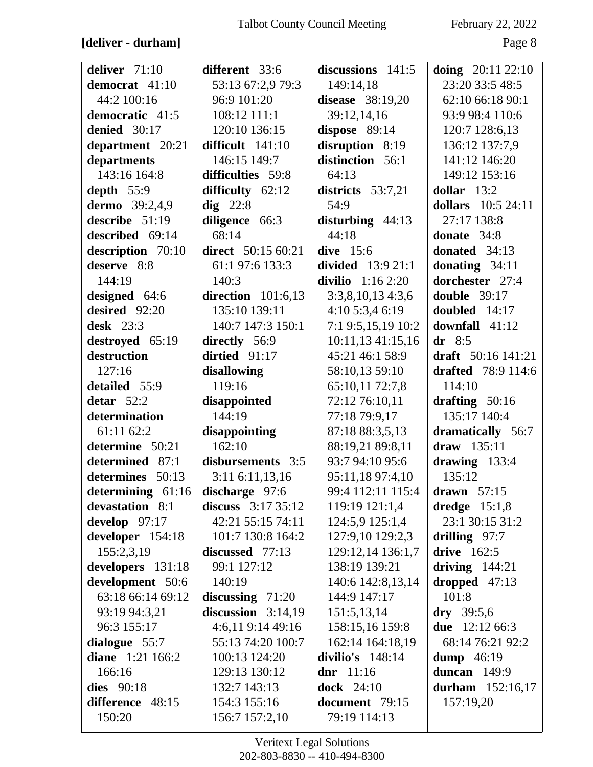**[deliver - durham]**

**deliver** 71:10
**democrat** 41:10 44:2 100:16
**democratic** 41:5
**denied** 30:17
**department** 20:21
**departments** 143:16 164:8
**depth** 55:9
**dermo** 39:2,4,9
**describe** 51:19
**described** 69:14
**description** 70:10
**deserve** 8:8 144:19
**designed** 64:6
**desired** 92:20
**desk** 23:3
**destroyed** 65:19
**destruction** 127:16
**detailed** 55:9
**detar** 52:2
**determination** 61:11 62:2
**determine** 50:21
**determined** 87:1
**determines** 50:13
**determining** 61:16
**devastation** 8:1
**develop** 97:17
**developer** 154:18 155:2,3,19
**developers** 131:18
**development** 50:6 63:18 66:14 69:12 93:19 94:3,21 96:3 155:17
**dialogue** 55:7
**diane** 1:21 166:2 166:16
**dies** 90:18
**difference** 48:15 150:20
**different** 33:6 53:13 67:2,9 79:3 96:9 101:20 108:12 111:1 120:10 136:15
**difficult** 141:10 146:15 149:7
**difficulties** 59:8
**difficulty** 62:12
**dig** 22:8
**diligence** 66:3 68:14
**direct** 50:15 60:21 61:1 97:6 133:3 140:3
**direction** 101:6,13 135:10 139:11 140:7 147:3 150:1
**directly** 56:9
**dirtied** 91:17
**disallowing** 119:16
**disappointed** 144:19
**disappointing** 162:10
**disbursements** 3:5 3:11 6:11,13,16
**discharge** 97:6
**discuss** 3:17 35:12 42:21 55:15 74:11 101:7 130:8 164:2
**discussed** 77:13 99:1 127:12 140:19
**discussing** 71:20
**discussion** 3:14,19 4:6,11 9:14 49:16 55:13 74:20 100:7 100:13 124:20 129:13 130:12 132:7 143:13 154:3 155:16 156:7 157:2,10
**discussions** 141:5 149:14,18
**disease** 38:19,20 39:12,14,16
**dispose** 89:14
**disruption** 8:19
**distinction** 56:1 64:13
**districts** 53:7,21 54:9
**disturbing** 44:13 44:18
**dive** 15:6
**divided** 13:9 21:1
**divilio** 1:16 2:20 3:3,8,10,13 4:3,6 4:10 5:3,4 6:19 7:1 9:5,15,19 10:2 10:11,13 41:15,16 45:21 46:1 58:9 58:10,13 59:10 65:10,11 72:7,8 72:12 76:10,11 77:18 79:9,17 87:18 88:3,5,13 88:19,21 89:8,11 93:7 94:10 95:6 95:11,18 97:4,10 99:4 112:11 115:4 119:19 121:1,4 124:5,9 125:1,4 127:9,10 129:2,3 129:12,14 136:1,7 138:19 139:21 140:6 142:8,13,14 144:9 147:17 151:5,13,14 158:15,16 159:8 162:14 164:18,19
**divilio's** 148:14
**dnr** 11:16
**dock** 24:10
**document** 79:15 79:19 114:13
**doing** 20:11 22:10 23:20 33:5 48:5 62:10 66:18 90:1 93:9 98:4 110:6 120:7 128:6,13 136:12 137:7,9 141:12 146:20 149:12 153:16
**dollar** 13:2
**dollars** 10:5 24:11 27:17 138:8
**donate** 34:8
**donated** 34:13
**donating** 34:11
**dorchester** 27:4
**double** 39:17
**doubled** 14:17
**downfall** 41:12
**dr** 8:5
**draft** 50:16 141:21
**drafted** 78:9 114:6 114:10
**drafting** 50:16 135:17 140:4
**dramatically** 56:7
**draw** 135:11
**drawing** 133:4 135:12
**drawn** 57:15
**dredge** 15:1,8 23:1 30:15 31:2
**drilling** 97:7
**drive** 162:5
**driving** 144:21
**dropped** 47:13 101:8
**dry** 39:5,6
**due** 12:12 66:3 68:14 76:21 92:2
**dump** 46:19
**duncan** 149:9
**durham** 152:16,17 157:19,20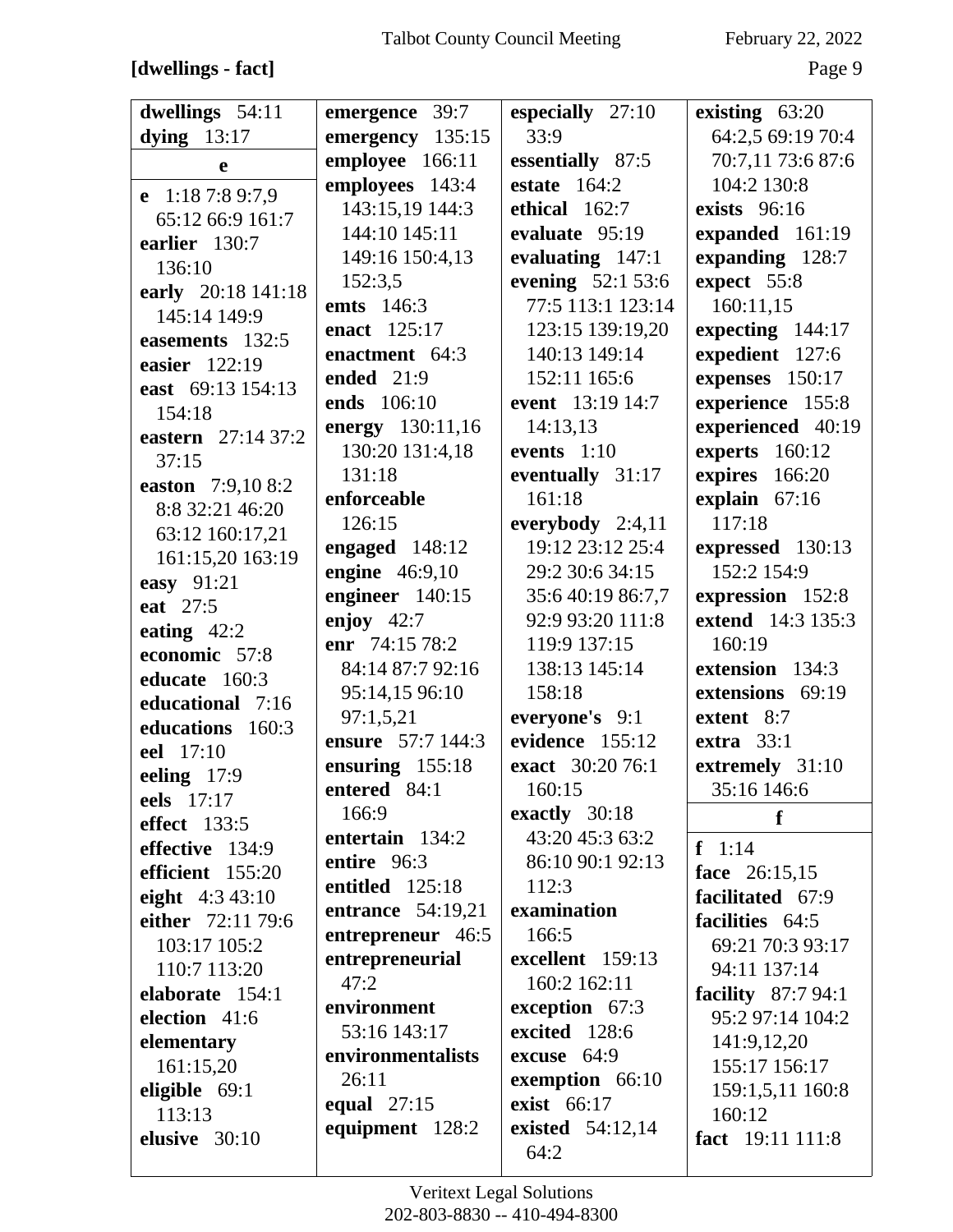**[dwellings - fact]**

**dwellings** 54:11
**dying** 13:17

**e**

**e** 1:18 7:8 9:7,9 65:12 66:9 161:7
**earlier** 130:7 136:10
**early** 20:18 141:18 145:14 149:9
**easements** 132:5
**easier** 122:19
**east** 69:13 154:13 154:18
**eastern** 27:14 37:2 37:15
**easton** 7:9,10 8:2 8:8 32:21 46:20 63:12 160:17,21 161:15,20 163:19
**easy** 91:21
**eat** 27:5
**eating** 42:2
**economic** 57:8
**educate** 160:3
**educational** 7:16
**educations** 160:3
**eel** 17:10
**eeling** 17:9
**eels** 17:17
**effect** 133:5
**effective** 134:9
**efficient** 155:20
**eight** 4:3 43:10
**either** 72:11 79:6 103:17 105:2 110:7 113:20
**elaborate** 154:1
**election** 41:6
**elementary** 161:15,20
**eligible** 69:1 113:13
**elusive** 30:10
**emergence** 39:7
**emergency** 135:15
**employee** 166:11
**employees** 143:4 143:15,19 144:3 144:10 145:11 149:16 150:4,13 152:3,5
**emts** 146:3
**enact** 125:17
**enactment** 64:3
**ended** 21:9
**ends** 106:10
**energy** 130:11,16 130:20 131:4,18 131:18
**enforceable** 126:15
**engaged** 148:12
**engine** 46:9,10
**engineer** 140:15
**enjoy** 42:7
**enr** 74:15 78:2 84:14 87:7 92:16 95:14,15 96:10 97:1,5,21
**ensure** 57:7 144:3
**ensuring** 155:18
**entered** 84:1 166:9
**entertain** 134:2
**entire** 96:3
**entitled** 125:18
**entrance** 54:19,21
**entrepreneur** 46:5
**entrepreneurial** 47:2
**environment** 53:16 143:17
**environmentalists** 26:11
**equal** 27:15
**equipment** 128:2
**especially** 27:10 33:9
**essentially** 87:5
**estate** 164:2
**ethical** 162:7
**evaluate** 95:19
**evaluating** 147:1
**evening** 52:1 53:6 77:5 113:1 123:14 123:15 139:19,20 140:13 149:14 152:11 165:6
**event** 13:19 14:7 14:13,13
**events** 1:10
**eventually** 31:17 161:18
**everybody** 2:4,11 19:12 23:12 25:4 29:2 30:6 34:15 35:6 40:19 86:7,7 92:9 93:20 111:8 119:9 137:15 138:13 145:14 158:18
**everyone's** 9:1
**evidence** 155:12
**exact** 30:20 76:1 160:15
**exactly** 30:18 43:20 45:3 63:2 86:10 90:1 92:13 112:3
**examination** 166:5
**excellent** 159:13 160:2 162:11
**exception** 67:3
**excited** 128:6
**excuse** 64:9
**exemption** 66:10
**exist** 66:17
**existed** 54:12,14 64:2
**existing** 63:20 64:2,5 69:19 70:4 70:7,11 73:6 87:6 104:2 130:8
**exists** 96:16
**expanded** 161:19
**expanding** 128:7
**expect** 55:8 160:11,15
**expecting** 144:17
**expedient** 127:6
**expenses** 150:17
**experience** 155:8
**experienced** 40:19
**experts** 160:12
**expires** 166:20
**explain** 67:16 117:18
**expressed** 130:13 152:2 154:9
**expression** 152:8
**extend** 14:3 135:3 160:19
**extension** 134:3
**extensions** 69:19
**extent** 8:7
**extra** 33:1
**extremely** 31:10 35:16 146:6

**f**

**f** 1:14
**face** 26:15,15
**facilitated** 67:9
**facilities** 64:5 69:21 70:3 93:17 94:11 137:14
**facility** 87:7 94:1 95:2 97:14 104:2 141:9,12,20 155:17 156:17 159:1,5,11 160:8 160:12
**fact** 19:11 111:8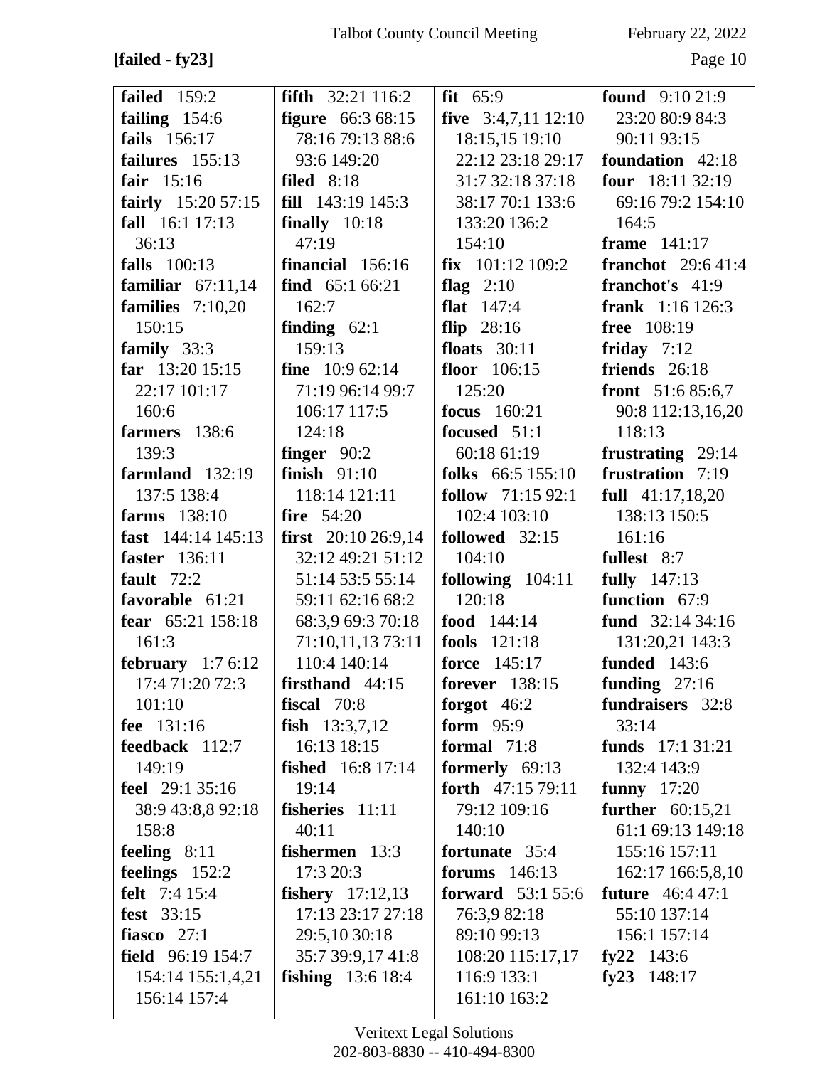**[failed - fy23]**

**failed** 159:2
**failing** 154:6
**fails** 156:17
**failures** 155:13
**fair** 15:16
**fairly** 15:20 57:15
**fall** 16:1 17:13 36:13
**falls** 100:13
**familiar** 67:11,14
**families** 7:10,20 150:15
**family** 33:3
**far** 13:20 15:15 22:17 101:17 160:6
**farmers** 138:6 139:3
**farmland** 132:19 137:5 138:4
**farms** 138:10
**fast** 144:14 145:13
**faster** 136:11
**fault** 72:2
**favorable** 61:21
**fear** 65:21 158:18 161:3
**february** 1:7 6:12 17:4 71:20 72:3 101:10
**fee** 131:16
**feedback** 112:7 149:19
**feel** 29:1 35:16 38:9 43:8,8 92:18 158:8
**feeling** 8:11
**feelings** 152:2
**felt** 7:4 15:4
**fest** 33:15
**fiasco** 27:1
**field** 96:19 154:7 154:14 155:1,4,21 156:14 157:4
**fifth** 32:21 116:2
**figure** 66:3 68:15 78:16 79:13 88:6 93:6 149:20
**filed** 8:18
**fill** 143:19 145:3
**finally** 10:18 47:19
**financial** 156:16
**find** 65:1 66:21 162:7
**finding** 62:1 159:13
**fine** 10:9 62:14 71:19 96:14 99:7 106:17 117:5 124:18
**finger** 90:2
**finish** 91:10 118:14 121:11
**fire** 54:20
**first** 20:10 26:9,14 32:12 49:21 51:12 51:14 53:5 55:14 59:11 62:16 68:2 68:3,9 69:3 70:18 71:10,11,13 73:11 110:4 140:14
**firsthand** 44:15
**fiscal** 70:8
**fish** 13:3,7,12 16:13 18:15
**fished** 16:8 17:14 19:14
**fisheries** 11:11 40:11
**fishermen** 13:3 17:3 20:3
**fishery** 17:12,13 17:13 23:17 27:18 29:5,10 30:18 35:7 39:9,17 41:8
**fishing** 13:6 18:4
**fit** 65:9
**five** 3:4,7,11 12:10 18:15,15 19:10 22:12 23:18 29:17 31:7 32:18 37:18 38:17 70:1 133:6 133:20 136:2 154:10
**fix** 101:12 109:2
**flag** 2:10
**flat** 147:4
**flip** 28:16
**floats** 30:11
**floor** 106:15 125:20
**focus** 160:21
**focused** 51:1 60:18 61:19
**folks** 66:5 155:10
**follow** 71:15 92:1 102:4 103:10
**followed** 32:15 104:10
**following** 104:11 120:18
**food** 144:14
**fools** 121:18
**force** 145:17
**forever** 138:15
**forgot** 46:2
**form** 95:9
**formal** 71:8
**formerly** 69:13
**forth** 47:15 79:11 79:12 109:16 140:10
**fortunate** 35:4
**forums** 146:13
**forward** 53:1 55:6 76:3,9 82:18 89:10 99:13 108:20 115:17,17 116:9 133:1 161:10 163:2
**found** 9:10 21:9 23:20 80:9 84:3 90:11 93:15
**foundation** 42:18
**four** 18:11 32:19 69:16 79:2 154:10 164:5
**frame** 141:17
**franchot** 29:6 41:4
**franchot's** 41:9
**frank** 1:16 126:3
**free** 108:19
**friday** 7:12
**friends** 26:18
**front** 51:6 85:6,7 90:8 112:13,16,20 118:13
**frustrating** 29:14
**frustration** 7:19
**full** 41:17,18,20 138:13 150:5 161:16
**fullest** 8:7
**fully** 147:13
**function** 67:9
**fund** 32:14 34:16 131:20,21 143:3
**funded** 143:6
**funding** 27:16
**fundraisers** 32:8 33:14
**funds** 17:1 31:21 132:4 143:9
**funny** 17:20
**further** 60:15,21 61:1 69:13 149:18 155:16 157:11 162:17 166:5,8,10
**future** 46:4 47:1 55:10 137:14 156:1 157:14
**fy22** 143:6
**fy23** 148:17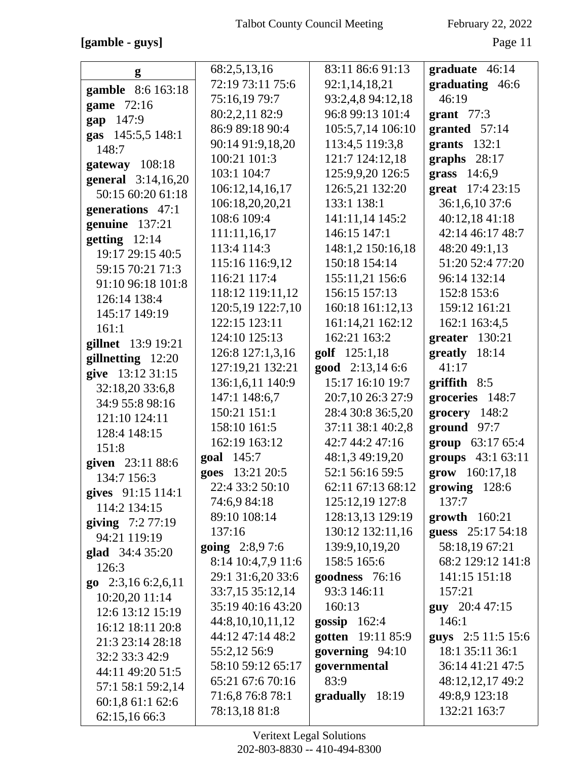**[gamble - guys]**

**g**

**gamble** 8:6 163:18
**game** 72:16
**gap** 147:9
**gas** 145:5,5 148:1 148:7
**gateway** 108:18
**general** 3:14,16,20 50:15 60:20 61:18
**generations** 47:1
**genuine** 137:21
**getting** 12:14 19:17 29:15 40:5 59:15 70:21 71:3 91:10 96:18 101:8 126:14 138:4 145:17 149:19 161:1
**gillnet** 13:9 19:21
**gillnetting** 12:20
**give** 13:12 31:15 32:18,20 33:6,8 34:9 55:8 98:16 121:10 124:11 128:4 148:15 151:8
**given** 23:11 88:6 134:7 156:3
**gives** 91:15 114:1 114:2 134:15
**giving** 7:2 77:19 94:21 119:19
**glad** 34:4 35:20 126:3
**go** 2:3,16 6:2,6,11 10:20,20 11:14 12:6 13:12 15:19 16:12 18:11 20:8 21:3 23:14 28:18 32:2 33:3 42:9 44:11 49:20 51:5 57:1 58:1 59:2,14 60:1,8 61:1 62:6 62:15,16 66:3 68:2,5,13,16 72:19 73:11 75:6 75:16,19 79:7 80:2,2,11 82:9 86:9 89:18 90:4 90:14 91:9,18,20 100:21 101:3 103:1 104:7 106:12,14,16,17 106:18,20,20,21 108:6 109:4 111:11,16,17 113:4 114:3 115:16 116:9,12 116:21 117:4 118:12 119:11,12 120:5,19 122:7,10 122:15 123:11 124:10 125:13 126:8 127:1,3,16 127:19,21 132:21 136:1,6,11 140:9 147:1 148:6,7 150:21 151:1 158:10 161:5 162:19 163:12
**goal** 145:7
**goes** 13:21 20:5 22:4 33:2 50:10 74:6,9 84:18 89:10 108:14 137:16
**going** 2:8,9 7:6 8:14 10:4,7,9 11:6 29:1 31:6,20 33:6 33:7,15 35:12,14 35:19 40:16 43:20 44:8,10,10,11,12 44:12 47:14 48:2 55:2,12 56:9 58:10 59:12 65:17 65:21 67:6 70:16 71:6,8 76:8 78:1 78:13,18 81:8 83:11 86:6 91:13 92:1,14,18,21 93:2,4,8 94:12,18 96:8 99:13 101:4 105:5,7,14 106:10 113:4,5 119:3,8 121:7 124:12,18 125:9,9,20 126:5 126:5,21 132:20 133:1 138:1 141:11,14 145:2 146:15 147:1 148:1,2 150:16,18 150:18 154:14 155:11,21 156:6 156:15 157:13 160:18 161:12,13 161:14,21 162:12 162:21 163:2
**golf** 125:1,18
**good** 2:13,14 6:6 15:17 16:10 19:7 20:7,10 26:3 27:9 28:4 30:8 36:5,20 37:11 38:1 40:2,8 42:7 44:2 47:16 48:1,3 49:19,20 52:1 56:16 59:5 62:11 67:13 68:12 125:12,19 127:8 128:13,13 129:19 130:12 132:11,16 139:9,10,19,20 158:5 165:6
**goodness** 76:16 93:3 146:11 160:13
**gossip** 162:4
**gotten** 19:11 85:9
**governing** 94:10
**governmental** 83:9
**gradually** 18:19
**graduate** 46:14
**graduating** 46:6 46:19
**grant** 77:3
**granted** 57:14
**grants** 132:1
**graphs** 28:17
**grass** 14:6,9
**great** 17:4 23:15 36:1,6,10 37:6 40:12,18 41:18 42:14 46:17 48:7 48:20 49:1,13 51:20 52:4 77:20 96:14 132:14 152:8 153:6 159:12 161:21 162:1 163:4,5
**greater** 130:21
**greatly** 18:14 41:17
**griffith** 8:5
**groceries** 148:7
**grocery** 148:2
**ground** 97:7
**group** 63:17 65:4
**groups** 43:1 63:11
**grow** 160:17,18
**growing** 128:6 137:7
**growth** 160:21
**guess** 25:17 54:18 58:18,19 67:21 68:2 129:12 141:8 141:15 151:18 157:21
**guy** 20:4 47:15 146:1
**guys** 2:5 11:5 15:6 18:1 35:11 36:1 36:14 41:21 47:5 48:12,12,17 49:2 49:8,9 123:18 132:21 163:7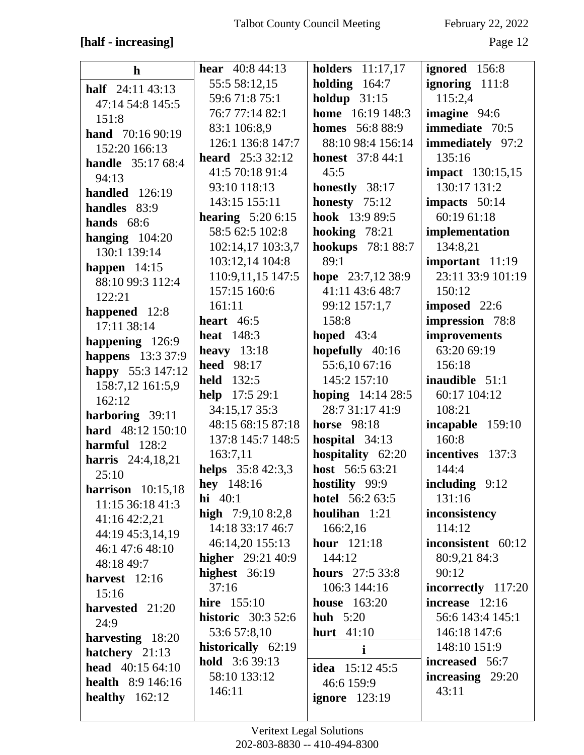**[half - increasing]**

**h**

**half** 24:11 43:13 47:14 54:8 145:5 151:8
**hand** 70:16 90:19 152:20 166:13
**handle** 35:17 68:4 94:13
**handled** 126:19
**handles** 83:9
**hands** 68:6
**hanging** 104:20 130:1 139:14
**happen** 14:15 88:10 99:3 112:4 122:21
**happened** 12:8 17:11 38:14
**happening** 126:9
**happens** 13:3 37:9
**happy** 55:3 147:12 158:7,12 161:5,9 162:12
**harboring** 39:11
**hard** 48:12 150:10
**harmful** 128:2
**harris** 24:4,18,21 25:10
**harrison** 10:15,18 11:15 36:18 41:3 41:16 42:2,21 44:19 45:3,14,19 46:1 47:6 48:10 48:18 49:7
**harvest** 12:16 15:16
**harvested** 21:20 24:9
**harvesting** 18:20
**hatchery** 21:13
**head** 40:15 64:10
**health** 8:9 146:16
**healthy** 162:12
**hear** 40:8 44:13 55:5 58:12,15 59:6 71:8 75:1 76:7 77:14 82:1 83:1 106:8,9 126:1 136:8 147:7
**heard** 25:3 32:12 41:5 70:18 91:4 93:10 118:13 143:15 155:11
**hearing** 5:20 6:15 58:5 62:5 102:8 102:14,17 103:3,7 103:12,14 104:8 110:9,11,15 147:5 157:15 160:6 161:11
**heart** 46:5
**heat** 148:3
**heavy** 13:18
**heed** 98:17
**held** 132:5
**help** 17:5 29:1 34:15,17 35:3 48:15 68:15 87:18 137:8 145:7 148:5 163:7,11
**helps** 35:8 42:3,3
**hey** 148:16
**hi** 40:1
**high** 7:9,10 8:2,8 14:18 33:17 46:7 46:14,20 155:13
**higher** 29:21 40:9
**highest** 36:19 37:16
**hire** 155:10
**historic** 30:3 52:6 53:6 57:8,10
**historically** 62:19
**hold** 3:6 39:13 58:10 133:12 146:11
**holders** 11:17,17
**holding** 164:7
**holdup** 31:15
**home** 16:19 148:3
**homes** 56:8 88:9 88:10 98:4 156:14
**honest** 37:8 44:1 45:5
**honestly** 38:17
**honesty** 75:12
**hook** 13:9 89:5
**hooking** 78:21
**hookups** 78:1 88:7 89:1
**hope** 23:7,12 38:9 41:11 43:6 48:7 99:12 157:1,7 158:8
**hoped** 43:4
**hopefully** 40:16 55:6,10 67:16 145:2 157:10
**hoping** 14:14 28:5 28:7 31:17 41:9
**horse** 98:18
**hospital** 34:13
**hospitality** 62:20
**host** 56:5 63:21
**hostility** 99:9
**hotel** 56:2 63:5
**houlihan** 1:21 166:2,16
**hour** 121:18 144:12
**hours** 27:5 33:8 106:3 144:16
**house** 163:20
**huh** 5:20
**hurt** 41:10

**i**

**idea** 15:12 45:5 46:6 159:9
**ignore** 123:19
**ignored** 156:8
**ignoring** 111:8 115:2,4
**imagine** 94:6
**immediate** 70:5
**immediately** 97:2 135:16
**impact** 130:15,15 130:17 131:2
**impacts** 50:14 60:19 61:18
**implementation** 134:8,21
**important** 11:19 23:11 33:9 101:19 150:12
**imposed** 22:6
**impression** 78:8
**improvements** 63:20 69:19 156:18
**inaudible** 51:1 60:17 104:12 108:21
**incapable** 159:10 160:8
**incentives** 137:3 144:4
**including** 9:12 131:16
**inconsistency** 114:12
**inconsistent** 60:12 80:9,21 84:3 90:12
**incorrectly** 117:20
**increase** 12:16 56:6 143:4 145:1 146:18 147:6 148:10 151:9
**increased** 56:7
**increasing** 29:20 43:11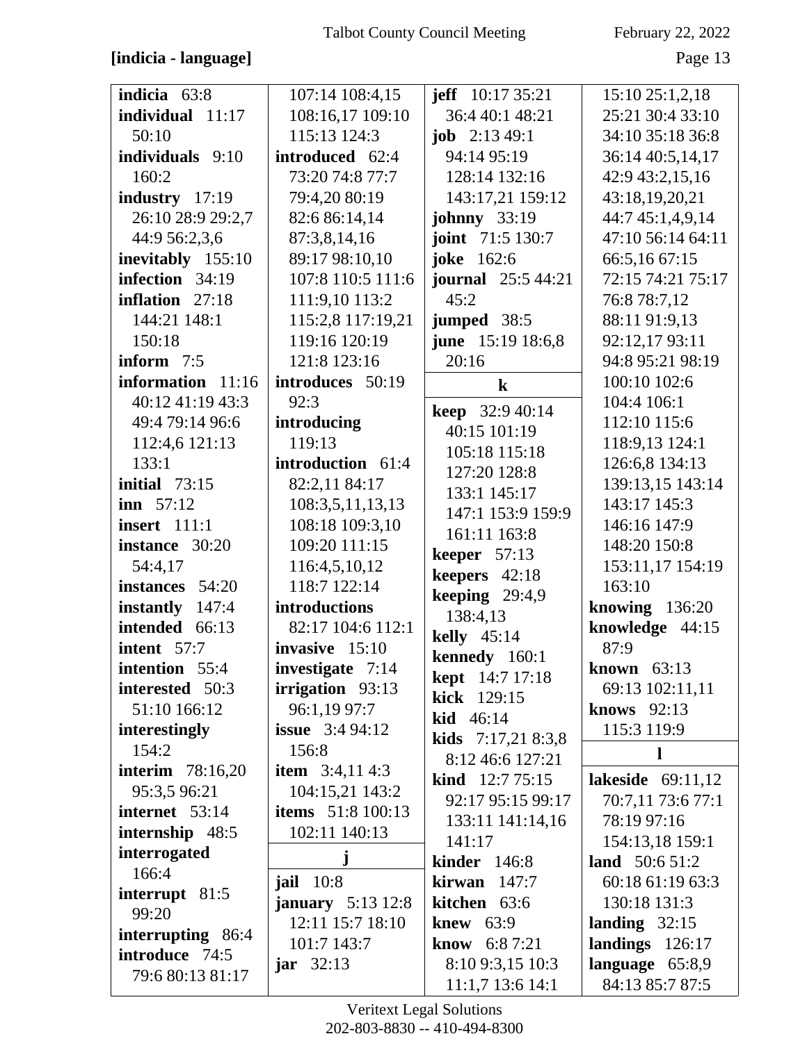**[indicia - language]**

**indicia** 63:8
**individual** 11:17 50:10
**individuals** 9:10 160:2
**industry** 17:19 26:10 28:9 29:2,7 44:9 56:2,3,6
**inevitably** 155:10
**infection** 34:19
**inflation** 27:18 144:21 148:1 150:18
**inform** 7:5
**information** 11:16 40:12 41:19 43:3 49:4 79:14 96:6 112:4,6 121:13 133:1
**initial** 73:15
**inn** 57:12
**insert** 111:1
**instance** 30:20 54:4,17
**instances** 54:20
**instantly** 147:4
**intended** 66:13
**intent** 57:7
**intention** 55:4
**interested** 50:3 51:10 166:12
**interestingly** 154:2
**interim** 78:16,20 95:3,5 96:21
**internet** 53:14
**internship** 48:5
**interrogated** 166:4
**interrupt** 81:5 99:20
**interrupting** 86:4
**introduce** 74:5 79:6 80:13 81:17 107:14 108:4,15 108:16,17 109:10 115:13 124:3
**introduced** 62:4 73:20 74:8 77:7 79:4,20 80:19 82:6 86:14,14 87:3,8,14,16 89:17 98:10,10 107:8 110:5 111:6 111:9,10 113:2 115:2,8 117:19,21 119:16 120:19 121:8 123:16
**introduces** 50:19 92:3
**introducing** 119:13
**introduction** 61:4 82:2,11 84:17 108:3,5,11,13,13 108:18 109:3,10 109:20 111:15 116:4,5,10,12 118:7 122:14
**introductions** 82:17 104:6 112:1
**invasive** 15:10
**investigate** 7:14
**irrigation** 93:13 96:1,19 97:7
**issue** 3:4 94:12 156:8
**item** 3:4,11 4:3 104:15,21 143:2
**items** 51:8 100:13 102:11 140:13

**j**

**jail** 10:8
**january** 5:13 12:8 12:11 15:7 18:10 101:7 143:7
**jar** 32:13
**jeff** 10:17 35:21 36:4 40:1 48:21
**job** 2:13 49:1 94:14 95:19 128:14 132:16 143:17,21 159:12
**johnny** 33:19
**joint** 71:5 130:7
**joke** 162:6
**journal** 25:5 44:21 45:2
**jumped** 38:5
**june** 15:19 18:6,8 20:16

**k**

**keep** 32:9 40:14 40:15 101:19 105:18 115:18 127:20 128:8 133:1 145:17 147:1 153:9 159:9 161:11 163:8
**keeper** 57:13
**keepers** 42:18
**keeping** 29:4,9 138:4,13
**kelly** 45:14
**kennedy** 160:1
**kept** 14:7 17:18
**kick** 129:15
**kid** 46:14
**kids** 7:17,21 8:3,8 8:12 46:6 127:21
**kind** 12:7 75:15 92:17 95:15 99:17 133:11 141:14,16 141:17
**kinder** 146:8
**kirwan** 147:7
**kitchen** 63:6
**knew** 63:9
**know** 6:8 7:21 8:10 9:3,15 10:3 11:1,7 13:6 14:1 15:10 25:1,2,18 25:21 30:4 33:10 34:10 35:18 36:8 36:14 40:5,14,17 42:9 43:2,15,16 43:18,19,20,21 44:7 45:1,4,9,14 47:10 56:14 64:11 66:5,16 67:15 72:15 74:21 75:17 76:8 78:7,12 88:11 91:9,13 92:12,17 93:11 94:8 95:21 98:19 100:10 102:6 104:4 106:1 112:10 115:6 118:9,13 124:1 126:6,8 134:13 139:13,15 143:14 143:17 145:3 146:16 147:9 148:20 150:8 153:11,17 154:19 163:10
**knowing** 136:20
**knowledge** 44:15 87:9
**known** 63:13 69:13 102:11,11
**knows** 92:13 115:3 119:9

**l**

**lakeside** 69:11,12 70:7,11 73:6 77:1 78:19 97:16 154:13,18 159:1
**land** 50:6 51:2 60:18 61:19 63:3 130:18 131:3
**landing** 32:15
**landings** 126:17
**language** 65:8,9 84:13 85:7 87:5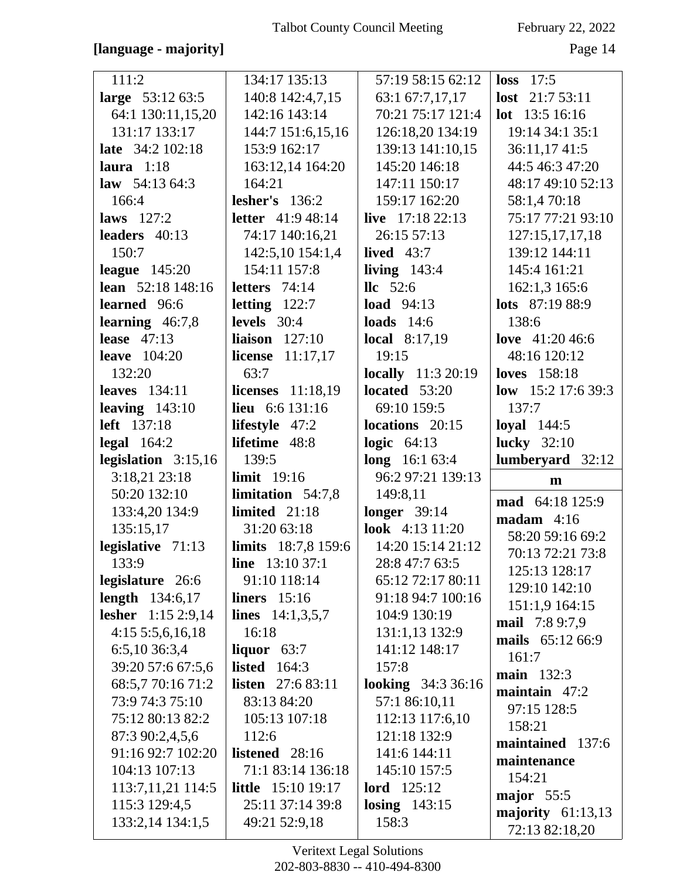**[language - majority]**

111:2
**large** 53:12 63:5 64:1 130:11,15,20 131:17 133:17
**late** 34:2 102:18
**laura** 1:18
**law** 54:13 64:3 166:4
**laws** 127:2
**leaders** 40:13 150:7
**league** 145:20
**lean** 52:18 148:16
**learned** 96:6
**learning** 46:7,8
**lease** 47:13
**leave** 104:20 132:20
**leaves** 134:11
**leaving** 143:10
**left** 137:18
**legal** 164:2
**legislation** 3:15,16 3:18,21 23:18 50:20 132:10 133:4,20 134:9 135:15,17
**legislative** 71:13 133:9
**legislature** 26:6
**length** 134:6,17
**lesher** 1:15 2:9,14 4:15 5:5,6,16,18 6:5,10 36:3,4 39:20 57:6 67:5,6 68:5,7 70:16 71:2 73:9 74:3 75:10 75:12 80:13 82:2 87:3 90:2,4,5,6 91:16 92:7 102:20 104:13 107:13 113:7,11,21 114:5 115:3 129:4,5 133:2,14 134:1,5 134:17 135:13 140:8 142:4,7,15 142:16 143:14 144:7 151:6,15,16 153:9 162:17 163:12,14 164:20 164:21
**lesher's** 136:2
**letter** 41:9 48:14 74:17 140:16,21 142:5,10 154:1,4 154:11 157:8
**letters** 74:14
**letting** 122:7
**levels** 30:4
**liaison** 127:10
**license** 11:17,17 63:7
**licenses** 11:18,19
**lieu** 6:6 131:16
**lifestyle** 47:2
**lifetime** 48:8 139:5
**limit** 19:16
**limitation** 54:7,8
**limited** 21:18 31:20 63:18
**limits** 18:7,8 159:6
**line** 13:10 37:1 91:10 118:14
**liners** 15:16
**lines** 14:1,3,5,7 16:18
**liquor** 63:7
**listed** 164:3
**listen** 27:6 83:11 83:13 84:20 105:13 107:18 112:6
**listened** 28:16 71:1 83:14 136:18
**little** 15:10 19:17 25:11 37:14 39:8 49:21 52:9,18 57:19 58:15 62:12 63:1 67:7,17,17 70:21 75:17 121:4 126:18,20 134:19 139:13 141:10,15 145:20 146:18 147:11 150:17 159:17 162:20
**live** 17:18 22:13 26:15 57:13
**lived** 43:7
**living** 143:4
**llc** 52:6
**load** 94:13
**loads** 14:6
**local** 8:17,19 19:15
**locally** 11:3 20:19
**located** 53:20 69:10 159:5
**locations** 20:15
**logic** 64:13
**long** 16:1 63:4 96:2 97:21 139:13 149:8,11
**longer** 39:14
**look** 4:13 11:20 14:20 15:14 21:12 28:8 47:7 63:5 65:12 72:17 80:11 91:18 94:7 100:16 104:9 130:19 131:1,13 132:9 141:12 148:17 157:8
**looking** 34:3 36:16 57:1 86:10,11 112:13 117:6,10 121:18 132:9 141:6 144:11 145:10 157:5
**lord** 125:12
**losing** 143:15 158:3
**loss** 17:5
**lost** 21:7 53:11
**lot** 13:5 16:16 19:14 34:1 35:1 36:11,17 41:5 44:5 46:3 47:20 48:17 49:10 52:13 58:1,4 70:18 75:17 77:21 93:10 127:15,17,17,18 139:12 144:11 145:4 161:21 162:1,3 165:6
**lots** 87:19 88:9 138:6
**love** 41:20 46:6 48:16 120:12
**loves** 158:18
**low** 15:2 17:6 39:3 137:7
**loyal** 144:5
**lucky** 32:10
**lumberyard** 32:12

**m**

**mad** 64:18 125:9
**madam** 4:16 58:20 59:16 69:2 70:13 72:21 73:8 125:13 128:17 129:10 142:10 151:1,9 164:15
**mail** 7:8 9:7,9
**mails** 65:12 66:9 161:7
**main** 132:3
**maintain** 47:2 97:15 128:5 158:21
**maintained** 137:6
**maintenance** 154:21
**major** 55:5
**majority** 61:13,13 72:13 82:18,20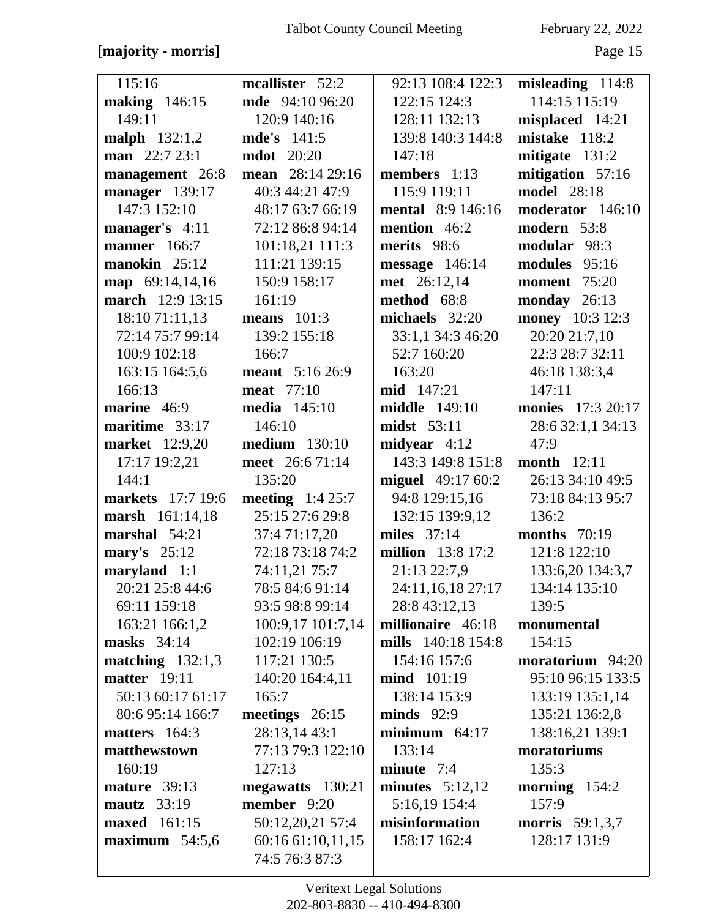**[majority - morris]**

115:16
**making** 146:15 149:11
**malph** 132:1,2
**man** 22:7 23:1
**management** 26:8
**manager** 139:17 147:3 152:10
**manager's** 4:11
**manner** 166:7
**manokin** 25:12
**map** 69:14,14,16
**march** 12:9 13:15 18:10 71:11,13 72:14 75:7 99:14 100:9 102:18 163:15 164:5,6 166:13
**marine** 46:9
**maritime** 33:17
**market** 12:9,20 17:17 19:2,21 144:1
**markets** 17:7 19:6
**marsh** 161:14,18
**marshal** 54:21
**mary's** 25:12
**maryland** 1:1 20:21 25:8 44:6 69:11 159:18 163:21 166:1,2
**masks** 34:14
**matching** 132:1,3
**matter** 19:11 50:13 60:17 61:17 80:6 95:14 166:7
**matters** 164:3
**matthewstown** 160:19
**mature** 39:13
**mautz** 33:19
**maxed** 161:15
**maximum** 54:5,6
**mcallister** 52:2
**mde** 94:10 96:20 120:9 140:16
**mde's** 141:5
**mdot** 20:20
**mean** 28:14 29:16 40:3 44:21 47:9 48:17 63:7 66:19 72:12 86:8 94:14 101:18,21 111:3 111:21 139:15 150:9 158:17 161:19
**means** 101:3 139:2 155:18 166:7
**meant** 5:16 26:9
**meat** 77:10
**media** 145:10 146:10
**medium** 130:10
**meet** 26:6 71:14 135:20
**meeting** 1:4 25:7 25:15 27:6 29:8 37:4 71:17,20 72:18 73:18 74:2 74:11,21 75:7 78:5 84:6 91:14 93:5 98:8 99:14 100:9,17 101:7,14 102:19 106:19 117:21 130:5 140:20 164:4,11 165:7
**meetings** 26:15 28:13,14 43:1 77:13 79:3 122:10 127:13
**megawatts** 130:21
**member** 9:20 50:12,20,21 57:4 60:16 61:10,11,15 74:5 76:3 87:3 92:13 108:4 122:3 122:15 124:3 128:11 132:13 139:8 140:3 144:8 147:18
**members** 1:13 115:9 119:11
**mental** 8:9 146:16
**mention** 46:2
**merits** 98:6
**message** 146:14
**met** 26:12,14
**method** 68:8
**michaels** 32:20 33:1,1 34:3 46:20 52:7 160:20 163:20
**mid** 147:21
**middle** 149:10
**midst** 53:11
**midyear** 4:12 143:3 149:8 151:8
**miguel** 49:17 60:2 94:8 129:15,16 132:15 139:9,12
**miles** 37:14
**million** 13:8 17:2 21:13 22:7,9 24:11,16,18 27:17 28:8 43:12,13
**millionaire** 46:18
**mills** 140:18 154:8 154:16 157:6
**mind** 101:19 138:14 153:9
**minds** 92:9
**minimum** 64:17 133:14
**minute** 7:4
**minutes** 5:12,12 5:16,19 154:4
**misinformation** 158:17 162:4
**misleading** 114:8 114:15 115:19
**misplaced** 14:21
**mistake** 118:2
**mitigate** 131:2
**mitigation** 57:16
**model** 28:18
**moderator** 146:10
**modern** 53:8
**modular** 98:3
**modules** 95:16
**moment** 75:20
**monday** 26:13
**money** 10:3 12:3 20:20 21:7,10 22:3 28:7 32:11 46:18 138:3,4 147:11
**monies** 17:3 20:17 28:6 32:1,1 34:13 47:9
**month** 12:11 26:13 34:10 49:5 73:18 84:13 95:7 136:2
**months** 70:19 121:8 122:10 133:6,20 134:3,7 134:14 135:10 139:5
**monumental** 154:15
**moratorium** 94:20 95:10 96:15 133:5 133:19 135:1,14 135:21 136:2,8 138:16,21 139:1
**moratoriums** 135:3
**morning** 154:2 157:9
**morris** 59:1,3,7 128:17 131:9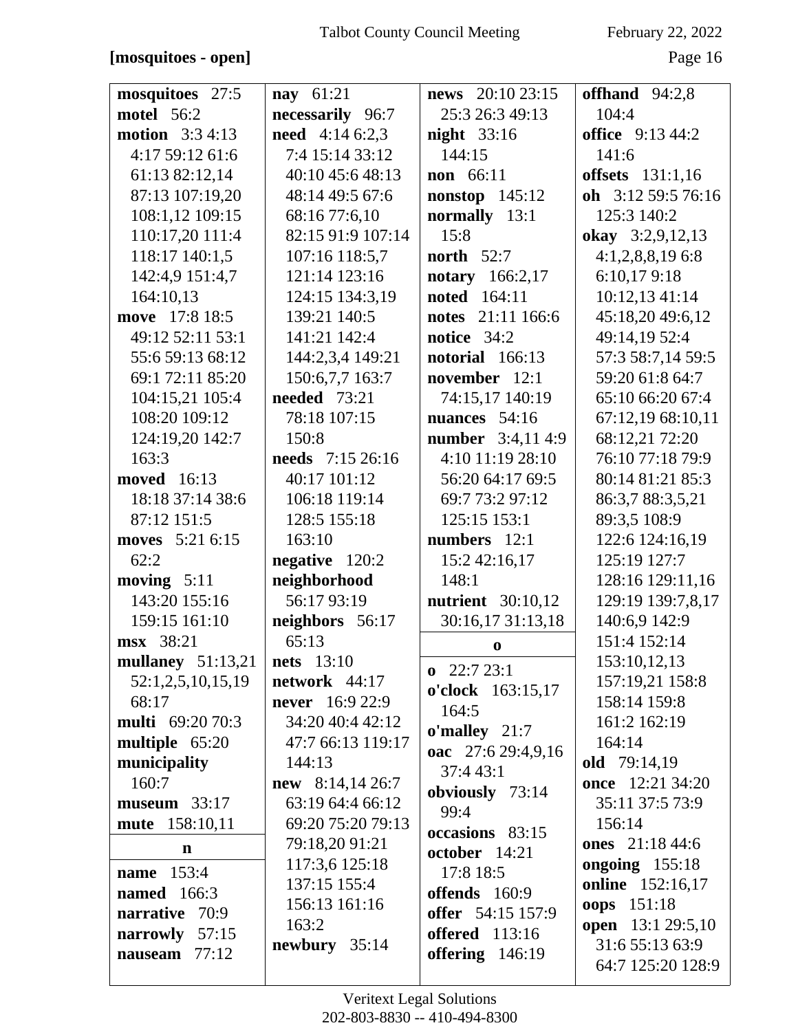**[mosquitoes - open]**

**mosquitoes** 27:5
**motel** 56:2
**motion** 3:3 4:13 4:17 59:12 61:6 61:13 82:12,14 87:13 107:19,20 108:1,12 109:15 110:17,20 111:4 118:17 140:1,5 142:4,9 151:4,7 164:10,13
**move** 17:8 18:5 49:12 52:11 53:1 55:6 59:13 68:12 69:1 72:11 85:20 104:15,21 105:4 108:20 109:12 124:19,20 142:7 163:3
**moved** 16:13 18:18 37:14 38:6 87:12 151:5
**moves** 5:21 6:15 62:2
**moving** 5:11 143:20 155:16 159:15 161:10
**msx** 38:21
**mullaney** 51:13,21 52:1,2,5,10,15,19 68:17
**multi** 69:20 70:3
**multiple** 65:20
**municipality** 160:7
**museum** 33:17
**mute** 158:10,11

**n**

**name** 153:4
**named** 166:3
**narrative** 70:9
**narrowly** 57:15
**nauseam** 77:12
**nay** 61:21
**necessarily** 96:7
**need** 4:14 6:2,3 7:4 15:14 33:12 40:10 45:6 48:13 48:14 49:5 67:6 68:16 77:6,10 82:15 91:9 107:14 107:16 118:5,7 121:14 123:16 124:15 134:3,19 139:21 140:5 141:21 142:4 144:2,3,4 149:21 150:6,7,7 163:7
**needed** 73:21 78:18 107:15 150:8
**needs** 7:15 26:16 40:17 101:12 106:18 119:14 128:5 155:18 163:10
**negative** 120:2
**neighborhood** 56:17 93:19
**neighbors** 56:17 65:13
**nets** 13:10
**network** 44:17
**never** 16:9 22:9 34:20 40:4 42:12 47:7 66:13 119:17 144:13
**new** 8:14,14 26:7 63:19 64:4 66:12 69:20 75:20 79:13 79:18,20 91:21 117:3,6 125:18 137:15 155:4 156:13 161:16 163:2
**newbury** 35:14
**news** 20:10 23:15 25:3 26:3 49:13
**night** 33:16 144:15
**non** 66:11
**nonstop** 145:12
**normally** 13:1 15:8
**north** 52:7
**notary** 166:2,17
**noted** 164:11
**notes** 21:11 166:6
**notice** 34:2
**notorial** 166:13
**november** 12:1 74:15,17 140:19
**nuances** 54:16
**number** 3:4,11 4:9 4:10 11:19 28:10 56:20 64:17 69:5 69:7 73:2 97:12 125:15 153:1
**numbers** 12:1 15:2 42:16,17 148:1
**nutrient** 30:10,12 30:16,17 31:13,18

**o**

**o** 22:7 23:1
**o'clock** 163:15,17 164:5
**o'malley** 21:7
**oac** 27:6 29:4,9,16 37:4 43:1
**obviously** 73:14 99:4
**occasions** 83:15
**october** 14:21 17:8 18:5
**offends** 160:9
**offer** 54:15 157:9
**offered** 113:16
**offering** 146:19
**offhand** 94:2,8 104:4
**office** 9:13 44:2 141:6
**offsets** 131:1,16
**oh** 3:12 59:5 76:16 125:3 140:2
**okay** 3:2,9,12,13 4:1,2,8,8,19 6:8 6:10,17 9:18 10:12,13 41:14 45:18,20 49:6,12 49:14,19 52:4 57:3 58:7,14 59:5 59:20 61:8 64:7 65:10 66:20 67:4 67:12,19 68:10,11 68:12,21 72:20 76:10 77:18 79:9 80:14 81:21 85:3 86:3,7 88:3,5,21 89:3,5 108:9 122:6 124:16,19 125:19 127:7 128:16 129:11,16 129:19 139:7,8,17 140:6,9 142:9 151:4 152:14 153:10,12,13 157:19,21 158:8 158:14 159:8 161:2 162:19 164:14
**old** 79:14,19
**once** 12:21 34:20 35:11 37:5 73:9 156:14
**ones** 21:18 44:6
**ongoing** 155:18
**online** 152:16,17
**oops** 151:18
**open** 13:1 29:5,10 31:6 55:13 63:9 64:7 125:20 128:9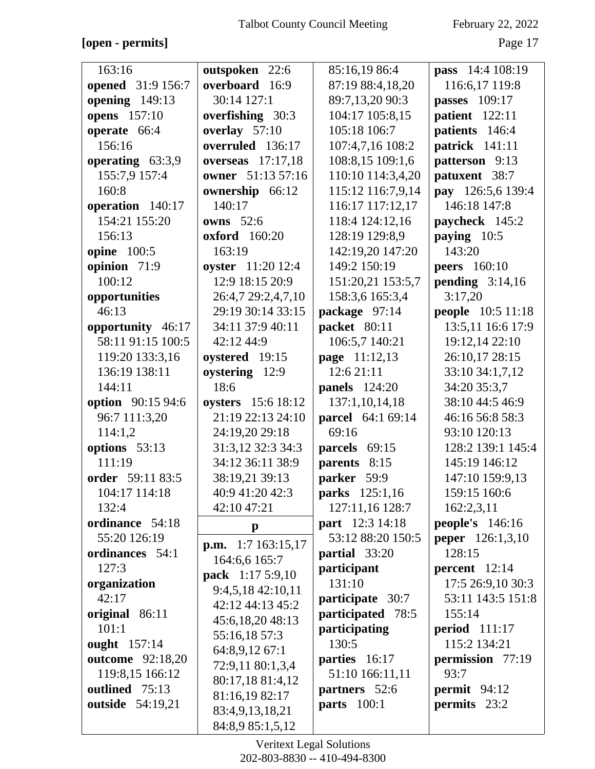**[open - permits]**

163:16
**opened** 31:9 156:7
**opening** 149:13
**opens** 157:10
**operate** 66:4 156:16
**operating** 63:3,9 155:7,9 157:4 160:8
**operation** 140:17 154:21 155:20 156:13
**opine** 100:5
**opinion** 71:9 100:12
**opportunities** 46:13
**opportunity** 46:17 58:11 91:15 100:5 119:20 133:3,16 136:19 138:11 144:11
**option** 90:15 94:6 96:7 111:3,20 114:1,2
**options** 53:13 111:19
**order** 59:11 83:5 104:17 114:18 132:4
**ordinance** 54:18 55:20 126:19
**ordinances** 54:1 127:3
**organization** 42:17
**original** 86:11 101:1
**ought** 157:14
**outcome** 92:18,20 119:8,15 166:12
**outlined** 75:13
**outside** 54:19,21

**outspoken** 22:6
**overboard** 16:9 30:14 127:1
**overfishing** 30:3
**overlay** 57:10
**overruled** 136:17
**overseas** 17:17,18
**owner** 51:13 57:16
**ownership** 66:12 140:17
**owns** 52:6
**oxford** 160:20 163:19
**oyster** 11:20 12:4 12:9 18:15 20:9 26:4,7 29:2,4,7,10 29:19 30:14 33:15 34:11 37:9 40:11 42:12 44:9
**oystered** 19:15
**oystering** 12:9 18:6
**oysters** 15:6 18:12 21:19 22:13 24:10 24:19,20 29:18 31:3,12 32:3 34:3 34:12 36:11 38:9 38:19,21 39:13 40:9 41:20 42:3 42:10 47:21

**p**

**p.m.** 1:7 163:15,17 164:6,6 165:7
**pack** 1:17 5:9,10 9:4,5,18 42:10,11 42:12 44:13 45:2 45:6,18,20 48:13 55:16,18 57:3 64:8,9,12 67:1 72:9,11 80:1,3,4 80:17,18 81:4,12 81:16,19 82:17 83:4,9,13,18,21 84:8,9 85:1,5,12

85:16,19 86:4 87:19 88:4,18,20 89:7,13,20 90:3 104:17 105:8,15 105:18 106:7 107:4,7,16 108:2 108:8,15 109:1,6 110:10 114:3,4,20 115:12 116:7,9,14 116:17 117:12,17 118:4 124:12,16 128:19 129:8,9 142:19,20 147:20 149:2 150:19 151:20,21 153:5,7 158:3,6 165:3,4
**package** 97:14
**packet** 80:11 106:5,7 140:21
**page** 11:12,13 12:6 21:11
**panels** 124:20 137:1,10,14,18
**parcel** 64:1 69:14 69:16
**parcels** 69:15
**parents** 8:15
**parker** 59:9
**parks** 125:1,16 127:11,16 128:7
**part** 12:3 14:18 53:12 88:20 150:5
**partial** 33:20
**participant** 131:10
**participate** 30:7
**participated** 78:5
**participating** 130:5
**parties** 16:17 51:10 166:11,11
**partners** 52:6
**parts** 100:1

**pass** 14:4 108:19 116:6,17 119:8
**passes** 109:17
**patient** 122:11
**patients** 146:4
**patrick** 141:11
**patterson** 9:13
**patuxent** 38:7
**pay** 126:5,6 139:4 146:18 147:8
**paycheck** 145:2
**paying** 10:5 143:20
**peers** 160:10
**pending** 3:14,16 3:17,20
**people** 10:5 11:18 13:5,11 16:6 17:9 19:12,14 22:10 26:10,17 28:15 33:10 34:1,7,12 34:20 35:3,7 38:10 44:5 46:9 46:16 56:8 58:3 93:10 120:13 128:2 139:1 145:4 145:19 146:12 147:10 159:9,13 159:15 160:6 162:2,3,11
**people's** 146:16
**peper** 126:1,3,10 128:15
**percent** 12:14 17:5 26:9,10 30:3 53:11 143:5 151:8 155:14
**period** 111:17 115:2 134:21
**permission** 77:19 93:7
**permit** 94:12
**permits** 23:2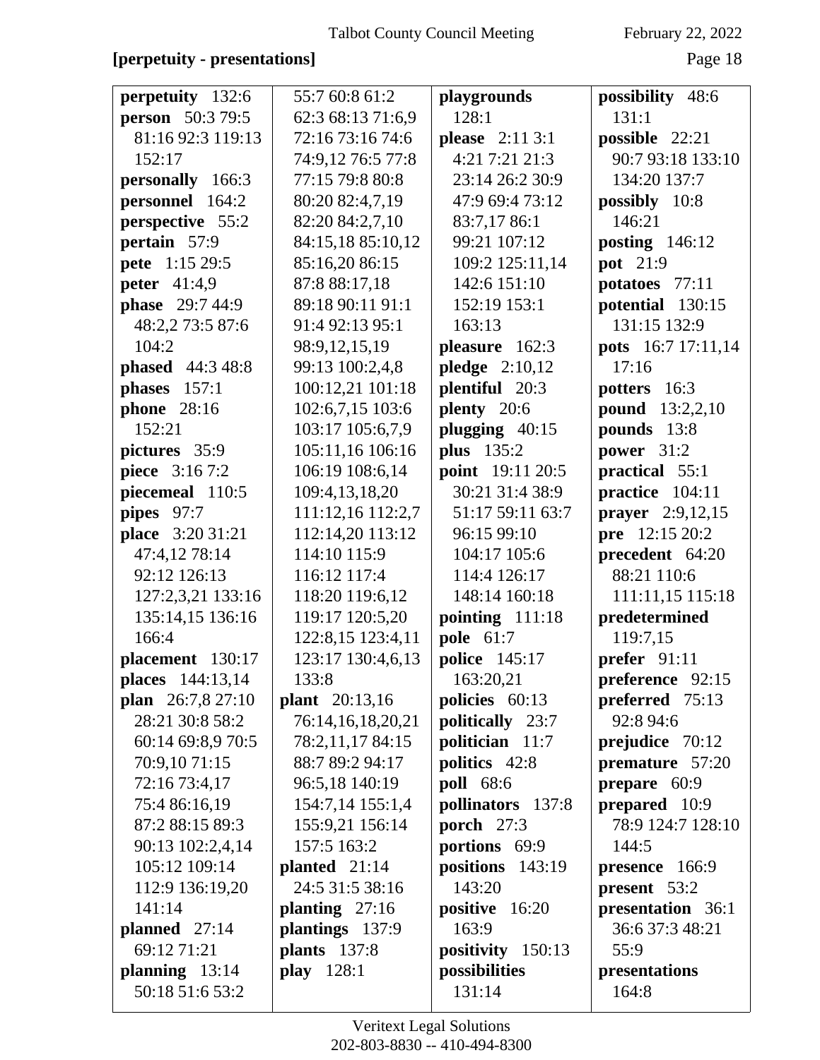**[perpetuity - presentations]**

**perpetuity** 132:6
**person** 50:3 79:5 81:16 92:3 119:13 152:17
**personally** 166:3
**personnel** 164:2
**perspective** 55:2
**pertain** 57:9
**pete** 1:15 29:5
**peter** 41:4,9
**phase** 29:7 44:9 48:2,2 73:5 87:6 104:2
**phased** 44:3 48:8
**phases** 157:1
**phone** 28:16 152:21
**pictures** 35:9
**piece** 3:16 7:2
**piecemeal** 110:5
**pipes** 97:7
**place** 3:20 31:21 47:4,12 78:14 92:12 126:13 127:2,3,21 133:16 135:14,15 136:16 166:4
**placement** 130:17
**places** 144:13,14
**plan** 26:7,8 27:10 28:21 30:8 58:2 60:14 69:8,9 70:5 70:9,10 71:15 72:16 73:4,17 75:4 86:16,19 87:2 88:15 89:3 90:13 102:2,4,14 105:12 109:14 112:9 136:19,20 141:14
**planned** 27:14 69:12 71:21
**planning** 13:14 50:18 51:6 53:2 55:7 60:8 61:2 62:3 68:13 71:6,9 72:16 73:16 74:6 74:9,12 76:5 77:8 77:15 79:8 80:8 80:20 82:4,7,19 82:20 84:2,7,10 84:15,18 85:10,12 85:16,20 86:15 87:8 88:17,18 89:18 90:11 91:1 91:4 92:13 95:1 98:9,12,15,19 99:13 100:2,4,8 100:12,21 101:18 102:6,7,15 103:6 103:17 105:6,7,9 105:11,16 106:16 106:19 108:6,14 109:4,13,18,20 111:12,16 112:2,7 112:14,20 113:12 114:10 115:9 116:12 117:4 118:20 119:6,12 119:17 120:5,20 122:8,15 123:4,11 123:17 130:4,6,13 133:8
**plant** 20:13,16 76:14,16,18,20,21 78:2,11,17 84:15 88:7 89:2 94:17 96:5,18 140:19 154:7,14 155:1,4 155:9,21 156:14 157:5 163:2
**planted** 21:14 24:5 31:5 38:16
**planting** 27:16
**plantings** 137:9
**plants** 137:8
**play** 128:1
**playgrounds** 128:1
**please** 2:11 3:1 4:21 7:21 21:3 23:14 26:2 30:9 47:9 69:4 73:12 83:7,17 86:1 99:21 107:12 109:2 125:11,14 142:6 151:10 152:19 153:1 163:13
**pleasure** 162:3
**pledge** 2:10,12
**plentiful** 20:3
**plenty** 20:6
**plugging** 40:15
**plus** 135:2
**point** 19:11 20:5 30:21 31:4 38:9 51:17 59:11 63:7 96:15 99:10 104:17 105:6 114:4 126:17 148:14 160:18
**pointing** 111:18
**pole** 61:7
**police** 145:17 163:20,21
**policies** 60:13
**politically** 23:7
**politician** 11:7
**politics** 42:8
**poll** 68:6
**pollinators** 137:8
**porch** 27:3
**portions** 69:9
**positions** 143:19 143:20
**positive** 16:20 163:9
**positivity** 150:13
**possibilities** 131:14
**possibility** 48:6 131:1
**possible** 22:21 90:7 93:18 133:10 134:20 137:7
**possibly** 10:8 146:21
**posting** 146:12
**pot** 21:9
**potatoes** 77:11
**potential** 130:15 131:15 132:9
**pots** 16:7 17:11,14 17:16
**potters** 16:3
**pound** 13:2,2,10
**pounds** 13:8
**power** 31:2
**practical** 55:1
**practice** 104:11
**prayer** 2:9,12,15
**pre** 12:15 20:2
**precedent** 64:20 88:21 110:6 111:11,15 115:18
**predetermined** 119:7,15
**prefer** 91:11
**preference** 92:15
**preferred** 75:13 92:8 94:6
**prejudice** 70:12
**premature** 57:20
**prepare** 60:9
**prepared** 10:9 78:9 124:7 128:10 144:5
**presence** 166:9
**present** 53:2
**presentation** 36:1 36:6 37:3 48:21 55:9
**presentations** 164:8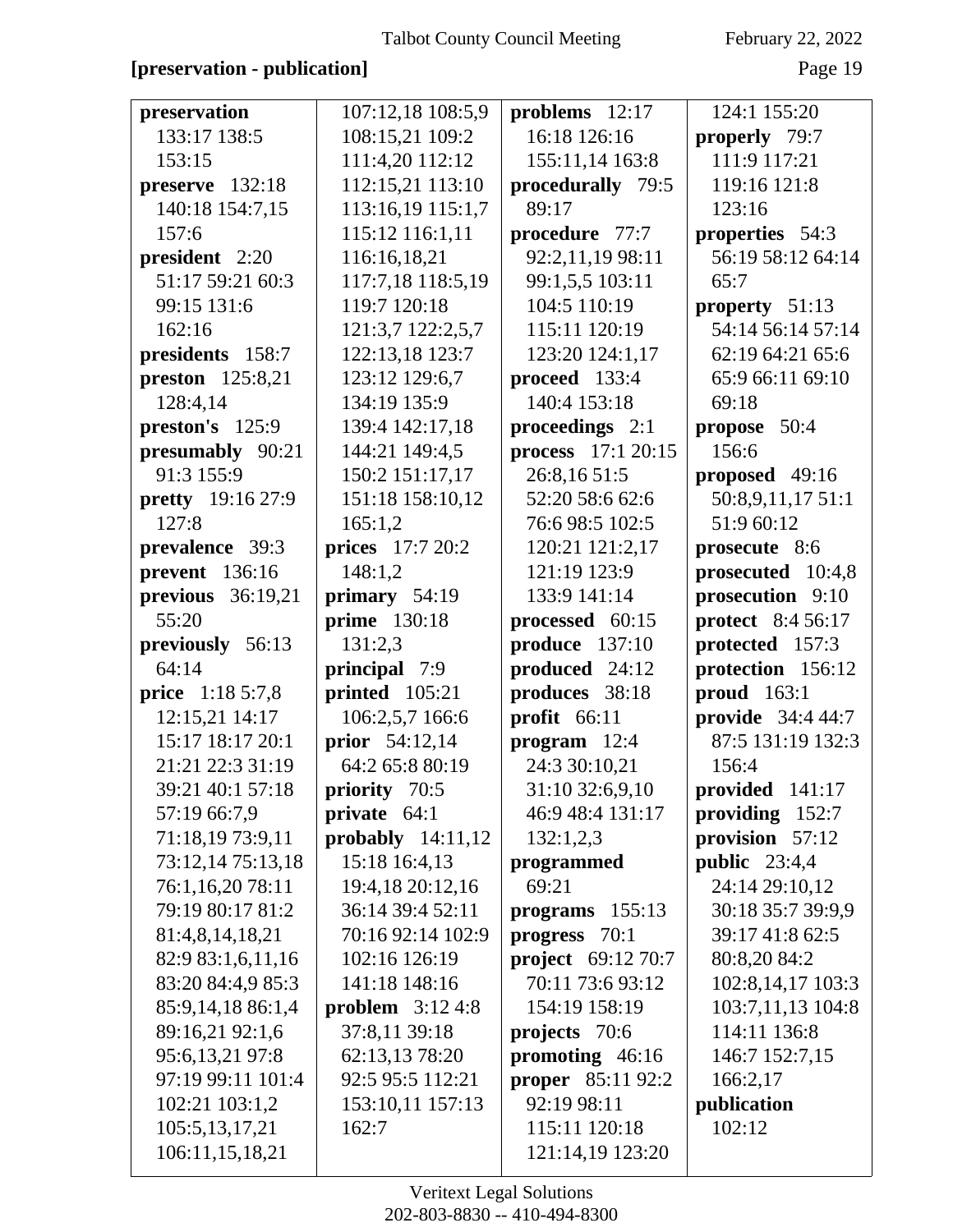**[preservation - publication]**

**preservation** 133:17 138:5 153:15
**preserve** 132:18 140:18 154:7,15 157:6
**president** 2:20 51:17 59:21 60:3 99:15 131:6 162:16
**presidents** 158:7
**preston** 125:8,21 128:4,14
**preston's** 125:9
**presumably** 90:21 91:3 155:9
**pretty** 19:16 27:9 127:8
**prevalence** 39:3
**prevent** 136:16
**previous** 36:19,21 55:20
**previously** 56:13 64:14
**price** 1:18 5:7,8 12:15,21 14:17 15:17 18:17 20:1 21:21 22:3 31:19 39:21 40:1 57:18 57:19 66:7,9 71:18,19 73:9,11 73:12,14 75:13,18 76:1,16,20 78:11 79:19 80:17 81:2 81:4,8,14,18,21 82:9 83:1,6,11,16 83:20 84:4,9 85:3 85:9,14,18 86:1,4 89:16,21 92:1,6 95:6,13,21 97:8 97:19 99:11 101:4 102:21 103:1,2 105:5,13,17,21 106:11,15,18,21 107:12,18 108:5,9 108:15,21 109:2 111:4,20 112:12 112:15,21 113:10 113:16,19 115:1,7 115:12 116:1,11 116:16,18,21 117:7,18 118:5,19 119:7 120:18 121:3,7 122:2,5,7 122:13,18 123:7 123:12 129:6,7 134:19 135:9 139:4 142:17,18 144:21 149:4,5 150:2 151:17,17 151:18 158:10,12 165:1,2
**prices** 17:7 20:2 148:1,2
**primary** 54:19
**prime** 130:18 131:2,3
**principal** 7:9
**printed** 105:21 106:2,5,7 166:6
**prior** 54:12,14 64:2 65:8 80:19
**priority** 70:5
**private** 64:1
**probably** 14:11,12 15:18 16:4,13 19:4,18 20:12,16 36:14 39:4 52:11 70:16 92:14 102:9 102:16 126:19 141:18 148:16
**problem** 3:12 4:8 37:8,11 39:18 62:13,13 78:20 92:5 95:5 112:21 153:10,11 157:13 162:7
**problems** 12:17 16:18 126:16 155:11,14 163:8
**procedurally** 79:5 89:17
**procedure** 77:7 92:2,11,19 98:11 99:1,5,5 103:11 104:5 110:19 115:11 120:19 123:20 124:1,17
**proceed** 133:4 140:4 153:18
**proceedings** 2:1
**process** 17:1 20:15 26:8,16 51:5 52:20 58:6 62:6 76:6 98:5 102:5 120:21 121:2,17 121:19 123:9 133:9 141:14
**processed** 60:15
**produce** 137:10
**produced** 24:12
**produces** 38:18
**profit** 66:11
**program** 12:4 24:3 30:10,21 31:10 32:6,9,10 46:9 48:4 131:17 132:1,2,3
**programmed** 69:21
**programs** 155:13
**progress** 70:1
**project** 69:12 70:7 70:11 73:6 93:12 154:19 158:19
**projects** 70:6
**promoting** 46:16
**proper** 85:11 92:2 92:19 98:11 115:11 120:18 121:14,19 123:20 124:1 155:20
**properly** 79:7 111:9 117:21 119:16 121:8 123:16
**properties** 54:3 56:19 58:12 64:14 65:7
**property** 51:13 54:14 56:14 57:14 62:19 64:21 65:6 65:9 66:11 69:10 69:18
**propose** 50:4 156:6
**proposed** 49:16 50:8,9,11,17 51:1 51:9 60:12
**prosecute** 8:6
**prosecuted** 10:4,8
**prosecution** 9:10
**protect** 8:4 56:17
**protected** 157:3
**protection** 156:12
**proud** 163:1
**provide** 34:4 44:7 87:5 131:19 132:3 156:4
**provided** 141:17
**providing** 152:7
**provision** 57:12
**public** 23:4,4 24:14 29:10,12 30:18 35:7 39:9,9 39:17 41:8 62:5 80:8,20 84:2 102:8,14,17 103:3 103:7,11,13 104:8 114:11 136:8 146:7 152:7,15 166:2,17
**publication** 102:12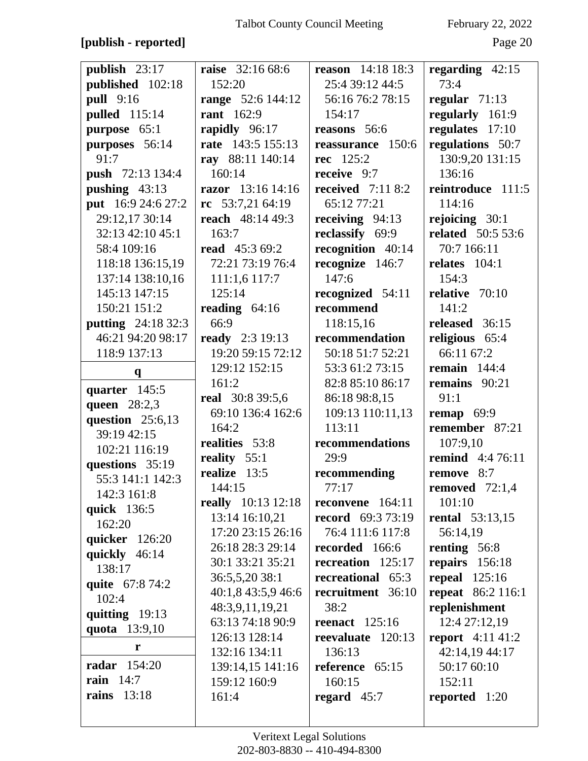**[publish - reported]**

**publish** 23:17
**published** 102:18
**pull** 9:16
**pulled** 115:14
**purpose** 65:1
**purposes** 56:14 91:7
**push** 72:13 134:4
**pushing** 43:13
**put** 16:9 24:6 27:2 29:12,17 30:14 32:13 42:10 45:1 58:4 109:16 118:18 136:15,19 137:14 138:10,16 145:13 147:15 150:21 151:2
**putting** 24:18 32:3 46:21 94:20 98:17 118:9 137:13

**q**

**quarter** 145:5
**queen** 28:2,3
**question** 25:6,13 39:19 42:15 102:21 116:19
**questions** 35:19 55:3 141:1 142:3 142:3 161:8
**quick** 136:5 162:20
**quicker** 126:20
**quickly** 46:14 138:17
**quite** 67:8 74:2 102:4
**quitting** 19:13
**quota** 13:9,10

**r**

**radar** 154:20
**rain** 14:7
**rains** 13:18
**raise** 32:16 68:6 152:20
**range** 52:6 144:12
**rant** 162:9
**rapidly** 96:17
**rate** 143:5 155:13
**ray** 88:11 140:14 160:14
**razor** 13:16 14:16
**rc** 53:7,21 64:19
**reach** 48:14 49:3 163:7
**read** 45:3 69:2 72:21 73:19 76:4 111:1,6 117:7 125:14
**reading** 64:16 66:9
**ready** 2:3 19:13 19:20 59:15 72:12 129:12 152:15 161:2
**real** 30:8 39:5,6 69:10 136:4 162:6 164:2
**realities** 53:8
**reality** 55:1
**realize** 13:5 144:15
**really** 10:13 12:18 13:14 16:10,21 17:20 23:15 26:16 26:18 28:3 29:14 30:1 33:21 35:21 36:5,5,20 38:1 40:1,8 43:5,9 46:6 48:3,9,11,19,21 63:13 74:18 90:9 126:13 128:14 132:16 134:11 139:14,15 141:16 159:12 160:9 161:4
**reason** 14:18 18:3 25:4 39:12 44:5 56:16 76:2 78:15 154:17
**reasons** 56:6
**reassurance** 150:6
**rec** 125:2
**receive** 9:7
**received** 7:11 8:2 65:12 77:21
**receiving** 94:13
**reclassify** 69:9
**recognition** 40:14
**recognize** 146:7 147:6
**recognized** 54:11
**recommend** 118:15,16
**recommendation** 50:18 51:7 52:21 53:3 61:2 73:15 82:8 85:10 86:17 86:18 98:8,15 109:13 110:11,13 113:11
**recommendations** 29:9
**recommending** 77:17
**reconvene** 164:11
**record** 69:3 73:19 76:4 111:6 117:8
**recorded** 166:6
**recreation** 125:17
**recreational** 65:3
**recruitment** 36:10 38:2
**reenact** 125:16
**reevaluate** 120:13 136:13
**reference** 65:15 160:15
**regard** 45:7
**regarding** 42:15 73:4
**regular** 71:13
**regularly** 161:9
**regulates** 17:10
**regulations** 50:7 130:9,20 131:15 136:16
**reintroduce** 111:5 114:16
**rejoicing** 30:1
**related** 50:5 53:6 70:7 166:11
**relates** 104:1 154:3
**relative** 70:10 141:2
**released** 36:15
**religious** 65:4 66:11 67:2
**remain** 144:4
**remains** 90:21 91:1
**remap** 69:9
**remember** 87:21 107:9,10
**remind** 4:4 76:11
**remove** 8:7
**removed** 72:1,4 101:10
**rental** 53:13,15 56:14,19
**renting** 56:8
**repairs** 156:18
**repeal** 125:16
**repeat** 86:2 116:1
**replenishment** 12:4 27:12,19
**report** 4:11 41:2 42:14,19 44:17 50:17 60:10 152:11
**reported** 1:20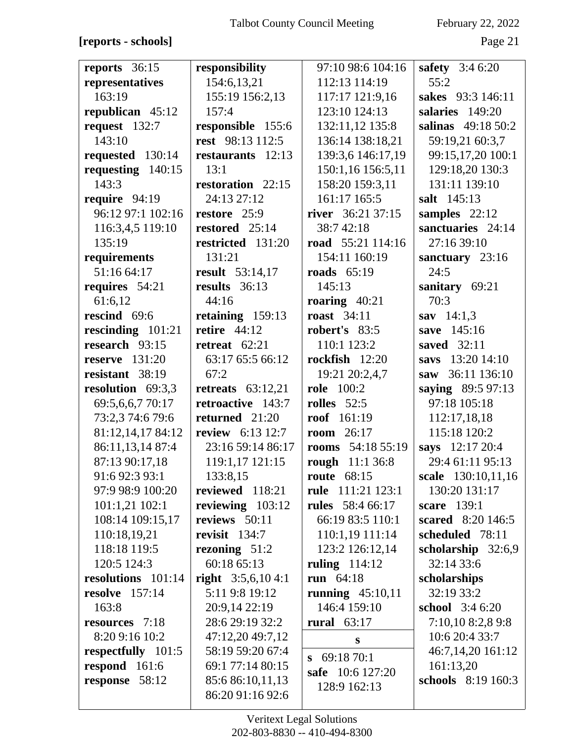**[reports - schools]**

**reports** 36:15
**representatives** 163:19
**republican** 45:12
**request** 132:7 143:10
**requested** 130:14
**requesting** 140:15 143:3
**require** 94:19 96:12 97:1 102:16 116:3,4,5 119:10 135:19
**requirements** 51:16 64:17
**requires** 54:21 61:6,12
**rescind** 69:6
**rescinding** 101:21
**research** 93:15
**reserve** 131:20
**resistant** 38:19
**resolution** 69:3,3 69:5,6,6,7 70:17 73:2,3 74:6 79:6 81:12,14,17 84:12 86:11,13,14 87:4 87:13 90:17,18 91:6 92:3 93:1 97:9 98:9 100:20 101:1,21 102:1 108:14 109:15,17 110:18,19,21 118:18 119:5 120:5 124:3
**resolutions** 101:14
**resolve** 157:14 163:8
**resources** 7:18 8:20 9:16 10:2
**respectfully** 101:5
**respond** 161:6
**response** 58:12
**responsibility** 154:6,13,21 155:19 156:2,13 157:4
**responsible** 155:6
**rest** 98:13 112:5
**restaurants** 12:13 13:1
**restoration** 22:15 24:13 27:12
**restore** 25:9
**restored** 25:14
**restricted** 131:20 131:21
**result** 53:14,17
**results** 36:13 44:16
**retaining** 159:13
**retire** 44:12
**retreat** 62:21 63:17 65:5 66:12 67:2
**retreats** 63:12,21
**retroactive** 143:7
**returned** 21:20
**review** 6:13 12:7 23:16 59:14 86:17 119:1,17 121:15 133:8,15
**reviewed** 118:21
**reviewing** 103:12
**reviews** 50:11
**revisit** 134:7
**rezoning** 51:2 60:18 65:13
**right** 3:5,6,10 4:1 5:11 9:8 19:12 20:9,14 22:19 28:6 29:19 32:2 47:12,20 49:7,12 58:19 59:20 67:4 69:1 77:14 80:15 85:6 86:10,11,13 86:20 91:16 92:6 97:10 98:6 104:16 112:13 114:19 117:17 121:9,16 123:10 124:13 132:11,12 135:8 136:14 138:18,21 139:3,6 146:17,19 150:1,16 156:5,11 158:20 159:3,11 161:17 165:5
**river** 36:21 37:15 38:7 42:18
**road** 55:21 114:16 154:11 160:19
**roads** 65:19 145:13
**roaring** 40:21
**roast** 34:11
**robert's** 83:5 110:1 123:2
**rockfish** 12:20 19:21 20:2,4,7
**role** 100:2
**rolles** 52:5
**roof** 161:19
**room** 26:17
**rooms** 54:18 55:19
**rough** 11:1 36:8
**route** 68:15
**rule** 111:21 123:1
**rules** 58:4 66:17 66:19 83:5 110:1 110:1,19 111:14 123:2 126:12,14
**ruling** 114:12
**run** 64:18
**running** 45:10,11 146:4 159:10
**rural** 63:17

**s**

**s** 69:18 70:1
**safe** 10:6 127:20 128:9 162:13
**safety** 3:4 6:20 55:2
**sakes** 93:3 146:11
**salaries** 149:20
**salinas** 49:18 50:2 59:19,21 60:3,7 99:15,17,20 100:1 129:18,20 130:3 131:11 139:10
**salt** 145:13
**samples** 22:12
**sanctuaries** 24:14 27:16 39:10
**sanctuary** 23:16 24:5
**sanitary** 69:21 70:3
**sav** 14:1,3
**save** 145:16
**saved** 32:11
**savs** 13:20 14:10
**saw** 36:11 136:10
**saying** 89:5 97:13 97:18 105:18 112:17,18,18 115:18 120:2
**says** 12:17 20:4 29:4 61:11 95:13
**scale** 130:10,11,16 130:20 131:17
**scare** 139:1
**scared** 8:20 146:5
**scheduled** 78:11
**scholarship** 32:6,9 32:14 33:6
**scholarships** 32:19 33:2
**school** 3:4 6:20 7:10,10 8:2,8 9:8 10:6 20:4 33:7 46:7,14,20 161:12 161:13,20
**schools** 8:19 160:3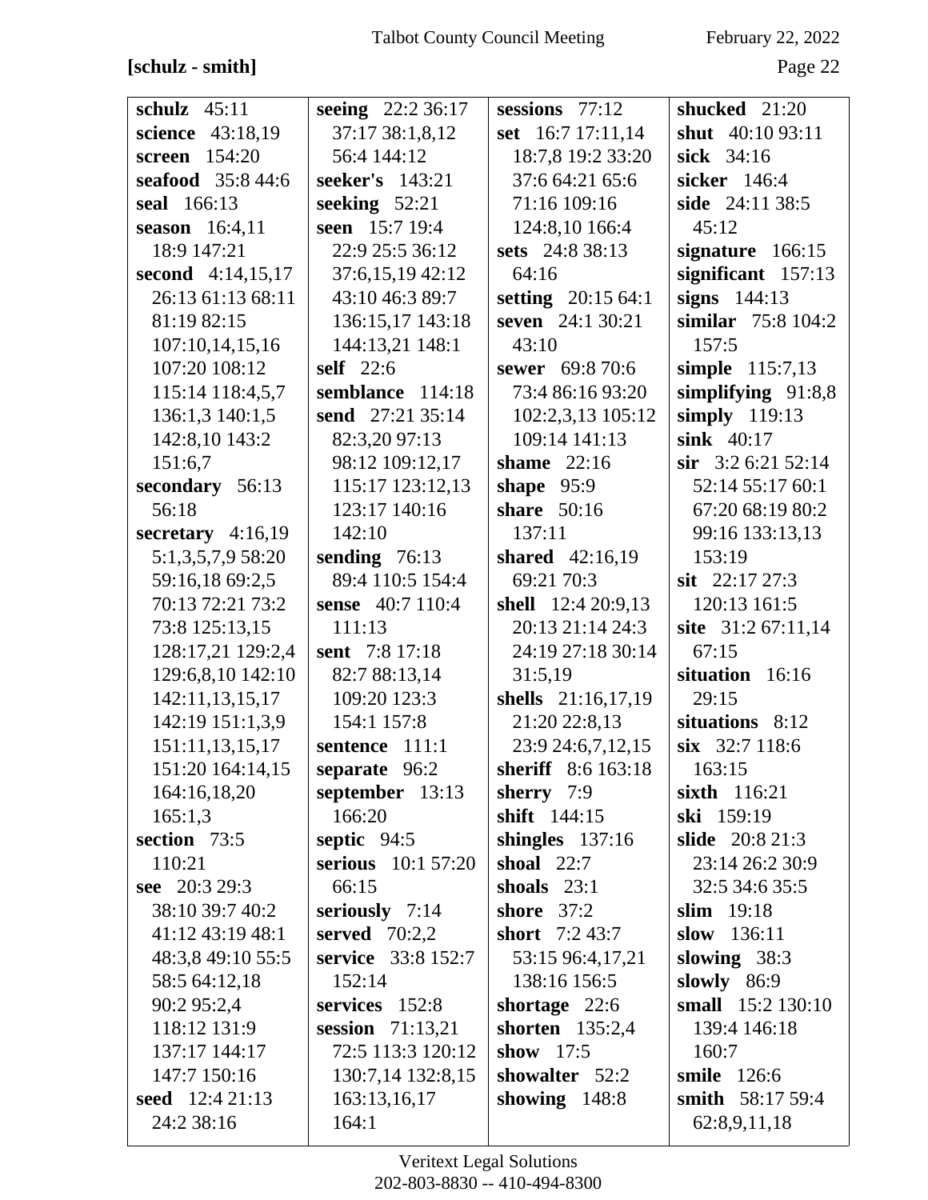**[schulz - smith]**

**schulz** 45:11
**science** 43:18,19
**screen** 154:20
**seafood** 35:8 44:6
**seal** 166:13
**season** 16:4,11 18:9 147:21
**second** 4:14,15,17 26:13 61:13 68:11 81:19 82:15 107:10,14,15,16 107:20 108:12 115:14 118:4,5,7 136:1,3 140:1,5 142:8,10 143:2 151:6,7
**secondary** 56:13 56:18
**secretary** 4:16,19 5:1,3,5,7,9 58:20 59:16,18 69:2,5 70:13 72:21 73:2 73:8 125:13,15 128:17,21 129:2,4 129:6,8,10 142:10 142:11,13,15,17 142:19 151:1,3,9 151:11,13,15,17 151:20 164:14,15 164:16,18,20 165:1,3
**section** 73:5 110:21
**see** 20:3 29:3 38:10 39:7 40:2 41:12 43:19 48:1 48:3,8 49:10 55:5 58:5 64:12,18 90:2 95:2,4 118:12 131:9 137:17 144:17 147:7 150:16
**seed** 12:4 21:13 24:2 38:16
**seeing** 22:2 36:17 37:17 38:1,8,12 56:4 144:12
**seeker's** 143:21
**seeking** 52:21
**seen** 15:7 19:4 22:9 25:5 36:12 37:6,15,19 42:12 43:10 46:3 89:7 136:15,17 143:18 144:13,21 148:1
**self** 22:6
**semblance** 114:18
**send** 27:21 35:14 82:3,20 97:13 98:12 109:12,17 115:17 123:12,13 123:17 140:16 142:10
**sending** 76:13 89:4 110:5 154:4
**sense** 40:7 110:4 111:13
**sent** 7:8 17:18 82:7 88:13,14 109:20 123:3 154:1 157:8
**sentence** 111:1
**separate** 96:2
**september** 13:13 166:20
**septic** 94:5
**serious** 10:1 57:20 66:15
**seriously** 7:14
**served** 70:2,2
**service** 33:8 152:7 152:14
**services** 152:8
**session** 71:13,21 72:5 113:3 120:12 130:7,14 132:8,15 163:13,16,17 164:1
**sessions** 77:12
**set** 16:7 17:11,14 18:7,8 19:2 33:20 37:6 64:21 65:6 71:16 109:16 124:8,10 166:4
**sets** 24:8 38:13 64:16
**setting** 20:15 64:1
**seven** 24:1 30:21 43:10
**sewer** 69:8 70:6 73:4 86:16 93:20 102:2,3,13 105:12 109:14 141:13
**shame** 22:16
**shape** 95:9
**share** 50:16 137:11
**shared** 42:16,19 69:21 70:3
**shell** 12:4 20:9,13 20:13 21:14 24:3 24:19 27:18 30:14 31:5,19
**shells** 21:16,17,19 21:20 22:8,13 23:9 24:6,7,12,15
**sheriff** 8:6 163:18
**sherry** 7:9
**shift** 144:15
**shingles** 137:16
**shoal** 22:7
**shoals** 23:1
**shore** 37:2
**short** 7:2 43:7 53:15 96:4,17,21 138:16 156:5
**shortage** 22:6
**shorten** 135:2,4
**show** 17:5
**showalter** 52:2
**showing** 148:8
**shucked** 21:20
**shut** 40:10 93:11
**sick** 34:16
**sicker** 146:4
**side** 24:11 38:5 45:12
**signature** 166:15
**significant** 157:13
**signs** 144:13
**similar** 75:8 104:2 157:5
**simple** 115:7,13
**simplifying** 91:8,8
**simply** 119:13
**sink** 40:17
**sir** 3:2 6:21 52:14 52:14 55:17 60:1 67:20 68:19 80:2 99:16 133:13,13 153:19
**sit** 22:17 27:3 120:13 161:5
**site** 31:2 67:11,14 67:15
**situation** 16:16 29:15
**situations** 8:12
**six** 32:7 118:6 163:15
**sixth** 116:21
**ski** 159:19
**slide** 20:8 21:3 23:14 26:2 30:9 32:5 34:6 35:5
**slim** 19:18
**slow** 136:11
**slowing** 38:3
**slowly** 86:9
**small** 15:2 130:10 139:4 146:18 160:7
**smile** 126:6
**smith** 58:17 59:4 62:8,9,11,18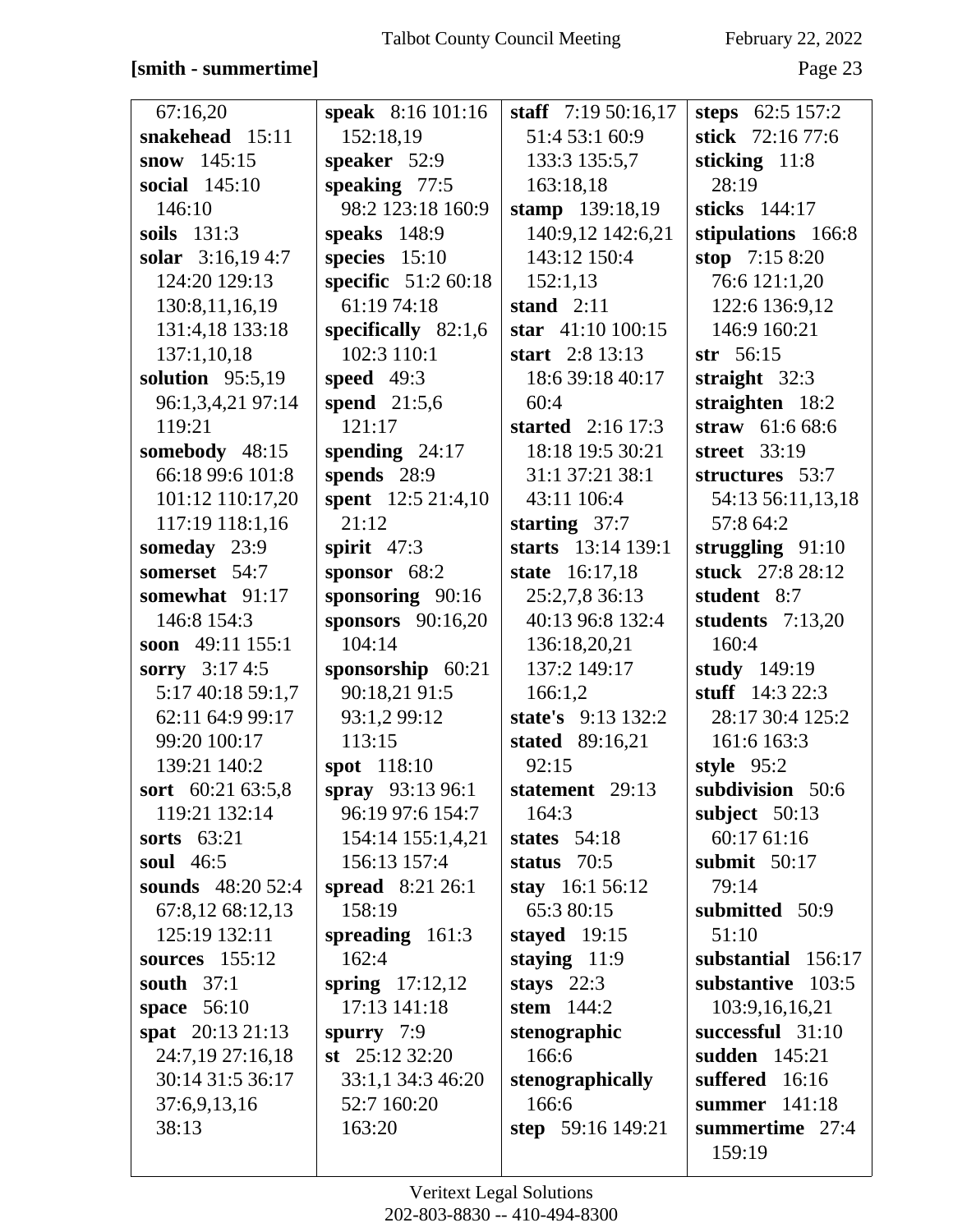**[smith - summertime]**

67:16,20
**snakehead** 15:11
**snow** 145:15
**social** 145:10 146:10
**soils** 131:3
**solar** 3:16,19 4:7 124:20 129:13 130:8,11,16,19 131:4,18 133:18 137:1,10,18
**solution** 95:5,19 96:1,3,4,21 97:14 119:21
**somebody** 48:15 66:18 99:6 101:8 101:12 110:17,20 117:19 118:1,16
**someday** 23:9
**somerset** 54:7
**somewhat** 91:17 146:8 154:3
**soon** 49:11 155:1
**sorry** 3:17 4:5 5:17 40:18 59:1,7 62:11 64:9 99:17 99:20 100:17 139:21 140:2
**sort** 60:21 63:5,8 119:21 132:14
**sorts** 63:21
**soul** 46:5
**sounds** 48:20 52:4 67:8,12 68:12,13 125:19 132:11
**sources** 155:12
**south** 37:1
**space** 56:10
**spat** 20:13 21:13 24:7,19 27:16,18 30:14 31:5 36:17 37:6,9,13,16 38:13
**speak** 8:16 101:16 152:18,19
**speaker** 52:9
**speaking** 77:5 98:2 123:18 160:9
**speaks** 148:9
**species** 15:10
**specific** 51:2 60:18 61:19 74:18
**specifically** 82:1,6 102:3 110:1
**speed** 49:3
**spend** 21:5,6 121:17
**spending** 24:17
**spends** 28:9
**spent** 12:5 21:4,10 21:12
**spirit** 47:3
**sponsor** 68:2
**sponsoring** 90:16
**sponsors** 90:16,20 104:14
**sponsorship** 60:21 90:18,21 91:5 93:1,2 99:12 113:15
**spot** 118:10
**spray** 93:13 96:1 96:19 97:6 154:7 154:14 155:1,4,21 156:13 157:4
**spread** 8:21 26:1 158:19
**spreading** 161:3 162:4
**spring** 17:12,12 17:13 141:18
**spurry** 7:9
**st** 25:12 32:20 33:1,1 34:3 46:20 52:7 160:20 163:20
**staff** 7:19 50:16,17 51:4 53:1 60:9 133:3 135:5,7 163:18,18
**stamp** 139:18,19 140:9,12 142:6,21 143:12 150:4 152:1,13
**stand** 2:11
**star** 41:10 100:15
**start** 2:8 13:13 18:6 39:18 40:17 60:4
**started** 2:16 17:3 18:18 19:5 30:21 31:1 37:21 38:1 43:11 106:4
**starting** 37:7
**starts** 13:14 139:1
**state** 16:17,18 25:2,7,8 36:13 40:13 96:8 132:4 136:18,20,21 137:2 149:17 166:1,2
**state's** 9:13 132:2
**stated** 89:16,21 92:15
**statement** 29:13 164:3
**states** 54:18
**status** 70:5
**stay** 16:1 56:12 65:3 80:15
**stayed** 19:15
**staying** 11:9
**stays** 22:3
**stem** 144:2
**stenographic** 166:6
**stenographically** 166:6
**step** 59:16 149:21
**steps** 62:5 157:2
**stick** 72:16 77:6
**sticking** 11:8 28:19
**sticks** 144:17
**stipulations** 166:8
**stop** 7:15 8:20 76:6 121:1,20 122:6 136:9,12 146:9 160:21
**str** 56:15
**straight** 32:3
**straighten** 18:2
**straw** 61:6 68:6
**street** 33:19
**structures** 53:7 54:13 56:11,13,18 57:8 64:2
**struggling** 91:10
**stuck** 27:8 28:12
**student** 8:7
**students** 7:13,20 160:4
**study** 149:19
**stuff** 14:3 22:3 28:17 30:4 125:2 161:6 163:3
**style** 95:2
**subdivision** 50:6
**subject** 50:13 60:17 61:16
**submit** 50:17 79:14
**submitted** 50:9 51:10
**substantial** 156:17
**substantive** 103:5 103:9,16,16,21
**successful** 31:10
**sudden** 145:21
**suffered** 16:16
**summer** 141:18
**summertime** 27:4 159:19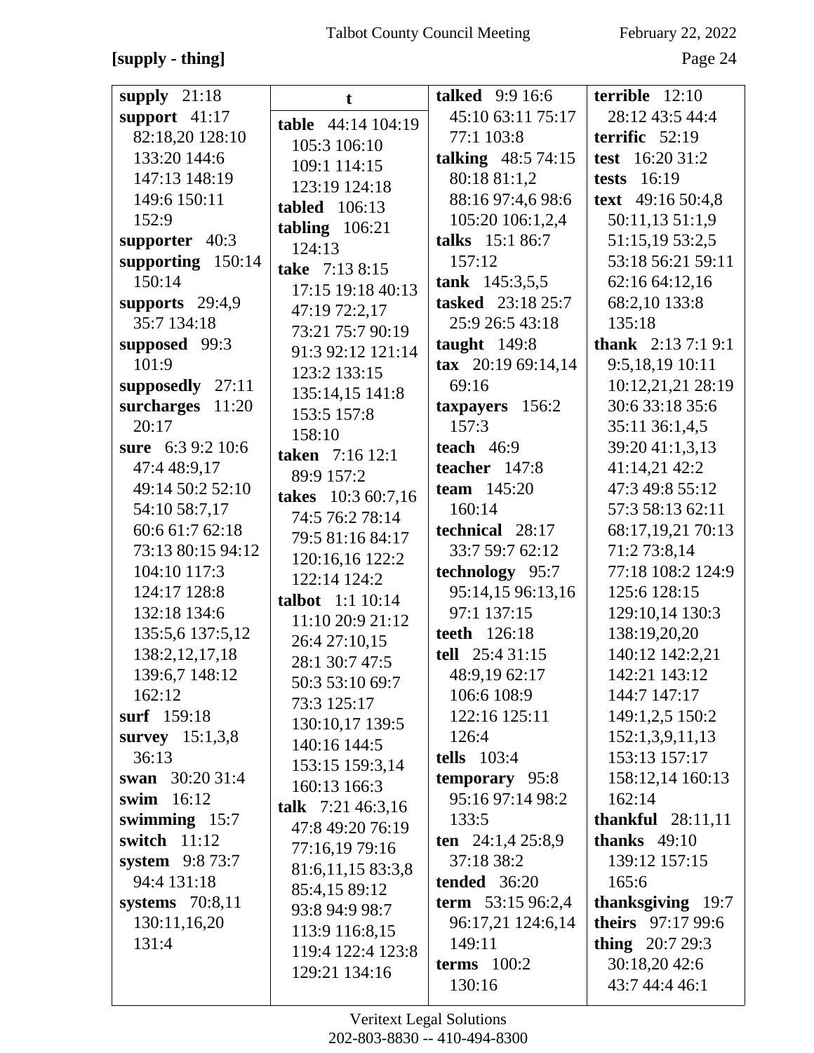**[supply - thing]**

**supply** 21:18
**support** 41:17 82:18,20 128:10 133:20 144:6 147:13 148:19 149:6 150:11 152:9
**supporter** 40:3
**supporting** 150:14 150:14
**supports** 29:4,9 35:7 134:18
**supposed** 99:3 101:9
**supposedly** 27:11
**surcharges** 11:20 20:17
**sure** 6:3 9:2 10:6 47:4 48:9,17 49:14 50:2 52:10 54:10 58:7,17 60:6 61:7 62:18 73:13 80:15 94:12 104:10 117:3 124:17 128:8 132:18 134:6 135:5,6 137:5,12 138:2,12,17,18 139:6,7 148:12 162:12
**surf** 159:18
**survey** 15:1,3,8 36:13
**swan** 30:20 31:4
**swim** 16:12
**swimming** 15:7
**switch** 11:12
**system** 9:8 73:7 94:4 131:18
**systems** 70:8,11 130:11,16,20 131:4

**t**

**table** 44:14 104:19 105:3 106:10 109:1 114:15 123:19 124:18
**tabled** 106:13
**tabling** 106:21 124:13
**take** 7:13 8:15 17:15 19:18 40:13 47:19 72:2,17 73:21 75:7 90:19 91:3 92:12 121:14 123:2 133:15 135:14,15 141:8 153:5 157:8 158:10
**taken** 7:16 12:1 89:9 157:2
**takes** 10:3 60:7,16 74:5 76:2 78:14 79:5 81:16 84:17 120:16,16 122:2 122:14 124:2
**talbot** 1:1 10:14 11:10 20:9 21:12 26:4 27:10,15 28:1 30:7 47:5 50:3 53:10 69:7 73:3 125:17 130:10,17 139:5 140:16 144:5 153:15 159:3,14 160:13 166:3
**talk** 7:21 46:3,16 47:8 49:20 76:19 77:16,19 79:16 81:6,11,15 83:3,8 85:4,15 89:12 93:8 94:9 98:7 113:9 116:8,15 119:4 122:4 123:8 129:21 134:16

**talked** 9:9 16:6 45:10 63:11 75:17 77:1 103:8
**talking** 48:5 74:15 80:18 81:1,2 88:16 97:4,6 98:6 105:20 106:1,2,4
**talks** 15:1 86:7 157:12
**tank** 145:3,5,5
**tasked** 23:18 25:7 25:9 26:5 43:18
**taught** 149:8
**tax** 20:19 69:14,14 69:16
**taxpayers** 156:2 157:3
**teach** 46:9
**teacher** 147:8
**team** 145:20 160:14
**technical** 28:17 33:7 59:7 62:12
**technology** 95:7 95:14,15 96:13,16 97:1 137:15
**teeth** 126:18
**tell** 25:4 31:15 48:9,19 62:17 106:6 108:9 122:16 125:11 126:4
**tells** 103:4
**temporary** 95:8 95:16 97:14 98:2 133:5
**ten** 24:1,4 25:8,9 37:18 38:2
**tended** 36:20
**term** 53:15 96:2,4 96:17,21 124:6,14 149:11
**terms** 100:2 130:16

**terrible** 12:10 28:12 43:5 44:4
**terrific** 52:19
**test** 16:20 31:2
**tests** 16:19
**text** 49:16 50:4,8 50:11,13 51:1,9 51:15,19 53:2,5 53:18 56:21 59:11 62:16 64:12,16 68:2,10 133:8 135:18
**thank** 2:13 7:1 9:1 9:5,18,19 10:11 10:12,21,21 28:19 30:6 33:18 35:6 35:11 36:1,4,5 39:20 41:1,3,13 41:14,21 42:2 47:3 49:8 55:12 57:3 58:13 62:11 68:17,19,21 70:13 71:2 73:8,14 77:18 108:2 124:9 125:6 128:15 129:10,14 130:3 138:19,20,20 140:12 142:2,21 142:21 143:12 144:7 147:17 149:1,2,5 150:2 152:1,3,9,11,13 153:13 157:17 158:12,14 160:13 162:14
**thankful** 28:11,11
**thanks** 49:10 139:12 157:15 165:6
**thanksgiving** 19:7
**theirs** 97:17 99:6
**thing** 20:7 29:3 30:18,20 42:6 43:7 44:4 46:1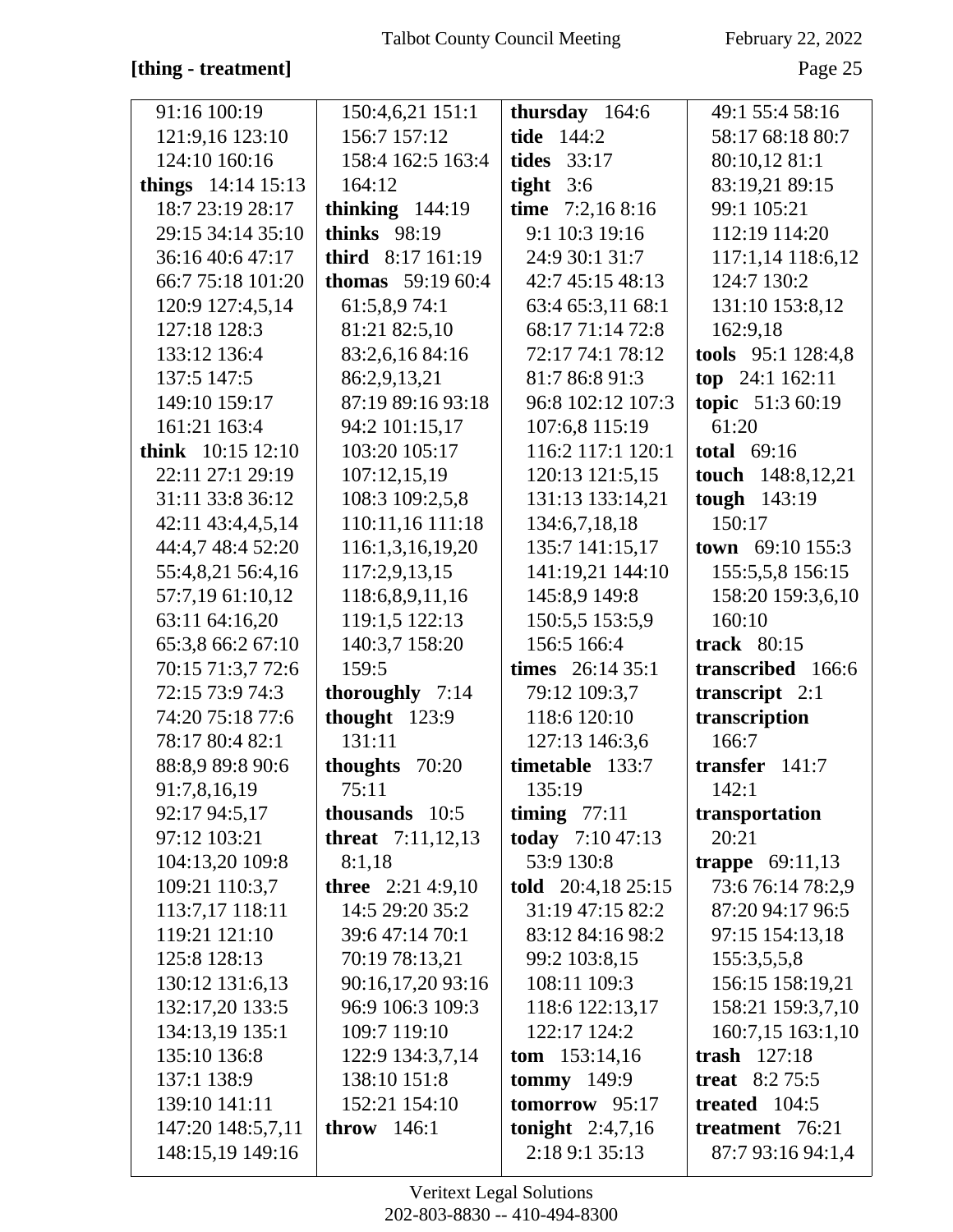**[thing - treatment]**

91:16 100:19 121:9,16 123:10 124:10 160:16
**things** 14:14 15:13 18:7 23:19 28:17 29:15 34:14 35:10 36:16 40:6 47:17 66:7 75:18 101:20 120:9 127:4,5,14 127:18 128:3 133:12 136:4 137:5 147:5 149:10 159:17 161:21 163:4
**think** 10:15 12:10 22:11 27:1 29:19 31:11 33:8 36:12 42:11 43:4,4,5,14 44:4,7 48:4 52:20 55:4,8,21 56:4,16 57:7,19 61:10,12 63:11 64:16,20 65:3,8 66:2 67:10 70:15 71:3,7 72:6 72:15 73:9 74:3 74:20 75:18 77:6 78:17 80:4 82:1 88:8,9 89:8 90:6 91:7,8,16,19 92:17 94:5,17 97:12 103:21 104:13,20 109:8 109:21 110:3,7 113:7,17 118:11 119:21 121:10 125:8 128:13 130:12 131:6,13 132:17,20 133:5 134:13,19 135:1 135:10 136:8 137:1 138:9 139:10 141:11 147:20 148:5,7,11 148:15,19 149:16 150:4,6,21 151:1 156:7 157:12 158:4 162:5 163:4 164:12
**thinking** 144:19
**thinks** 98:19
**third** 8:17 161:19
**thomas** 59:19 60:4 61:5,8,9 74:1 81:21 82:5,10 83:2,6,16 84:16 86:2,9,13,21 87:19 89:16 93:18 94:2 101:15,17 103:20 105:17 107:12,15,19 108:3 109:2,5,8 110:11,16 111:18 116:1,3,16,19,20 117:2,9,13,15 118:6,8,9,11,16 119:1,5 122:13 140:3,7 158:20 159:5
**thoroughly** 7:14
**thought** 123:9 131:11
**thoughts** 70:20 75:11
**thousands** 10:5
**threat** 7:11,12,13 8:1,18
**three** 2:21 4:9,10 14:5 29:20 35:2 39:6 47:14 70:1 70:19 78:13,21 90:16,17,20 93:16 96:9 106:3 109:3 109:7 119:10 122:9 134:3,7,14 138:10 151:8 152:21 154:10
**throw** 146:1
**thursday** 164:6
**tide** 144:2
**tides** 33:17
**tight** 3:6
**time** 7:2,16 8:16 9:1 10:3 19:16 24:9 30:1 31:7 42:7 45:15 48:13 63:4 65:3,11 68:1 68:17 71:14 72:8 72:17 74:1 78:12 81:7 86:8 91:3 96:8 102:12 107:3 107:6,8 115:19 116:2 117:1 120:1 120:13 121:5,15 131:13 133:14,21 134:6,7,18,18 135:7 141:15,17 141:19,21 144:10 145:8,9 149:8 150:5,5 153:5,9 156:5 166:4
**times** 26:14 35:1 79:12 109:3,7 118:6 120:10 127:13 146:3,6
**timetable** 133:7 135:19
**timing** 77:11
**today** 7:10 47:13 53:9 130:8
**told** 20:4,18 25:15 31:19 47:15 82:2 83:12 84:16 98:2 99:2 103:8,15 108:11 109:3 118:6 122:13,17 122:17 124:2
**tom** 153:14,16
**tommy** 149:9
**tomorrow** 95:17
**tonight** 2:4,7,16 2:18 9:1 35:13 49:1 55:4 58:16 58:17 68:18 80:7 80:10,12 81:1 83:19,21 89:15 99:1 105:21 112:19 114:20 117:1,14 118:6,12 124:7 130:2 131:10 153:8,12 162:9,18
**tools** 95:1 128:4,8
**top** 24:1 162:11
**topic** 51:3 60:19 61:20
**total** 69:16
**touch** 148:8,12,21
**tough** 143:19 150:17
**town** 69:10 155:3 155:5,5,8 156:15 158:20 159:3,6,10 160:10
**track** 80:15
**transcribed** 166:6
**transcript** 2:1
**transcription** 166:7
**transfer** 141:7 142:1
**transportation** 20:21
**trappe** 69:11,13 73:6 76:14 78:2,9 87:20 94:17 96:5 97:15 154:13,18 155:3,5,5,8 156:15 158:19,21 158:21 159:3,7,10 160:7,15 163:1,10
**trash** 127:18
**treat** 8:2 75:5
**treated** 104:5
**treatment** 76:21 87:7 93:16 94:1,4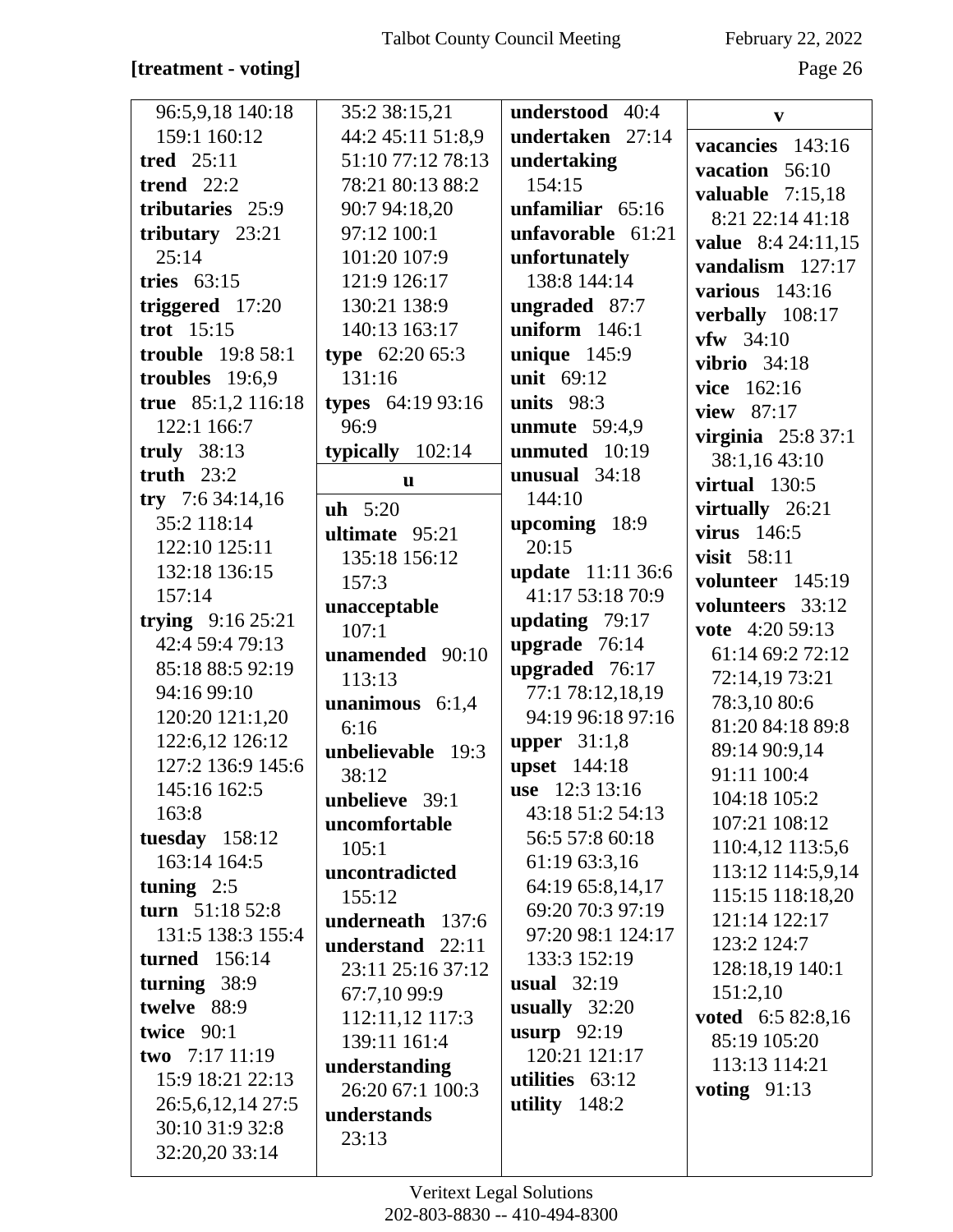**[treatment - voting]**

96:5,9,18 140:18 159:1 160:12
**tred** 25:11
**trend** 22:2
**tributaries** 25:9
**tributary** 23:21 25:14
**tries** 63:15
**triggered** 17:20
**trot** 15:15
**trouble** 19:8 58:1
**troubles** 19:6,9
**true** 85:1,2 116:18 122:1 166:7
**truly** 38:13
**truth** 23:2
**try** 7:6 34:14,16 35:2 118:14 122:10 125:11 132:18 136:15 157:14
**trying** 9:16 25:21 42:4 59:4 79:13 85:18 88:5 92:19 94:16 99:10 120:20 121:1,20 122:6,12 126:12 127:2 136:9 145:6 145:16 162:5 163:8
**tuesday** 158:12 163:14 164:5
**tuning** 2:5
**turn** 51:18 52:8 131:5 138:3 155:4
**turned** 156:14
**turning** 38:9
**twelve** 88:9
**twice** 90:1
**two** 7:17 11:19 15:9 18:21 22:13 26:5,6,12,14 27:5 30:10 31:9 32:8 32:20,20 33:14 35:2 38:15,21 44:2 45:11 51:8,9 51:10 77:12 78:13 78:21 80:13 88:2 90:7 94:18,20 97:12 100:1 101:20 107:9 121:9 126:17 130:21 138:9 140:13 163:17
**type** 62:20 65:3 131:16
**types** 64:19 93:16 96:9
**typically** 102:14

**u**

**uh** 5:20
**ultimate** 95:21 135:18 156:12 157:3
**unacceptable** 107:1
**unamended** 90:10 113:13
**unanimous** 6:1,4 6:16
**unbelievable** 19:3 38:12
**unbelieve** 39:1
**uncomfortable** 105:1
**uncontradicted** 155:12
**underneath** 137:6
**understand** 22:11 23:11 25:16 37:12 67:7,10 99:9 112:11,12 117:3 139:11 161:4
**understanding** 26:20 67:1 100:3
**understands** 23:13
**understood** 40:4
**undertaken** 27:14
**undertaking** 154:15
**unfamiliar** 65:16
**unfavorable** 61:21
**unfortunately** 138:8 144:14
**ungraded** 87:7
**uniform** 146:1
**unique** 145:9
**unit** 69:12
**units** 98:3
**unmute** 59:4,9
**unmuted** 10:19
**unusual** 34:18 144:10
**upcoming** 18:9 20:15
**update** 11:11 36:6 41:17 53:18 70:9
**updating** 79:17
**upgrade** 76:14
**upgraded** 76:17 77:1 78:12,18,19 94:19 96:18 97:16
**upper** 31:1,8
**upset** 144:18
**use** 12:3 13:16 43:18 51:2 54:13 56:5 57:8 60:18 61:19 63:3,16 64:19 65:8,14,17 69:20 70:3 97:19 97:20 98:1 124:17 133:3 152:19
**usual** 32:19
**usually** 32:20
**usurp** 92:19 120:21 121:17
**utilities** 63:12
**utility** 148:2

**v**

**vacancies** 143:16
**vacation** 56:10
**valuable** 7:15,18 8:21 22:14 41:18
**value** 8:4 24:11,15
**vandalism** 127:17
**various** 143:16
**verbally** 108:17
**vfw** 34:10
**vibrio** 34:18
**vice** 162:16
**view** 87:17
**virginia** 25:8 37:1 38:1,16 43:10
**virtual** 130:5
**virtually** 26:21
**virus** 146:5
**visit** 58:11
**volunteer** 145:19
**volunteers** 33:12
**vote** 4:20 59:13 61:14 69:2 72:12 72:14,19 73:21 78:3,10 80:6 81:20 84:18 89:8 89:14 90:9,14 91:11 100:4 104:18 105:2 107:21 108:12 110:4,12 113:5,6 113:12 114:5,9,14 115:15 118:18,20 121:14 122:17 123:2 124:7 128:18,19 140:1 151:2,10
**voted** 6:5 82:8,16 85:19 105:20 113:13 114:21
**voting** 91:13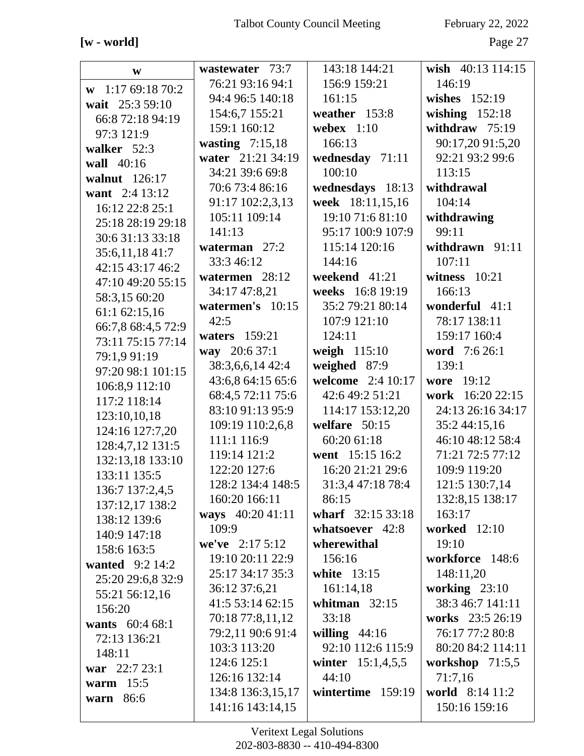**[w - world]**

**W**

**w** 1:17 69:18 70:2
**wait** 25:3 59:10 66:8 72:18 94:19 97:3 121:9
**walker** 52:3
**wall** 40:16
**walnut** 126:17
**want** 2:4 13:12 16:12 22:8 25:1 25:18 28:19 29:18 30:6 31:13 33:18 35:6,11,18 41:7 42:15 43:17 46:2 47:10 49:20 55:15 58:3,15 60:20 61:1 62:15,16 66:7,8 68:4,5 72:9 73:11 75:15 77:14 79:1,9 91:19 97:20 98:1 101:15 106:8,9 112:10 117:2 118:14 123:10,10,18 124:16 127:7,20 128:4,7,12 131:5 132:13,18 133:10 133:11 135:5 136:7 137:2,4,5 137:12,17 138:2 138:12 139:6 140:9 147:18 158:6 163:5
**wanted** 9:2 14:2 25:20 29:6,8 32:9 55:21 56:12,16 156:20
**wants** 60:4 68:1 72:13 136:21 148:11
**war** 22:7 23:1
**warm** 15:5
**warn** 86:6
**wastewater** 73:7 76:21 93:16 94:1 94:4 96:5 140:18 154:6,7 155:21 159:1 160:12
**wasting** 7:15,18
**water** 21:21 34:19 34:21 39:6 69:8 70:6 73:4 86:16 91:17 102:2,3,13 105:11 109:14 141:13
**waterman** 27:2 33:3 46:12
**watermen** 28:12 34:17 47:8,21
**watermen's** 10:15 42:5
**waters** 159:21
**way** 20:6 37:1 38:3,6,6,14 42:4 43:6,8 64:15 65:6 68:4,5 72:11 75:6 83:10 91:13 95:9 109:19 110:2,6,8 111:1 116:9 119:14 121:2 122:20 127:6 128:2 134:4 148:5 160:20 166:11
**ways** 40:20 41:11 109:9
**we've** 2:17 5:12 19:10 20:11 22:9 25:17 34:17 35:3 36:12 37:6,21 41:5 53:14 62:15 70:18 77:8,11,12 79:2,11 90:6 91:4 103:3 113:20 124:6 125:1 126:16 132:14 134:8 136:3,15,17 141:16 143:14,15 143:18 144:21 156:9 159:21 161:15
**weather** 153:8
**webex** 1:10 166:13
**wednesday** 71:11 100:10
**wednesdays** 18:13
**week** 18:11,15,16 19:10 71:6 81:10 95:17 100:9 107:9 115:14 120:16 144:16
**weekend** 41:21
**weeks** 16:8 19:19 35:2 79:21 80:14 107:9 121:10 124:11
**weigh** 115:10
**weighed** 87:9
**welcome** 2:4 10:17 42:6 49:2 51:21 114:17 153:12,20
**welfare** 50:15 60:20 61:18
**went** 15:15 16:2 16:20 21:21 29:6 31:3,4 47:18 78:4 86:15
**wharf** 32:15 33:18
**whatsoever** 42:8
**wherewithal** 156:16
**white** 13:15 161:14,18
**whitman** 32:15 33:18
**willing** 44:16 92:10 112:6 115:9
**winter** 15:1,4,5,5 44:10
**wintertime** 159:19
**wish** 40:13 114:15 146:19
**wishes** 152:19
**wishing** 152:18
**withdraw** 75:19 90:17,20 91:5,20 92:21 93:2 99:6 113:15
**withdrawal** 104:14
**withdrawing** 99:11
**withdrawn** 91:11 107:11
**witness** 10:21 166:13
**wonderful** 41:1 78:17 138:11 159:17 160:4
**word** 7:6 26:1 139:1
**wore** 19:12
**work** 16:20 22:15 24:13 26:16 34:17 35:2 44:15,16 46:10 48:12 58:4 71:21 72:5 77:12 109:9 119:20 121:5 130:7,14 132:8,15 138:17 163:17
**worked** 12:10 19:10
**workforce** 148:6 148:11,20
**working** 23:10 38:3 46:7 141:11
**works** 23:5 26:19 76:17 77:2 80:8 80:20 84:2 114:11
**workshop** 71:5,5 71:7,16
**world** 8:14 11:2 150:16 159:16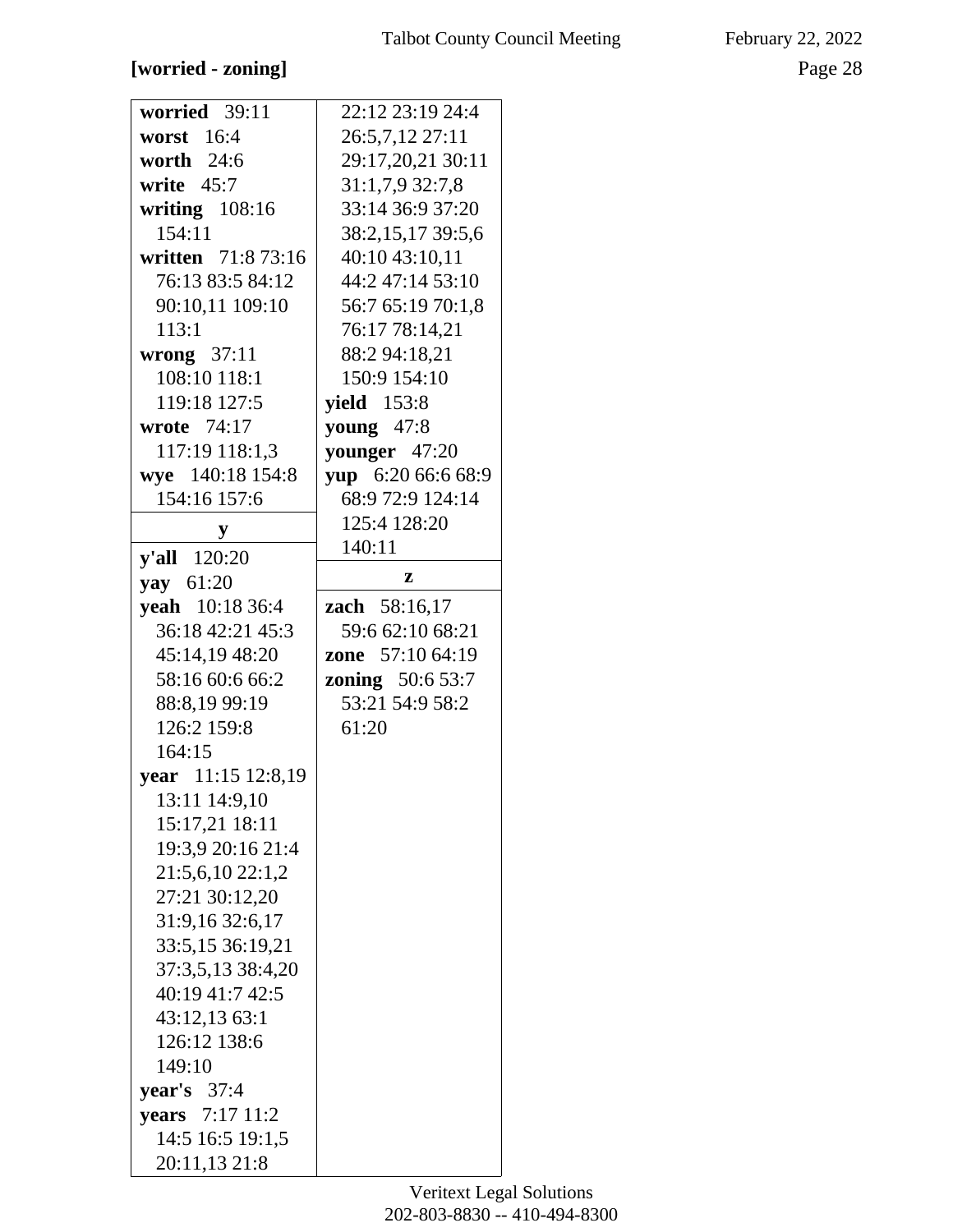**[worried - zoning]**

**worried** 39:11
**worst** 16:4
**worth** 24:6
**write** 45:7
**writing** 108:16 154:11
**written** 71:8 73:16 76:13 83:5 84:12 90:10,11 109:10 113:1
**wrong** 37:11 108:10 118:1 119:18 127:5
**wrote** 74:17 117:19 118:1,3
**wye** 140:18 154:8 154:16 157:6

**y**

**y'all** 120:20
**yay** 61:20
**yeah** 10:18 36:4 36:18 42:21 45:3 45:14,19 48:20 58:16 60:6 66:2 88:8,19 99:19 126:2 159:8 164:15
**year** 11:15 12:8,19 13:11 14:9,10 15:17,21 18:11 19:3,9 20:16 21:4 21:5,6,10 22:1,2 27:21 30:12,20 31:9,16 32:6,17 33:5,15 36:19,21 37:3,5,13 38:4,20 40:19 41:7 42:5 43:12,13 63:1 126:12 138:6 149:10
**year's** 37:4
**years** 7:17 11:2 14:5 16:5 19:1,5 20:11,13 21:8 22:12 23:19 24:4 26:5,7,12 27:11 29:17,20,21 30:11 31:1,7,9 32:7,8 33:14 36:9 37:20 38:2,15,17 39:5,6 40:10 43:10,11 44:2 47:14 53:10 56:7 65:19 70:1,8 76:17 78:14,21 88:2 94:18,21 150:9 154:10
**yield** 153:8
**young** 47:8
**younger** 47:20
**yup** 6:20 66:6 68:9 68:9 72:9 124:14 125:4 128:20 140:11

**z**

**zach** 58:16,17 59:6 62:10 68:21
**zone** 57:10 64:19
**zoning** 50:6 53:7 53:21 54:9 58:2 61:20